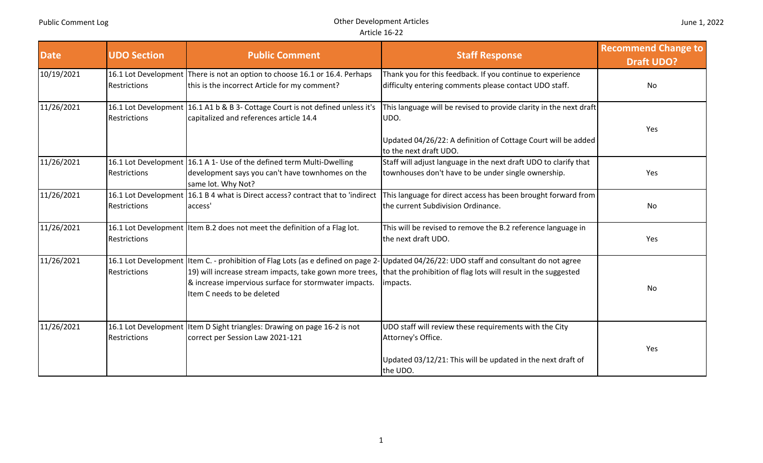| Date | UDO Section | Public Comment | Staff Response | Recommend Change to Draft UDO? |
|---|---|---|---|---|
| 10/19/2021 | 16.1 Lot Development Restrictions | There is not an option to choose 16.1 or 16.4. Perhaps this is the incorrect Article for my comment? | Thank you for this feedback. If you continue to experience difficulty entering comments please contact UDO staff. | No |
| 11/26/2021 | 16.1 Lot Development Restrictions | 16.1 A1 b & B 3- Cottage Court is not defined unless it's capitalized and references article 14.4 | This language will be revised to provide clarity in the next draft UDO.<br><br>Updated 04/26/22: A definition of Cottage Court will be added to the next draft UDO. | Yes |
| 11/26/2021 | 16.1 Lot Development Restrictions | 16.1 A 1- Use of the defined term Multi-Dwelling development says you can't have townhomes on the same lot. Why Not? | Staff will adjust language in the next draft UDO to clarify that townhouses don't have to be under single ownership. | Yes |
| 11/26/2021 | 16.1 Lot Development Restrictions | 16.1 B 4 what is Direct access? contract that to 'indirect access' | This language for direct access has been brought forward from the current Subdivision Ordinance. | No |
| 11/26/2021 | 16.1 Lot Development Restrictions | Item B.2 does not meet the definition of a Flag lot. | This will be revised to remove the B.2 reference language in the next draft UDO. | Yes |
| 11/26/2021 | 16.1 Lot Development Restrictions | Item C. - prohibition of Flag Lots (as e defined on page 2-19) will increase stream impacts, take gown more trees, & increase impervious surface for stormwater impacts. Item C needs to be deleted | Updated 04/26/22: UDO staff and consultant do not agree that the prohibition of flag lots will result in the suggested impacts. | No |
| 11/26/2021 | 16.1 Lot Development Restrictions | Item D Sight triangles: Drawing on page 16-2 is not correct per Session Law 2021-121 | UDO staff will review these requirements with the City Attorney's Office.<br><br>Updated 03/12/21: This will be updated in the next draft of the UDO. | Yes |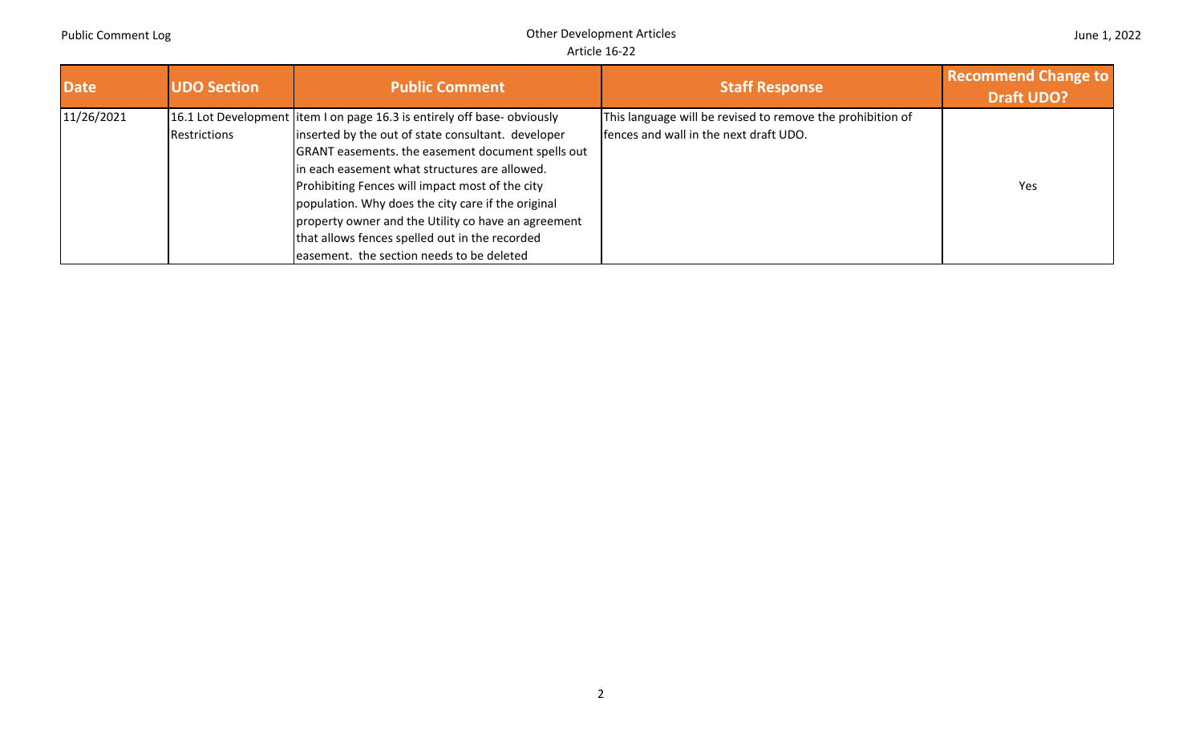| Date | UDO Section | Public Comment | Staff Response | Recommend Change to Draft UDO? |
| --- | --- | --- | --- | --- |
| 11/26/2021 | 16.1 Lot Development Restrictions | item I on page 16.3 is entirely off base- obviously inserted by the out of state consultant. developer GRANT easements. the easement document spells out in each easement what structures are allowed. Prohibiting Fences will impact most of the city population. Why does the city care if the original property owner and the Utility co have an agreement that allows fences spelled out in the recorded easement. the section needs to be deleted | This language will be revised to remove the prohibition of fences and wall in the next draft UDO. | Yes |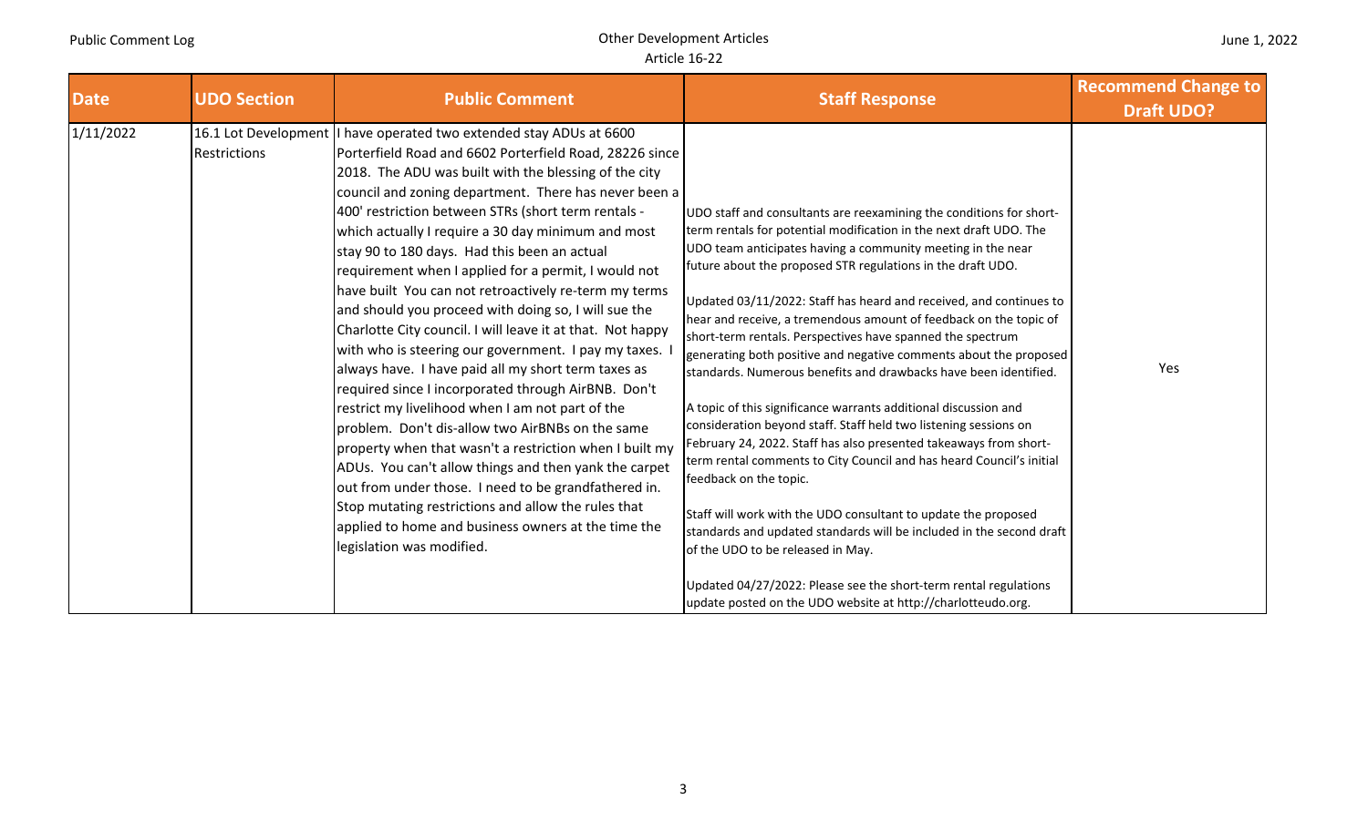| Date | UDO Section | Public Comment | Staff Response | Recommend Change to Draft UDO? |
|---|---|---|---|---|
| 1/11/2022 | 16.1 Lot Development Restrictions | I have operated two extended stay ADUs at 6600 Porterfield Road and 6602 Porterfield Road, 28226 since 2018. The ADU was built with the blessing of the city council and zoning department. There has never been a 400' restriction between STRs (short term rentals - which actually I require a 30 day minimum and most stay 90 to 180 days. Had this been an actual requirement when I applied for a permit, I would not have built You can not retroactively re-term my terms and should you proceed with doing so, I will sue the Charlotte City council. I will leave it at that. Not happy with who is steering our government. I pay my taxes. I always have. I have paid all my short term taxes as required since I incorporated through AirBNB. Don't restrict my livelihood when I am not part of the problem. Don't dis-allow two AirBNBs on the same property when that wasn't a restriction when I built my ADUs. You can't allow things and then yank the carpet out from under those. I need to be grandfathered in. Stop mutating restrictions and allow the rules that applied to home and business owners at the time the legislation was modified. | UDO staff and consultants are reexamining the conditions for short-term rentals for potential modification in the next draft UDO. The UDO team anticipates having a community meeting in the near future about the proposed STR regulations in the draft UDO.<br><br>Updated 03/11/2022: Staff has heard and received, and continues to hear and receive, a tremendous amount of feedback on the topic of short-term rentals. Perspectives have spanned the spectrum generating both positive and negative comments about the proposed standards. Numerous benefits and drawbacks have been identified.<br><br>A topic of this significance warrants additional discussion and consideration beyond staff. Staff held two listening sessions on February 24, 2022. Staff has also presented takeaways from short-term rental comments to City Council and has heard Council's initial feedback on the topic.<br><br>Staff will work with the UDO consultant to update the proposed standards and updated standards will be included in the second draft of the UDO to be released in May.<br><br>Updated 04/27/2022: Please see the short-term rental regulations update posted on the UDO website at http://charlotteudo.org. | Yes |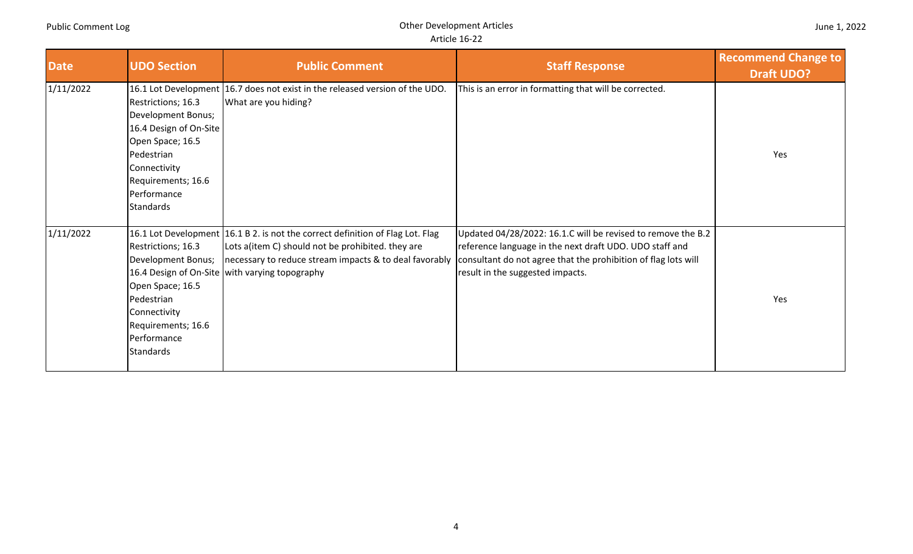| Date | UDO Section | Public Comment | Staff Response | Recommend Change to Draft UDO? |
|---|---|---|---|---|
| 1/11/2022 | 16.1 Lot Development Restrictions; 16.3 Development Bonus; 16.4 Design of On-Site Open Space; 16.5 Pedestrian Connectivity Requirements; 16.6 Performance Standards | 16.7 does not exist in the released version of the UDO. What are you hiding? | This is an error in formatting that will be corrected. | Yes |
| 1/11/2022 | 16.1 Lot Development Restrictions; 16.3 Development Bonus; 16.4 Design of On-Site Open Space; 16.5 Pedestrian Connectivity Requirements; 16.6 Performance Standards | 16.1 B 2. is not the correct definition of Flag Lot. Flag Lots a(item C) should not be prohibited. they are necessary to reduce stream impacts & to deal favorably with varying topography | Updated 04/28/2022: 16.1.C will be revised to remove the B.2 reference language in the next draft UDO. UDO staff and consultant do not agree that the prohibition of flag lots will result in the suggested impacts. | Yes |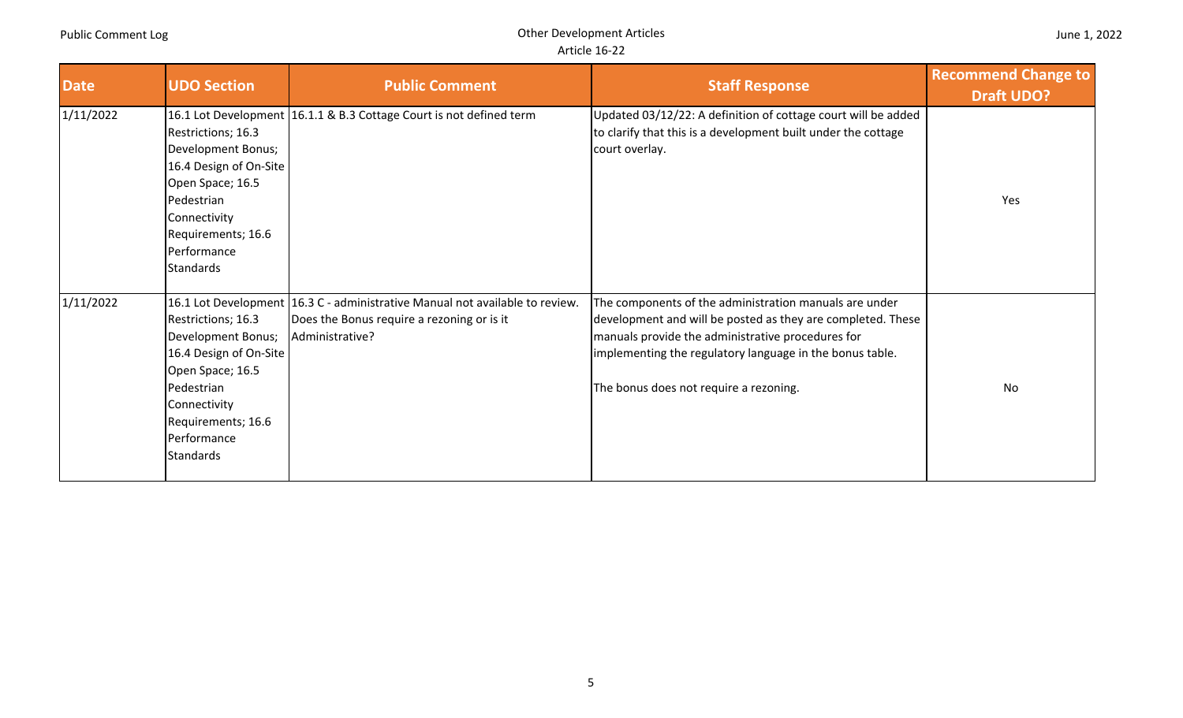| Date | UDO Section | Public Comment | Staff Response | Recommend Change to Draft UDO? |
|---|---|---|---|---|
| 1/11/2022 | 16.1 Lot Development Restrictions; 16.3 Development Bonus; 16.4 Design of On-Site Open Space; 16.5 Pedestrian Connectivity Requirements; 16.6 Performance Standards | 16.1.1 & B.3 Cottage Court is not defined term | Updated 03/12/22: A definition of cottage court will be added to clarify that this is a development built under the cottage court overlay. | Yes |
| 1/11/2022 | 16.1 Lot Development Restrictions; 16.3 Development Bonus; 16.4 Design of On-Site Open Space; 16.5 Pedestrian Connectivity Requirements; 16.6 Performance Standards | 16.3 C - administrative Manual not available to review. Does the Bonus require a rezoning or is it Administrative? | The components of the administration manuals are under development and will be posted as they are completed. These manuals provide the administrative procedures for implementing the regulatory language in the bonus table.<br><br>The bonus does not require a rezoning. | No |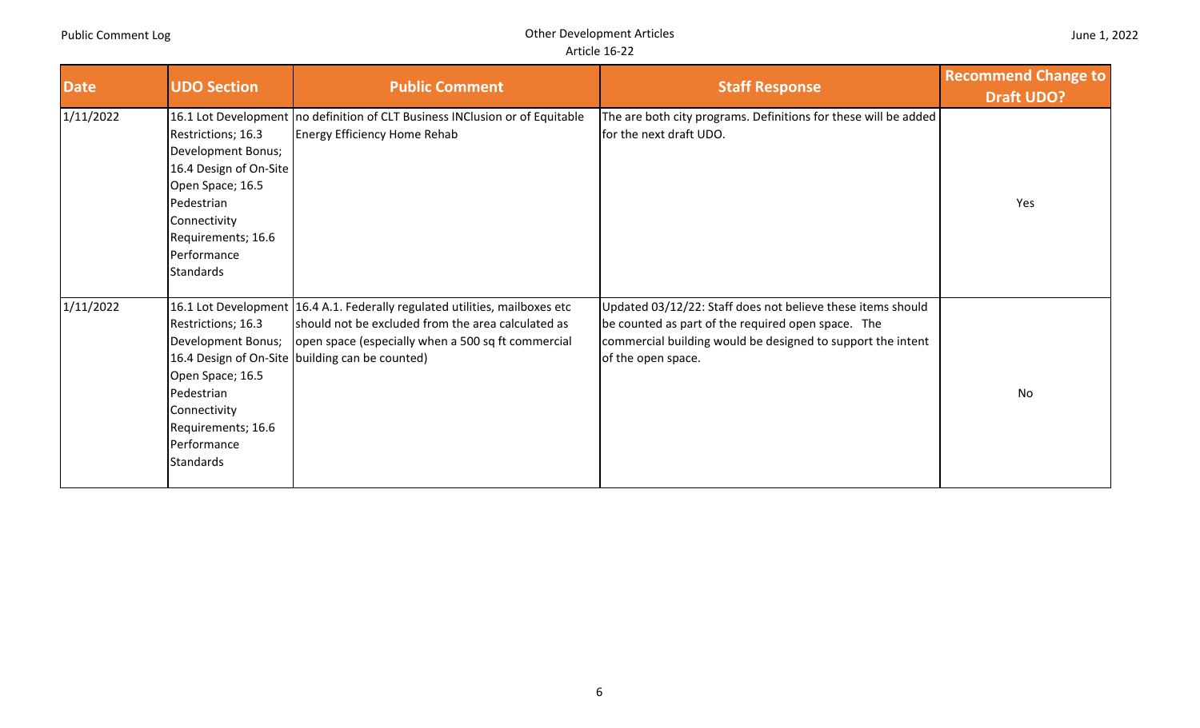| Date | UDO Section | Public Comment | Staff Response | Recommend Change to Draft UDO? |
|---|---|---|---|---|
| 1/11/2022 | 16.1 Lot Development Restrictions; 16.3 Development Bonus; 16.4 Design of On-Site Open Space; 16.5 Pedestrian Connectivity Requirements; 16.6 Performance Standards | no definition of CLT Business INClusion or of Equitable Energy Efficiency Home Rehab | The are both city programs. Definitions for these will be added for the next draft UDO. | Yes |
| 1/11/2022 | 16.1 Lot Development Restrictions; 16.3 Development Bonus; 16.4 Design of On-Site Open Space; 16.5 Pedestrian Connectivity Requirements; 16.6 Performance Standards | 16.4 A.1. Federally regulated utilities, mailboxes etc should not be excluded from the area calculated as open space (especially when a 500 sq ft commercial building can be counted) | Updated 03/12/22: Staff does not believe these items should be counted as part of the required open space. The commercial building would be designed to support the intent of the open space. | No |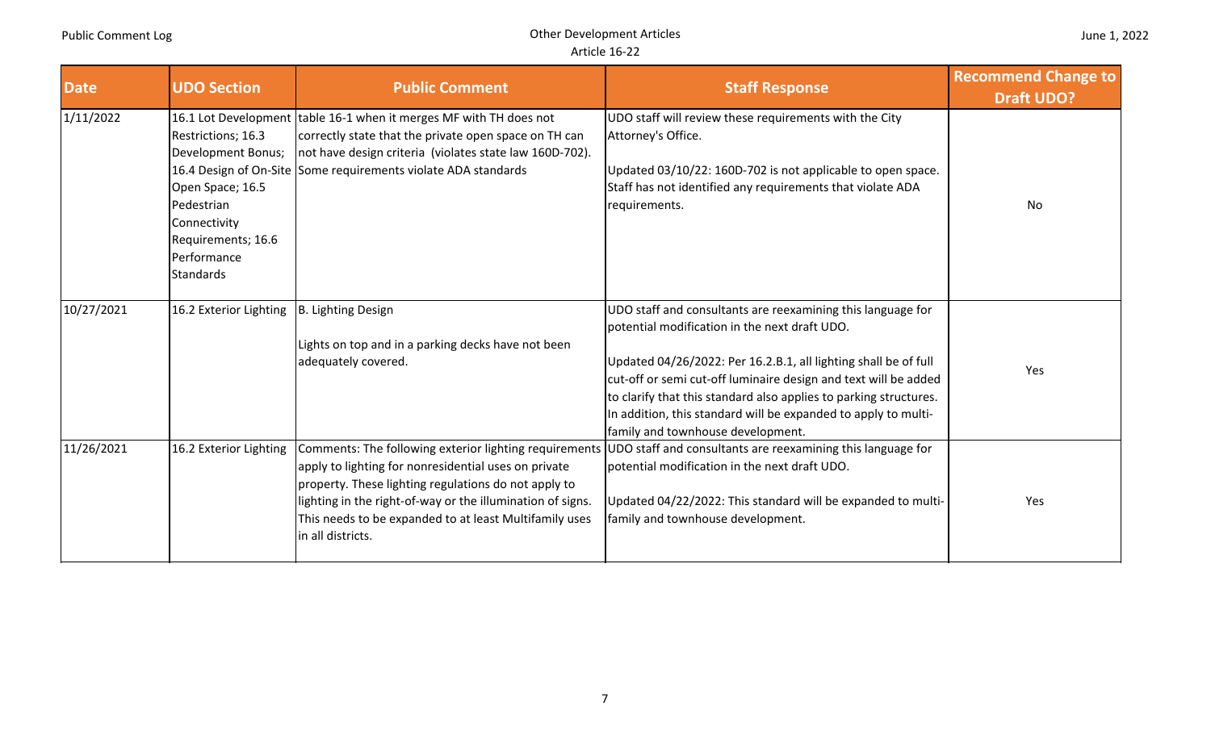| Date | UDO Section | Public Comment | Staff Response | Recommend Change to Draft UDO? |
|---|---|---|---|---|
| 1/11/2022 | 16.1 Lot Development Restrictions; 16.3 Development Bonus; 16.4 Design of On-Site Open Space; 16.5 Pedestrian Connectivity Requirements; 16.6 Performance Standards | table 16-1 when it merges MF with TH does not correctly state that the private open space on TH can not have design criteria (violates state law 160D-702). Some requirements violate ADA standards | UDO staff will review these requirements with the City Attorney's Office.<br><br>Updated 03/10/22: 160D-702 is not applicable to open space. Staff has not identified any requirements that violate ADA requirements. | No |
| 10/27/2021 | 16.2 Exterior Lighting | B. Lighting Design<br><br>Lights on top and in a parking decks have not been adequately covered. | UDO staff and consultants are reexamining this language for potential modification in the next draft UDO.<br><br>Updated 04/26/2022: Per 16.2.B.1, all lighting shall be of full cut-off or semi cut-off luminaire design and text will be added to clarify that this standard also applies to parking structures. In addition, this standard will be expanded to apply to multi-family and townhouse development. | Yes |
| 11/26/2021 | 16.2 Exterior Lighting | Comments: The following exterior lighting requirements apply to lighting for nonresidential uses on private property. These lighting regulations do not apply to lighting in the right-of-way or the illumination of signs. This needs to be expanded to at least Multifamily uses in all districts. | UDO staff and consultants are reexamining this language for potential modification in the next draft UDO.<br><br>Updated 04/22/2022: This standard will be expanded to multi-family and townhouse development. | Yes |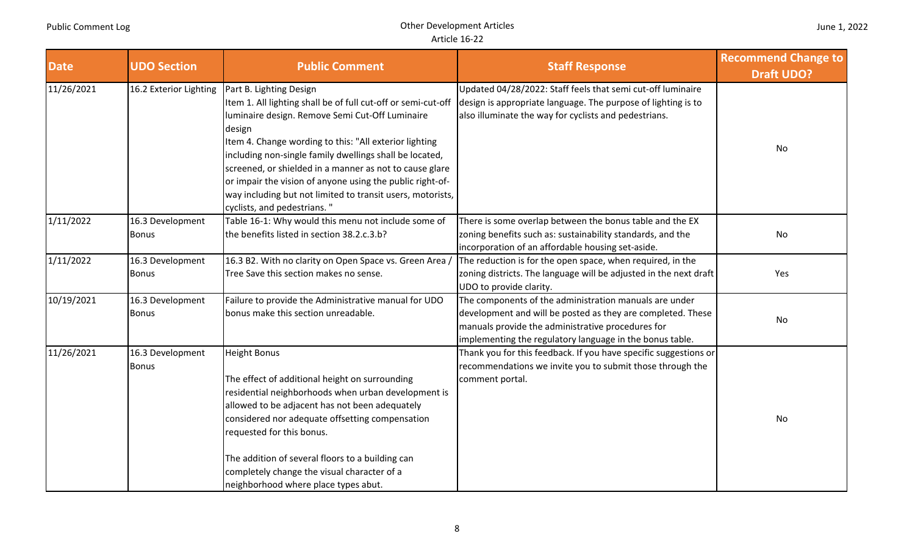| Date | UDO Section | Public Comment | Staff Response | Recommend Change to Draft UDO? |
|---|---|---|---|---|
| 11/26/2021 | 16.2 Exterior Lighting | Part B. Lighting Design<br>Item 1. All lighting shall be of full cut-off or semi-cut-off luminaire design. Remove Semi Cut-Off Luminaire design<br>Item 4. Change wording to this: "All exterior lighting including non-single family dwellings shall be located, screened, or shielded in a manner as not to cause glare or impair the vision of anyone using the public right-of-way including but not limited to transit users, motorists, cyclists, and pedestrians. " | Updated 04/28/2022: Staff feels that semi cut-off luminaire design is appropriate language. The purpose of lighting is to also illuminate the way for cyclists and pedestrians. | No |
| 1/11/2022 | 16.3 Development Bonus | Table 16-1: Why would this menu not include some of the benefits listed in section 38.2.c.3.b? | There is some overlap between the bonus table and the EX zoning benefits such as: sustainability standards, and the incorporation of an affordable housing set-aside. | No |
| 1/11/2022 | 16.3 Development Bonus | 16.3 B2. With no clarity on Open Space vs. Green Area / Tree Save this section makes no sense. | The reduction is for the open space, when required, in the zoning districts. The language will be adjusted in the next draft UDO to provide clarity. | Yes |
| 10/19/2021 | 16.3 Development Bonus | Failure to provide the Administrative manual for UDO bonus make this section unreadable. | The components of the administration manuals are under development and will be posted as they are completed. These manuals provide the administrative procedures for implementing the regulatory language in the bonus table. | No |
| 11/26/2021 | 16.3 Development Bonus | Height Bonus<br><br>The effect of additional height on surrounding residential neighborhoods when urban development is allowed to be adjacent has not been adequately considered nor adequate offsetting compensation requested for this bonus.<br><br>The addition of several floors to a building can completely change the visual character of a neighborhood where place types abut. | Thank you for this feedback. If you have specific suggestions or recommendations we invite you to submit those through the comment portal. | No |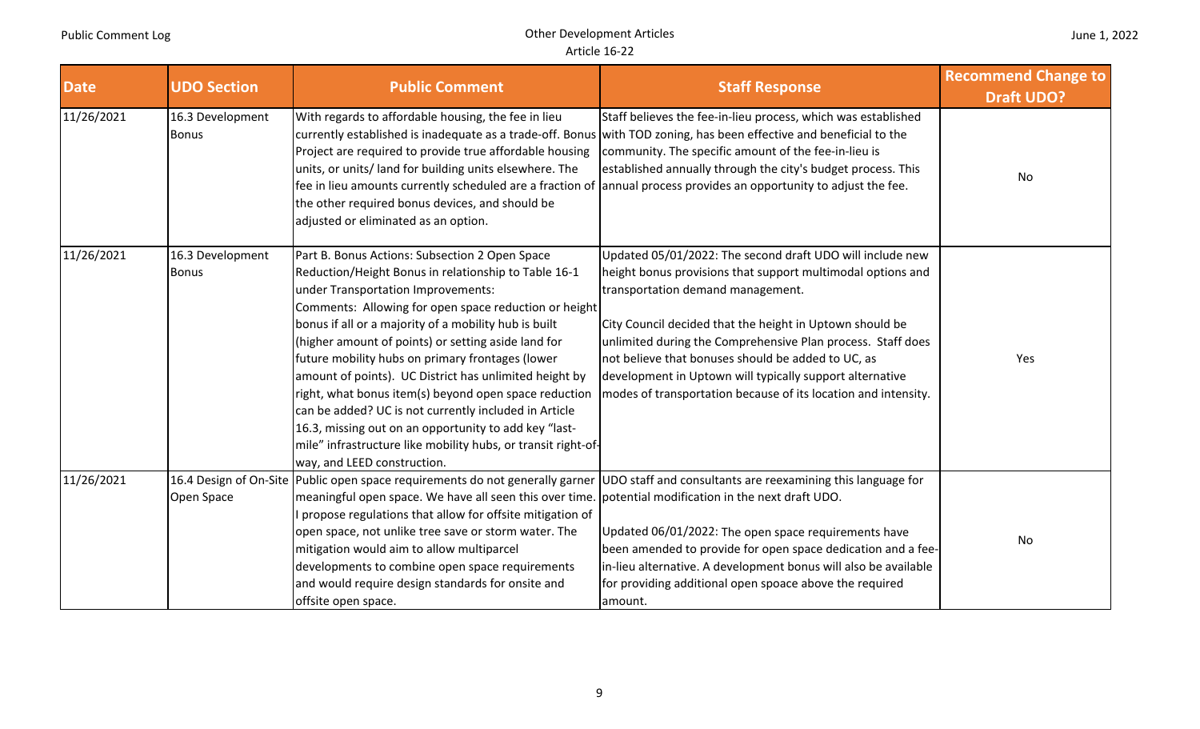| Date | UDO Section | Public Comment | Staff Response | Recommend Change to Draft UDO? |
|---|---|---|---|---|
| 11/26/2021 | 16.3 Development Bonus | With regards to affordable housing, the fee in lieu currently established is inadequate as a trade-off. Bonus Project are required to provide true affordable housing units, or units/ land for building units elsewhere. The fee in lieu amounts currently scheduled are a fraction of the other required bonus devices, and should be adjusted or eliminated as an option. | Staff believes the fee-in-lieu process, which was established with TOD zoning, has been effective and beneficial to the community. The specific amount of the fee-in-lieu is established annually through the city's budget process. This annual process provides an opportunity to adjust the fee. | No |
| 11/26/2021 | 16.3 Development Bonus | Part B. Bonus Actions: Subsection 2 Open Space Reduction/Height Bonus in relationship to Table 16-1 under Transportation Improvements:<br>Comments: Allowing for open space reduction or height bonus if all or a majority of a mobility hub is built (higher amount of points) or setting aside land for future mobility hubs on primary frontages (lower amount of points). UC District has unlimited height by right, what bonus item(s) beyond open space reduction can be added? UC is not currently included in Article 16.3, missing out on an opportunity to add key "last-mile" infrastructure like mobility hubs, or transit right-of-way, and LEED construction. | Updated 05/01/2022: The second draft UDO will include new height bonus provisions that support multimodal options and transportation demand management.<br><br>City Council decided that the height in Uptown should be unlimited during the Comprehensive Plan process. Staff does not believe that bonuses should be added to UC, as development in Uptown will typically support alternative modes of transportation because of its location and intensity. | Yes |
| 11/26/2021 | 16.4 Design of On-Site Open Space | Public open space requirements do not generally garner meaningful open space. We have all seen this over time. I propose regulations that allow for offsite mitigation of open space, not unlike tree save or storm water. The mitigation would aim to allow multiparcel developments to combine open space requirements and would require design standards for onsite and offsite open space. | UDO staff and consultants are reexamining this language for potential modification in the next draft UDO.<br><br>Updated 06/01/2022: The open space requirements have been amended to provide for open space dedication and a fee-in-lieu alternative. A development bonus will also be available for providing additional open spoace above the required amount. | No |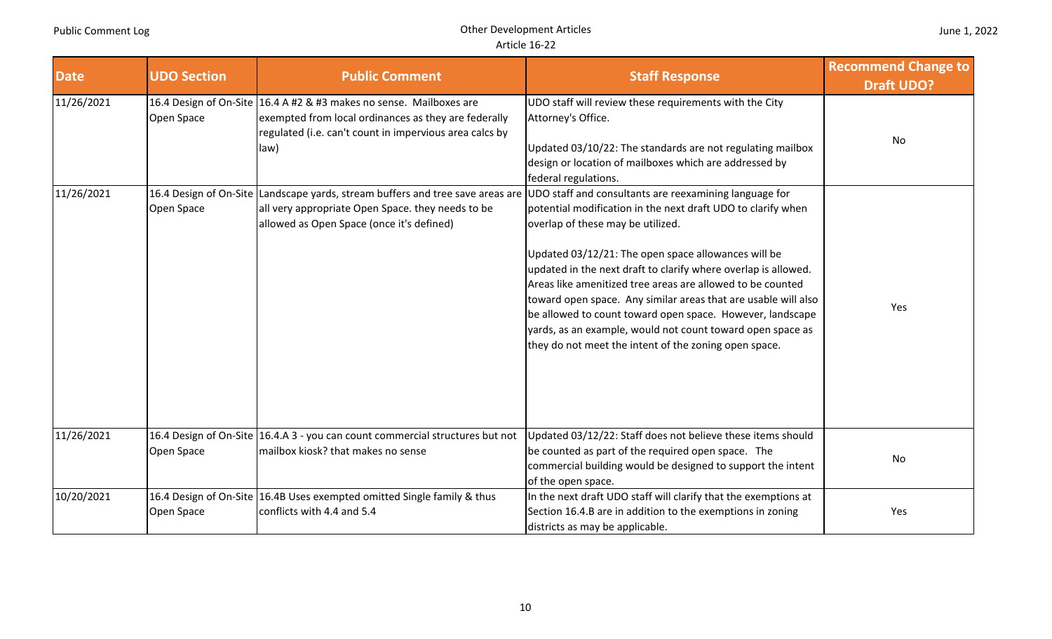| Date | UDO Section | Public Comment | Staff Response | Recommend Change to Draft UDO? |
|---|---|---|---|---|
| 11/26/2021 | 16.4 Design of On-Site Open Space | 16.4 A #2 & #3 makes no sense. Mailboxes are exempted from local ordinances as they are federally regulated (i.e. can't count in impervious area calcs by law) | UDO staff will review these requirements with the City Attorney's Office.<br><br>Updated 03/10/22: The standards are not regulating mailbox design or location of mailboxes which are addressed by federal regulations. | No |
| 11/26/2021 | 16.4 Design of On-Site Open Space | Landscape yards, stream buffers and tree save areas are all very appropriate Open Space. they needs to be allowed as Open Space (once it's defined) | UDO staff and consultants are reexamining language for potential modification in the next draft UDO to clarify when overlap of these may be utilized.<br><br>Updated 03/12/21: The open space allowances will be updated in the next draft to clarify where overlap is allowed. Areas like amenitized tree areas are allowed to be counted toward open space. Any similar areas that are usable will also be allowed to count toward open space. However, landscape yards, as an example, would not count toward open space as they do not meet the intent of the zoning open space. | Yes |
| 11/26/2021 | 16.4 Design of On-Site Open Space | 16.4.A 3 - you can count commercial structures but not mailbox kiosk? that makes no sense | Updated 03/12/22: Staff does not believe these items should be counted as part of the required open space. The commercial building would be designed to support the intent of the open space. | No |
| 10/20/2021 | 16.4 Design of On-Site Open Space | 16.4B Uses exempted omitted Single family & thus conflicts with 4.4 and 5.4 | In the next draft UDO staff will clarify that the exemptions at Section 16.4.B are in addition to the exemptions in zoning districts as may be applicable. | Yes |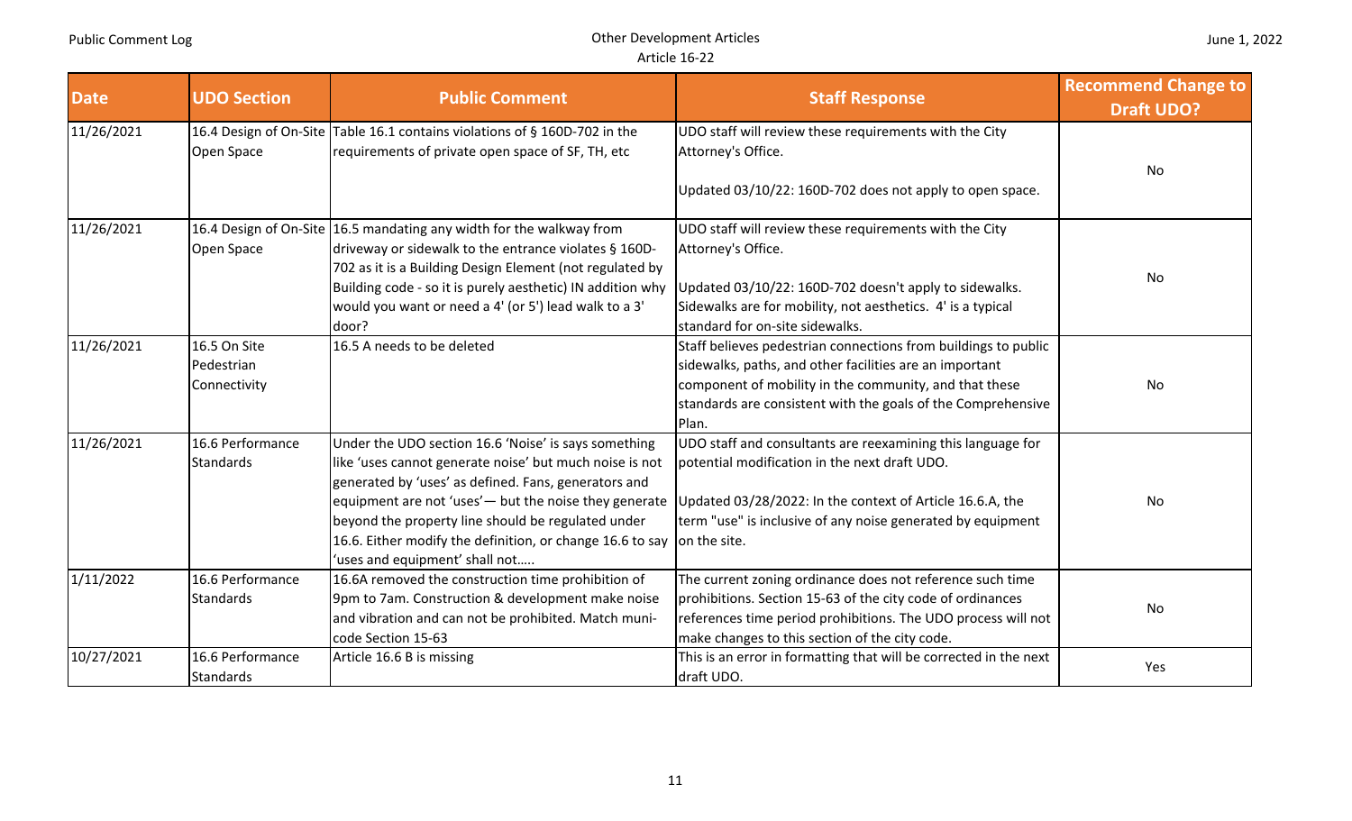| Date | UDO Section | Public Comment | Staff Response | Recommend Change to Draft UDO? |
|---|---|---|---|---|
| 11/26/2021 | 16.4 Design of On-Site Open Space | Table 16.1 contains violations of § 160D-702 in the requirements of private open space of SF, TH, etc | UDO staff will review these requirements with the City Attorney's Office.<br><br>Updated 03/10/22: 160D-702 does not apply to open space. | No |
| 11/26/2021 | 16.4 Design of On-Site Open Space | 16.5 mandating any width for the walkway from driveway or sidewalk to the entrance violates § 160D-702 as it is a Building Design Element (not regulated by Building code - so it is purely aesthetic) IN addition why would you want or need a 4' (or 5') lead walk to a 3' door? | UDO staff will review these requirements with the City Attorney's Office.<br><br>Updated 03/10/22: 160D-702 doesn't apply to sidewalks. Sidewalks are for mobility, not aesthetics. 4' is a typical standard for on-site sidewalks. | No |
| 11/26/2021 | 16.5 On Site Pedestrian Connectivity | 16.5 A needs to be deleted | Staff believes pedestrian connections from buildings to public sidewalks, paths, and other facilities are an important component of mobility in the community, and that these standards are consistent with the goals of the Comprehensive Plan. | No |
| 11/26/2021 | 16.6 Performance Standards | Under the UDO section 16.6 'Noise' is says something like 'uses cannot generate noise' but much noise is not generated by 'uses' as defined. Fans, generators and equipment are not 'uses'— but the noise they generate beyond the property line should be regulated under 16.6. Either modify the definition, or change 16.6 to say 'uses and equipment' shall not….. | UDO staff and consultants are reexamining this language for potential modification in the next draft UDO.<br><br>Updated 03/28/2022: In the context of Article 16.6.A, the term "use" is inclusive of any noise generated by equipment on the site. | No |
| 1/11/2022 | 16.6 Performance Standards | 16.6A removed the construction time prohibition of 9pm to 7am. Construction & development make noise and vibration and can not be prohibited. Match muni-code Section 15-63 | The current zoning ordinance does not reference such time prohibitions. Section 15-63 of the city code of ordinances references time period prohibitions. The UDO process will not make changes to this section of the city code. | No |
| 10/27/2021 | 16.6 Performance Standards | Article 16.6 B is missing | This is an error in formatting that will be corrected in the next draft UDO. | Yes |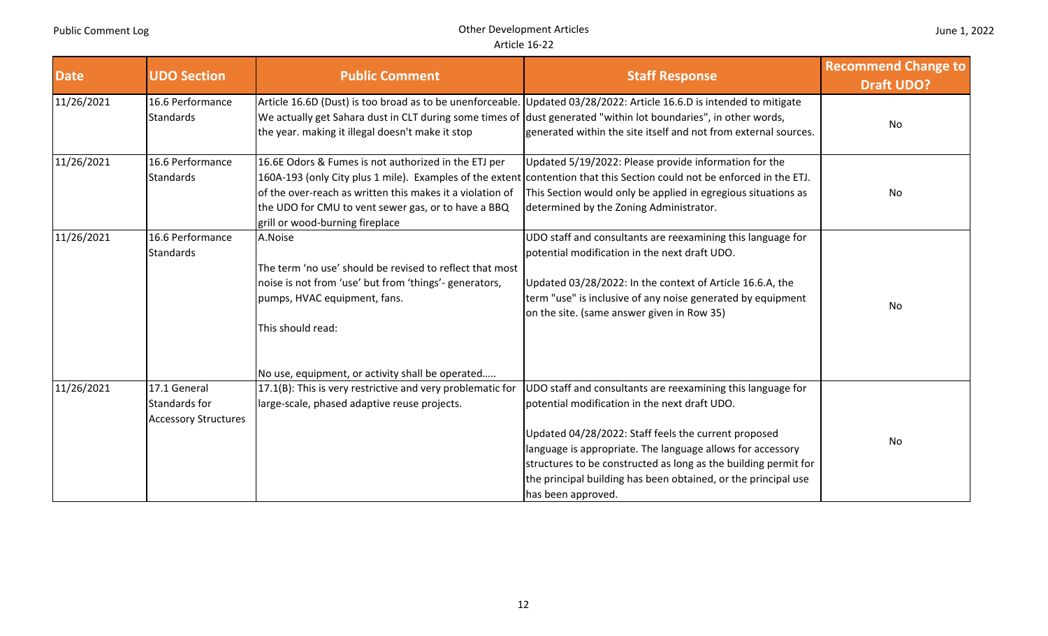| Date | UDO Section | Public Comment | Staff Response | Recommend Change to Draft UDO? |
|---|---|---|---|---|
| 11/26/2021 | 16.6 Performance Standards | Article 16.6D (Dust) is too broad as to be unenforceable. We actually get Sahara dust in CLT during some times of the year. making it illegal doesn't make it stop | Updated 03/28/2022: Article 16.6.D is intended to mitigate dust generated "within lot boundaries", in other words, generated within the site itself and not from external sources. | No |
| 11/26/2021 | 16.6 Performance Standards | 16.6E Odors & Fumes is not authorized in the ETJ per 160A-193 (only City plus 1 mile). Examples of the extent of the over-reach as written this makes it a violation of the UDO for CMU to vent sewer gas, or to have a BBQ grill or wood-burning fireplace | Updated 5/19/2022: Please provide information for the contention that this Section could not be enforced in the ETJ. This Section would only be applied in egregious situations as determined by the Zoning Administrator. | No |
| 11/26/2021 | 16.6 Performance Standards | A.Noise<br><br>The term 'no use' should be revised to reflect that most noise is not from 'use' but from 'things'- generators, pumps, HVAC equipment, fans.<br><br>This should read:<br><br>No use, equipment, or activity shall be operated..... | UDO staff and consultants are reexamining this language for potential modification in the next draft UDO.<br><br>Updated 03/28/2022: In the context of Article 16.6.A, the term "use" is inclusive of any noise generated by equipment on the site. (same answer given in Row 35) | No |
| 11/26/2021 | 17.1 General Standards for Accessory Structures | 17.1(B): This is very restrictive and very problematic for large-scale, phased adaptive reuse projects. | UDO staff and consultants are reexamining this language for potential modification in the next draft UDO.<br><br>Updated 04/28/2022: Staff feels the current proposed language is appropriate. The language allows for accessory structures to be constructed as long as the building permit for the principal building has been obtained, or the principal use has been approved. | No |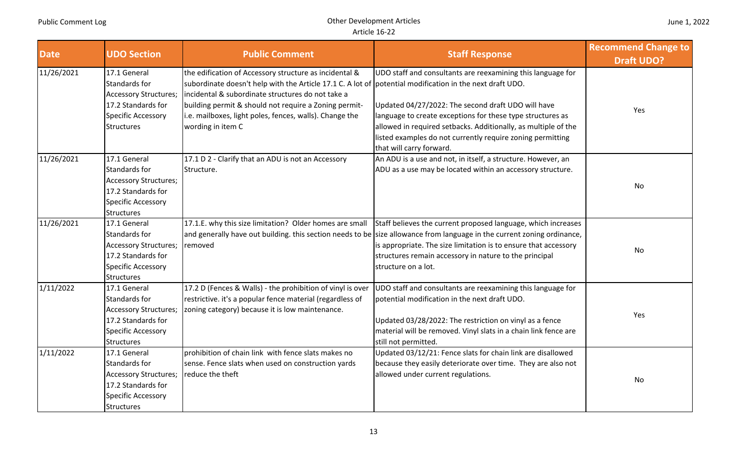| Date | UDO Section | Public Comment | Staff Response | Recommend Change to Draft UDO? |
|---|---|---|---|---|
| 11/26/2021 | 17.1 General Standards for Accessory Structures; 17.2 Standards for Specific Accessory Structures | the edification of Accessory structure as incidental & subordinate doesn't help with the Article 17.1 C. A lot of incidental & subordinate structures do not take a building permit & should not require a Zoning permit- i.e. mailboxes, light poles, fences, walls). Change the wording in item C | UDO staff and consultants are reexamining this language for potential modification in the next draft UDO.<br><br>Updated 04/27/2022: The second draft UDO will have language to create exceptions for these type structures as allowed in required setbacks. Additionally, as multiple of the listed examples do not currently require zoning permitting that will carry forward. | Yes |
| 11/26/2021 | 17.1 General Standards for Accessory Structures; 17.2 Standards for Specific Accessory Structures | 17.1 D 2 - Clarify that an ADU is not an Accessory Structure. | An ADU is a use and not, in itself, a structure. However, an ADU as a use may be located within an accessory structure. | No |
| 11/26/2021 | 17.1 General Standards for Accessory Structures; 17.2 Standards for Specific Accessory Structures | 17.1.E. why this size limitation? Older homes are small and generally have out building. this section needs to be removed | Staff believes the current proposed language, which increases size allowance from language in the current zoning ordinance, is appropriate. The size limitation is to ensure that accessory structures remain accessory in nature to the principal structure on a lot. | No |
| 1/11/2022 | 17.1 General Standards for Accessory Structures; 17.2 Standards for Specific Accessory Structures | 17.2 D (Fences & Walls) - the prohibition of vinyl is over restrictive. it's a popular fence material (regardless of zoning category) because it is low maintenance. | UDO staff and consultants are reexamining this language for potential modification in the next draft UDO.<br><br>Updated 03/28/2022: The restriction on vinyl as a fence material will be removed. Vinyl slats in a chain link fence are still not permitted. | Yes |
| 1/11/2022 | 17.1 General Standards for Accessory Structures; 17.2 Standards for Specific Accessory Structures | prohibition of chain link with fence slats makes no sense. Fence slats when used on construction yards reduce the theft | Updated 03/12/21: Fence slats for chain link are disallowed because they easily deteriorate over time. They are also not allowed under current regulations. | No |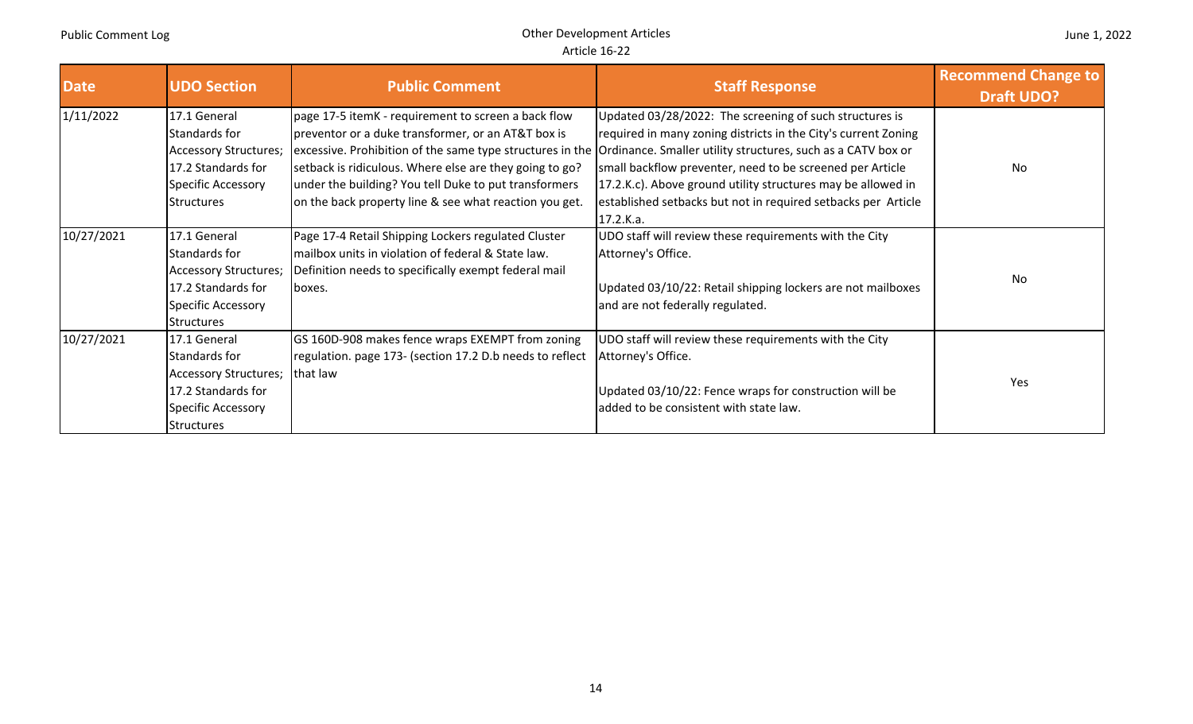| Date | UDO Section | Public Comment | Staff Response | Recommend Change to Draft UDO? |
|---|---|---|---|---|
| 1/11/2022 | 17.1 General Standards for Accessory Structures; 17.2 Standards for Specific Accessory Structures | page 17-5 itemK - requirement to screen a back flow preventor or a duke transformer, or an AT&T box is excessive. Prohibition of the same type structures in the setback is ridiculous. Where else are they going to go? under the building? You tell Duke to put transformers on the back property line & see what reaction you get. | Updated 03/28/2022: The screening of such structures is required in many zoning districts in the City's current Zoning Ordinance. Smaller utility structures, such as a CATV box or small backflow preventer, need to be screened per Article 17.2.K.c). Above ground utility structures may be allowed in established setbacks but not in required setbacks per Article 17.2.K.a. | No |
| 10/27/2021 | 17.1 General Standards for Accessory Structures; 17.2 Standards for Specific Accessory Structures | Page 17-4 Retail Shipping Lockers regulated Cluster mailbox units in violation of federal & State law. Definition needs to specifically exempt federal mail boxes. | UDO staff will review these requirements with the City Attorney's Office.<br><br>Updated 03/10/22: Retail shipping lockers are not mailboxes and are not federally regulated. | No |
| 10/27/2021 | 17.1 General Standards for Accessory Structures; 17.2 Standards for Specific Accessory Structures | GS 160D-908 makes fence wraps EXEMPT from zoning regulation. page 173- (section 17.2 D.b needs to reflect that law | UDO staff will review these requirements with the City Attorney's Office.<br><br>Updated 03/10/22: Fence wraps for construction will be added to be consistent with state law. | Yes |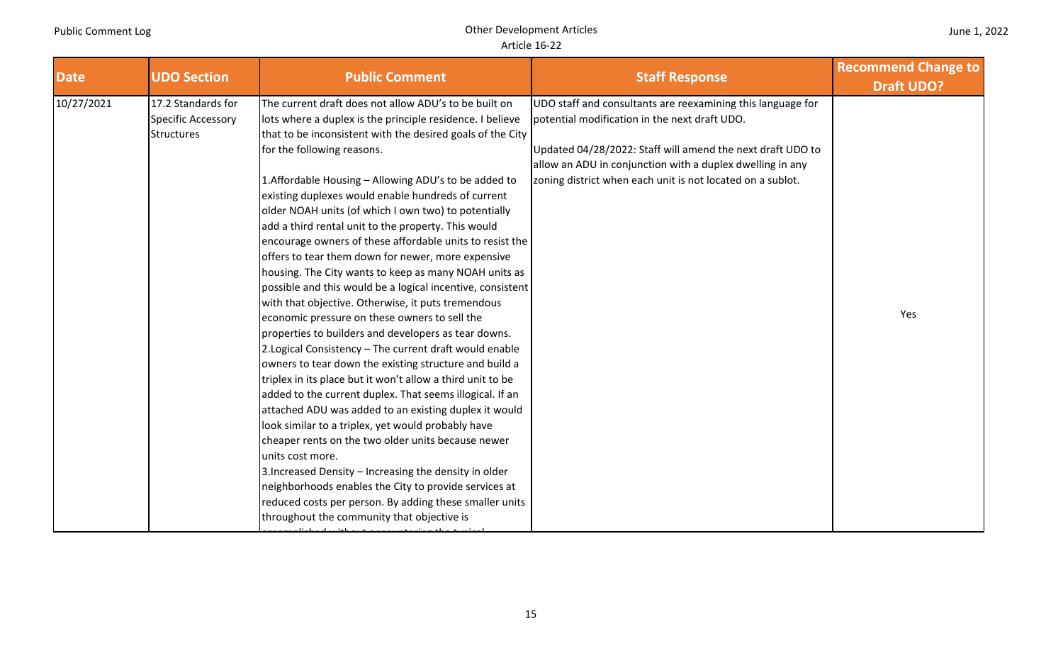| Date | UDO Section | Public Comment | Staff Response | Recommend Change to Draft UDO? |
| --- | --- | --- | --- | --- |
| 10/27/2021 | 17.2 Standards for Specific Accessory Structures | The current draft does not allow ADU's to be built on lots where a duplex is the principle residence. I believe that to be inconsistent with the desired goals of the City for the following reasons.<br><br>1.Affordable Housing – Allowing ADU's to be added to existing duplexes would enable hundreds of current older NOAH units (of which I own two) to potentially add a third rental unit to the property. This would encourage owners of these affordable units to resist the offers to tear them down for newer, more expensive housing. The City wants to keep as many NOAH units as possible and this would be a logical incentive, consistent with that objective. Otherwise, it puts tremendous economic pressure on these owners to sell the properties to builders and developers as tear downs.<br>2.Logical Consistency – The current draft would enable owners to tear down the existing structure and build a triplex in its place but it won't allow a third unit to be added to the current duplex. That seems illogical. If an attached ADU was added to an existing duplex it would look similar to a triplex, yet would probably have cheaper rents on the two older units because newer units cost more.<br>3.Increased Density – Increasing the density in older neighborhoods enables the City to provide services at reduced costs per person. By adding these smaller units throughout the community that objective is | UDO staff and consultants are reexamining this language for potential modification in the next draft UDO.<br><br>Updated 04/28/2022: Staff will amend the next draft UDO to allow an ADU in conjunction with a duplex dwelling in any zoning district when each unit is not located on a sublot. | Yes |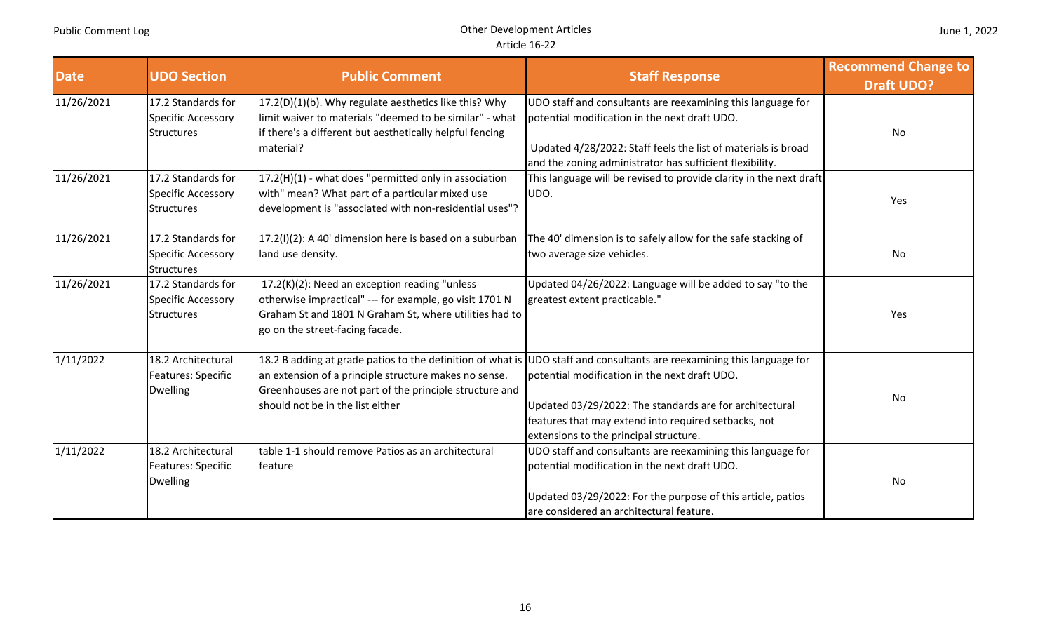| Date | UDO Section | Public Comment | Staff Response | Recommend Change to Draft UDO? |
|---|---|---|---|---|
| 11/26/2021 | 17.2 Standards for Specific Accessory Structures | 17.2(D)(1)(b). Why regulate aesthetics like this? Why limit waiver to materials "deemed to be similar" - what if there's a different but aesthetically helpful fencing material? | UDO staff and consultants are reexamining this language for potential modification in the next draft UDO.<br><br>Updated 4/28/2022: Staff feels the list of materials is broad and the zoning administrator has sufficient flexibility. | No |
| 11/26/2021 | 17.2 Standards for Specific Accessory Structures | 17.2(H)(1) - what does "permitted only in association with" mean? What part of a particular mixed use development is "associated with non-residential uses"? | This language will be revised to provide clarity in the next draft UDO. | Yes |
| 11/26/2021 | 17.2 Standards for Specific Accessory Structures | 17.2(I)(2): A 40' dimension here is based on a suburban land use density. | The 40' dimension is to safely allow for the safe stacking of two average size vehicles. | No |
| 11/26/2021 | 17.2 Standards for Specific Accessory Structures | 17.2(K)(2): Need an exception reading "unless otherwise impractical" --- for example, go visit 1701 N Graham St and 1801 N Graham St, where utilities had to go on the street-facing facade. | Updated 04/26/2022: Language will be added to say "to the greatest extent practicable." | Yes |
| 1/11/2022 | 18.2 Architectural Features: Specific Dwelling | 18.2 B adding at grade patios to the definition of what is an extension of a principle structure makes no sense. Greenhouses are not part of the principle structure and should not be in the list either | UDO staff and consultants are reexamining this language for potential modification in the next draft UDO.<br><br>Updated 03/29/2022: The standards are for architectural features that may extend into required setbacks, not extensions to the principal structure. | No |
| 1/11/2022 | 18.2 Architectural Features: Specific Dwelling | table 1-1 should remove Patios as an architectural feature | UDO staff and consultants are reexamining this language for potential modification in the next draft UDO.<br><br>Updated 03/29/2022: For the purpose of this article, patios are considered an architectural feature. | No |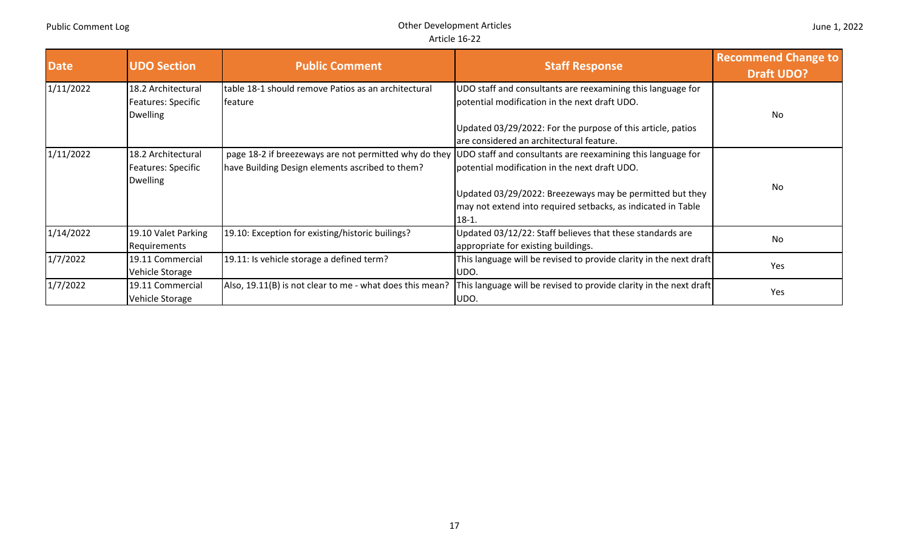| Date | UDO Section | Public Comment | Staff Response | Recommend Change to Draft UDO? |
|---|---|---|---|---|
| 1/11/2022 | 18.2 Architectural Features: Specific Dwelling | table 18-1 should remove Patios as an architectural feature | UDO staff and consultants are reexamining this language for potential modification in the next draft UDO.<br><br>Updated 03/29/2022: For the purpose of this article, patios are considered an architectural feature. | No |
| 1/11/2022 | 18.2 Architectural Features: Specific Dwelling | page 18-2 if breezeways are not permitted why do they have Building Design elements ascribed to them? | UDO staff and consultants are reexamining this language for potential modification in the next draft UDO.<br><br>Updated 03/29/2022: Breezeways may be permitted but they may not extend into required setbacks, as indicated in Table 18-1. | No |
| 1/14/2022 | 19.10 Valet Parking Requirements | 19.10: Exception for existing/historic builings? | Updated 03/12/22: Staff believes that these standards are appropriate for existing buildings. | No |
| 1/7/2022 | 19.11 Commercial Vehicle Storage | 19.11: Is vehicle storage a defined term? | This language will be revised to provide clarity in the next draft UDO. | Yes |
| 1/7/2022 | 19.11 Commercial Vehicle Storage | Also, 19.11(B) is not clear to me - what does this mean? | This language will be revised to provide clarity in the next draft UDO. | Yes |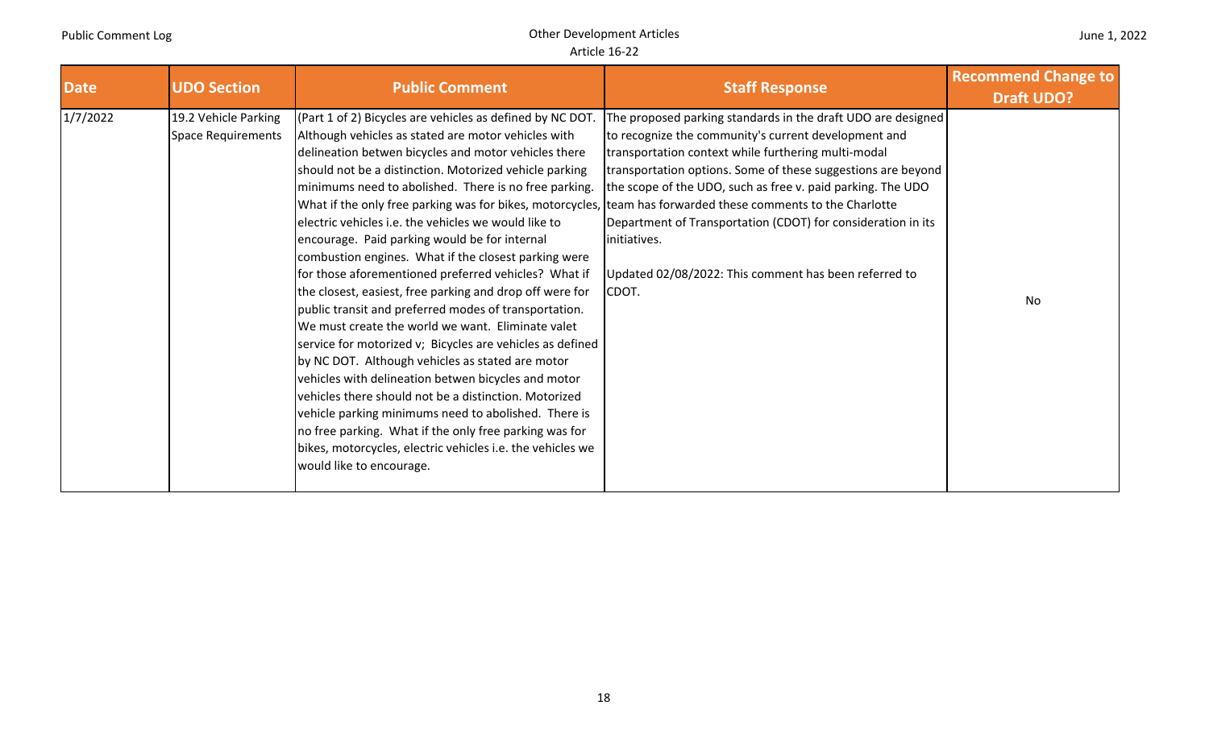| Date | UDO Section | Public Comment | Staff Response | Recommend Change to Draft UDO? |
| --- | --- | --- | --- | --- |
| 1/7/2022 | 19.2 Vehicle Parking Space Requirements | (Part 1 of 2) Bicycles are vehicles as defined by NC DOT. Although vehicles as stated are motor vehicles with delineation betwen bicycles and motor vehicles there should not be a distinction. Motorized vehicle parking minimums need to abolished. There is no free parking. What if the only free parking was for bikes, motorcycles, electric vehicles i.e. the vehicles we would like to encourage. Paid parking would be for internal combustion engines. What if the closest parking were for those aforementioned preferred vehicles? What if the closest, easiest, free parking and drop off were for public transit and preferred modes of transportation. We must create the world we want. Eliminate valet service for motorized v; Bicycles are vehicles as defined by NC DOT. Although vehicles as stated are motor vehicles with delineation betwen bicycles and motor vehicles there should not be a distinction. Motorized vehicle parking minimums need to abolished. There is no free parking. What if the only free parking was for bikes, motorcycles, electric vehicles i.e. the vehicles we would like to encourage. | The proposed parking standards in the draft UDO are designed to recognize the community's current development and transportation context while furthering multi-modal transportation options. Some of these suggestions are beyond the scope of the UDO, such as free v. paid parking. The UDO team has forwarded these comments to the Charlotte Department of Transportation (CDOT) for consideration in its initiatives.<br><br>Updated 02/08/2022: This comment has been referred to CDOT. | No |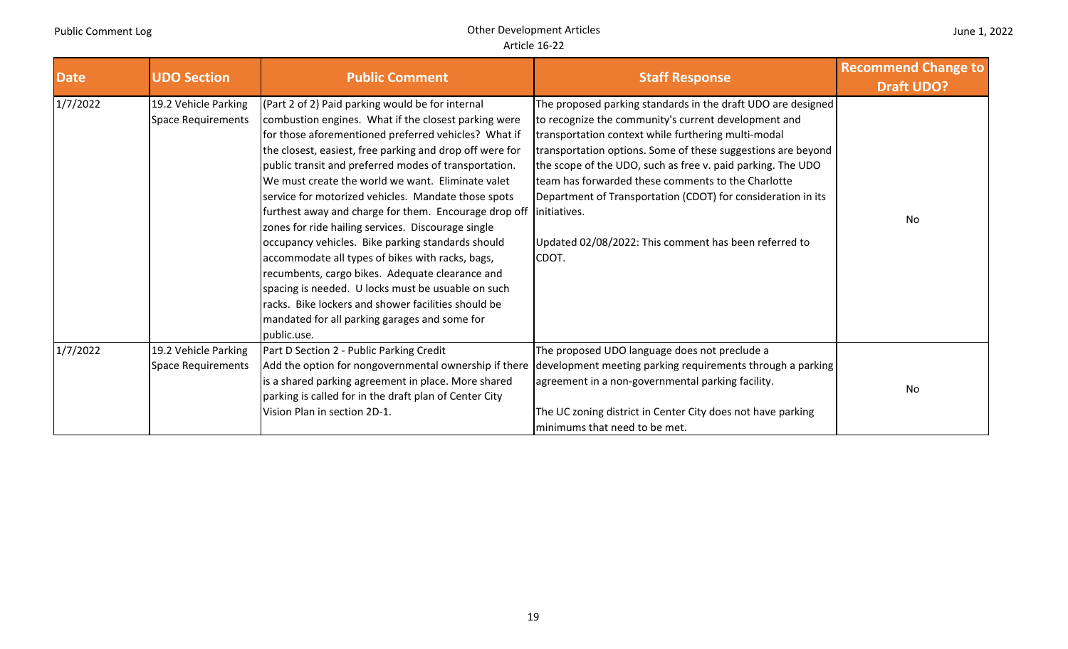| Date | UDO Section | Public Comment | Staff Response | Recommend Change to Draft UDO? |
|---|---|---|---|---|
| 1/7/2022 | 19.2 Vehicle Parking Space Requirements | (Part 2 of 2) Paid parking would be for internal combustion engines. What if the closest parking were for those aforementioned preferred vehicles? What if the closest, easiest, free parking and drop off were for public transit and preferred modes of transportation. We must create the world we want. Eliminate valet service for motorized vehicles. Mandate those spots furthest away and charge for them. Encourage drop off zones for ride hailing services. Discourage single occupancy vehicles. Bike parking standards should accommodate all types of bikes with racks, bags, recumbents, cargo bikes. Adequate clearance and spacing is needed. U locks must be usuable on such racks. Bike lockers and shower facilities should be mandated for all parking garages and some for public.use. | The proposed parking standards in the draft UDO are designed to recognize the community's current development and transportation context while furthering multi-modal transportation options. Some of these suggestions are beyond the scope of the UDO, such as free v. paid parking. The UDO team has forwarded these comments to the Charlotte Department of Transportation (CDOT) for consideration in its initiatives.<br><br>Updated 02/08/2022: This comment has been referred to CDOT. | No |
| 1/7/2022 | 19.2 Vehicle Parking Space Requirements | Part D Section 2 - Public Parking Credit<br>Add the option for nongovernmental ownership if there is a shared parking agreement in place. More shared parking is called for in the draft plan of Center City Vision Plan in section 2D-1. | The proposed UDO language does not preclude a development meeting parking requirements through a parking agreement in a non-governmental parking facility.<br><br>The UC zoning district in Center City does not have parking minimums that need to be met. | No |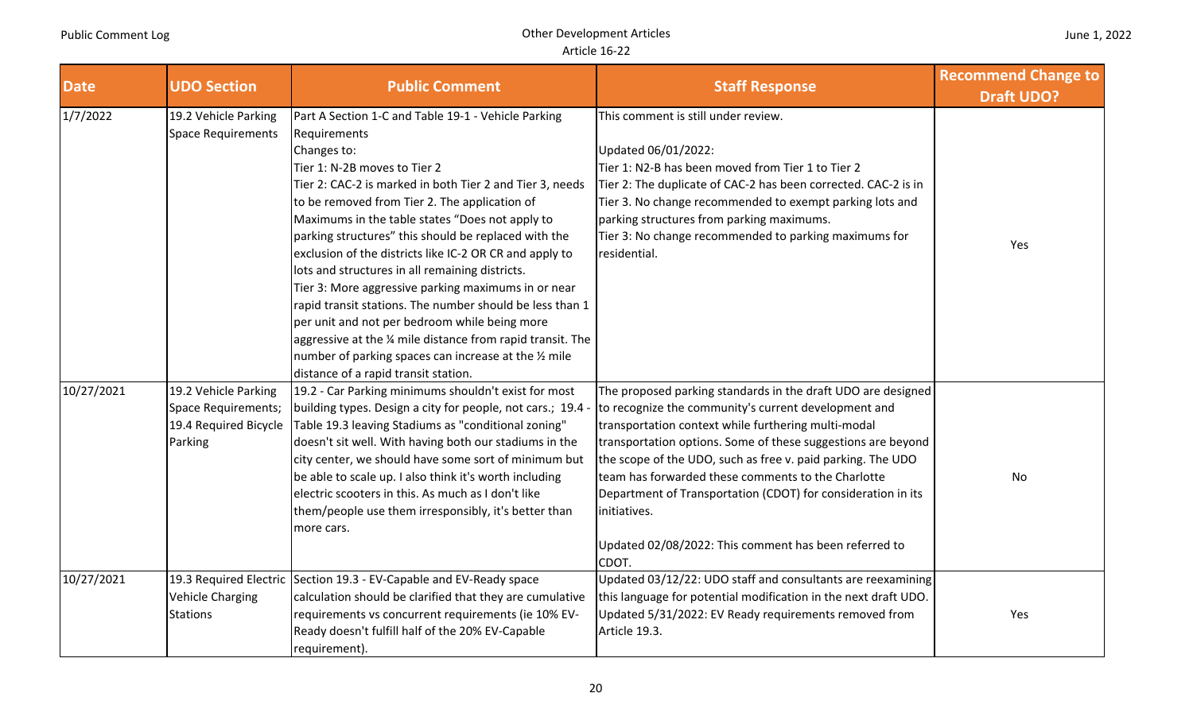| Date | UDO Section | Public Comment | Staff Response | Recommend Change to Draft UDO? |
|---|---|---|---|---|
| 1/7/2022 | 19.2 Vehicle Parking Space Requirements | Part A Section 1-C and Table 19-1 - Vehicle Parking Requirements<br>Changes to:<br>Tier 1: N-2B moves to Tier 2<br>Tier 2: CAC-2 is marked in both Tier 2 and Tier 3, needs to be removed from Tier 2. The application of Maximums in the table states "Does not apply to parking structures" this should be replaced with the exclusion of the districts like IC-2 OR CR and apply to lots and structures in all remaining districts.<br>Tier 3: More aggressive parking maximums in or near rapid transit stations. The number should be less than 1 per unit and not per bedroom while being more aggressive at the ¼ mile distance from rapid transit. The number of parking spaces can increase at the ½ mile distance of a rapid transit station. | This comment is still under review.<br><br>Updated 06/01/2022:<br>Tier 1: N2-B has been moved from Tier 1 to Tier 2<br>Tier 2: The duplicate of CAC-2 has been corrected. CAC-2 is in Tier 3. No change recommended to exempt parking lots and parking structures from parking maximums.<br>Tier 3: No change recommended to parking maximums for residential. | Yes |
| 10/27/2021 | 19.2 Vehicle Parking Space Requirements; 19.4 Required Bicycle Parking | 19.2 - Car Parking minimums shouldn't exist for most building types. Design a city for people, not cars.; 19.4 - Table 19.3 leaving Stadiums as "conditional zoning" doesn't sit well. With having both our stadiums in the city center, we should have some sort of minimum but be able to scale up. I also think it's worth including electric scooters in this. As much as I don't like them/people use them irresponsibly, it's better than more cars. | The proposed parking standards in the draft UDO are designed to recognize the community's current development and transportation context while furthering multi-modal transportation options. Some of these suggestions are beyond the scope of the UDO, such as free v. paid parking. The UDO team has forwarded these comments to the Charlotte Department of Transportation (CDOT) for consideration in its initiatives.<br><br>Updated 02/08/2022: This comment has been referred to CDOT. | No |
| 10/27/2021 | 19.3 Required Electric Vehicle Charging Stations | Section 19.3 - EV-Capable and EV-Ready space calculation should be clarified that they are cumulative requirements vs concurrent requirements (ie 10% EV-Ready doesn't fulfill half of the 20% EV-Capable requirement). | Updated 03/12/22: UDO staff and consultants are reexamining this language for potential modification in the next draft UDO.<br>Updated 5/31/2022: EV Ready requirements removed from Article 19.3. | Yes |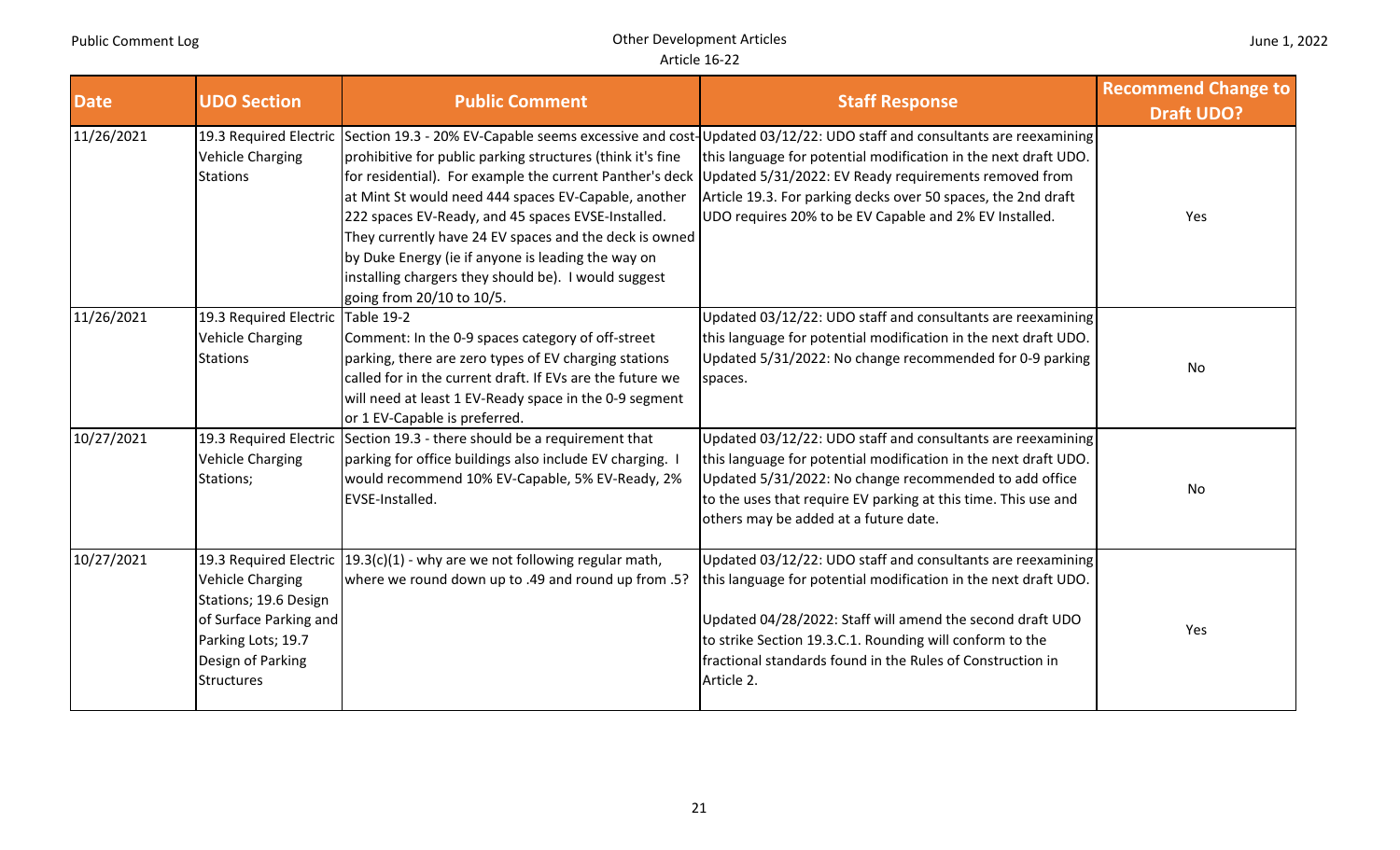| Date | UDO Section | Public Comment | Staff Response | Recommend Change to Draft UDO? |
|---|---|---|---|---|
| 11/26/2021 | 19.3 Required Electric Vehicle Charging Stations | Section 19.3 - 20% EV-Capable seems excessive and cost-prohibitive for public parking structures (think it's fine for residential). For example the current Panther's deck at Mint St would need 444 spaces EV-Capable, another 222 spaces EV-Ready, and 45 spaces EVSE-Installed. They currently have 24 EV spaces and the deck is owned by Duke Energy (ie if anyone is leading the way on installing chargers they should be). I would suggest going from 20/10 to 10/5. | Updated 03/12/22: UDO staff and consultants are reexamining this language for potential modification in the next draft UDO. Updated 5/31/2022: EV Ready requirements removed from Article 19.3. For parking decks over 50 spaces, the 2nd draft UDO requires 20% to be EV Capable and 2% EV Installed. | Yes |
| 11/26/2021 | 19.3 Required Electric Vehicle Charging Stations | Table 19-2<br>Comment: In the 0-9 spaces category of off-street parking, there are zero types of EV charging stations called for in the current draft. If EVs are the future we will need at least 1 EV-Ready space in the 0-9 segment or 1 EV-Capable is preferred. | Updated 03/12/22: UDO staff and consultants are reexamining this language for potential modification in the next draft UDO. Updated 5/31/2022: No change recommended for 0-9 parking spaces. | No |
| 10/27/2021 | 19.3 Required Electric Vehicle Charging Stations; | Section 19.3 - there should be a requirement that parking for office buildings also include EV charging. I would recommend 10% EV-Capable, 5% EV-Ready, 2% EVSE-Installed. | Updated 03/12/22: UDO staff and consultants are reexamining this language for potential modification in the next draft UDO. Updated 5/31/2022: No change recommended to add office to the uses that require EV parking at this time. This use and others may be added at a future date. | No |
| 10/27/2021 | 19.3 Required Electric Vehicle Charging Stations; 19.6 Design of Surface Parking and Parking Lots; 19.7 Design of Parking Structures | 19.3(c)(1) - why are we not following regular math, where we round down up to .49 and round up from .5? | Updated 03/12/22: UDO staff and consultants are reexamining this language for potential modification in the next draft UDO.<br><br>Updated 04/28/2022: Staff will amend the second draft UDO to strike Section 19.3.C.1. Rounding will conform to the fractional standards found in the Rules of Construction in Article 2. | Yes |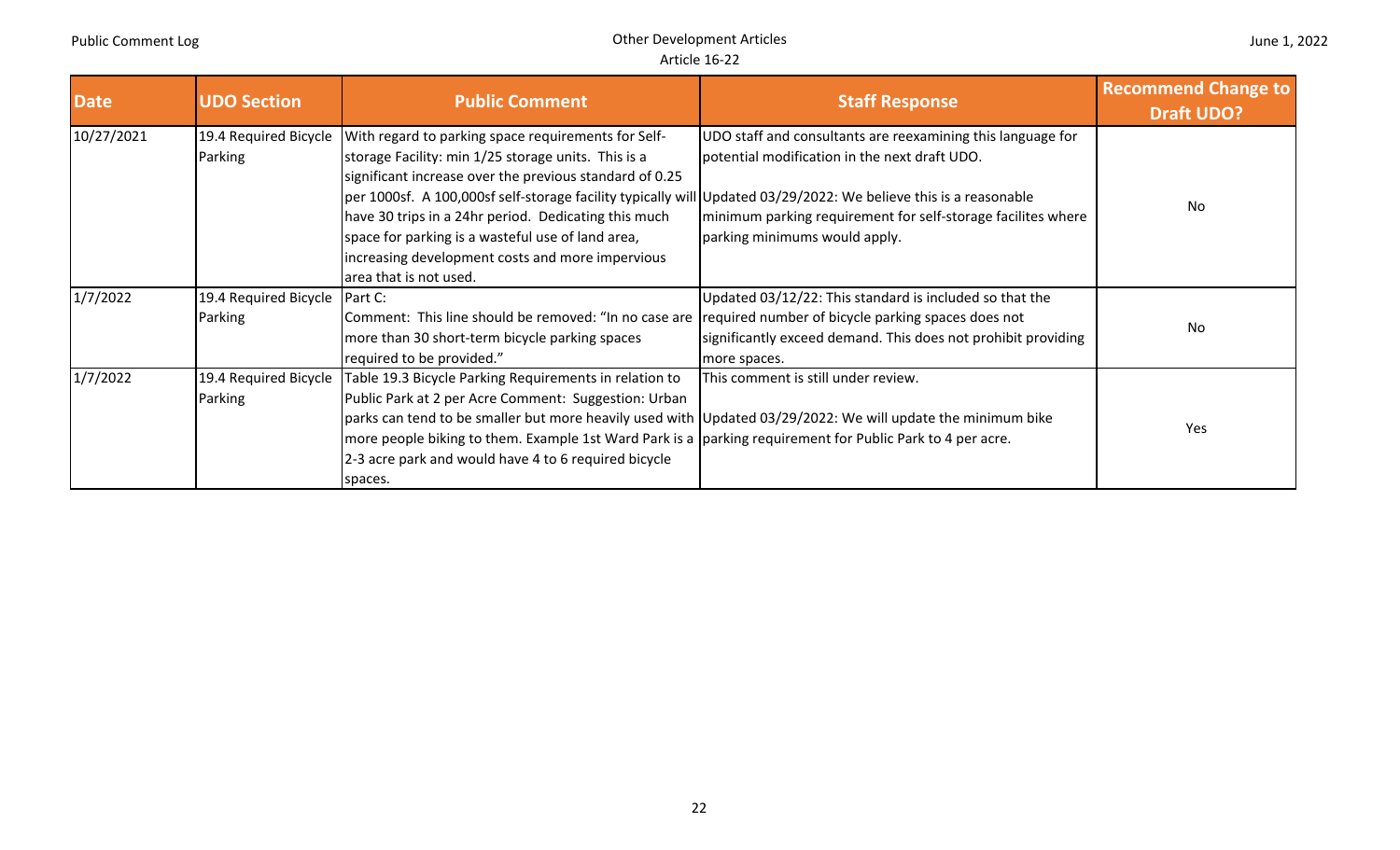| Date | UDO Section | Public Comment | Staff Response | Recommend Change to Draft UDO? |
|---|---|---|---|---|
| 10/27/2021 | 19.4 Required Bicycle Parking | With regard to parking space requirements for Self-storage Facility: min 1/25 storage units. This is a significant increase over the previous standard of 0.25 per 1000sf. A 100,000sf self-storage facility typically will have 30 trips in a 24hr period. Dedicating this much space for parking is a wasteful use of land area, increasing development costs and more impervious area that is not used. | UDO staff and consultants are reexamining this language for potential modification in the next draft UDO.<br><br>Updated 03/29/2022: We believe this is a reasonable minimum parking requirement for self-storage facilites where parking minimums would apply. | No |
| 1/7/2022 | 19.4 Required Bicycle Parking | Part C:<br>Comment: This line should be removed: "In no case are more than 30 short-term bicycle parking spaces required to be provided." | Updated 03/12/22: This standard is included so that the required number of bicycle parking spaces does not significantly exceed demand. This does not prohibit providing more spaces. | No |
| 1/7/2022 | 19.4 Required Bicycle Parking | Table 19.3 Bicycle Parking Requirements in relation to Public Park at 2 per Acre Comment: Suggestion: Urban parks can tend to be smaller but more heavily used with more people biking to them. Example 1st Ward Park is a 2-3 acre park and would have 4 to 6 required bicycle spaces. | This comment is still under review.<br><br>Updated 03/29/2022: We will update the minimum bike parking requirement for Public Park to 4 per acre. | Yes |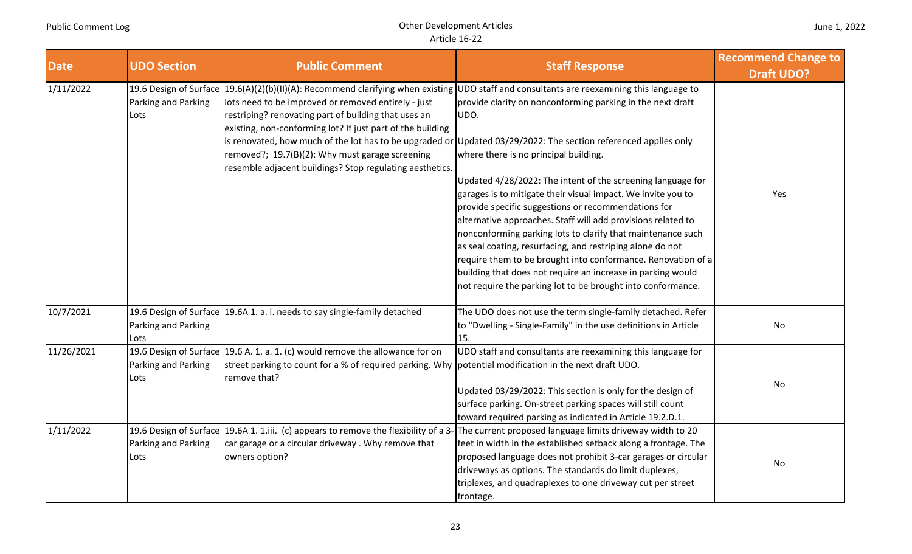| Date | UDO Section | Public Comment | Staff Response | Recommend Change to Draft UDO? |
| --- | --- | --- | --- | --- |
| 1/11/2022 | 19.6 Design of Surface Parking and Parking Lots | 19.6(A)(2)(b)(II)(A): Recommend clarifying when existing lots need to be improved or removed entirely - just restriping? renovating part of building that uses an existing, non-conforming lot? If just part of the building is renovated, how much of the lot has to be upgraded or removed?; 19.7(B)(2): Why must garage screening resemble adjacent buildings? Stop regulating aesthetics. | UDO staff and consultants are reexamining this language to provide clarity on nonconforming parking in the next draft UDO.<br><br>Updated 03/29/2022: The section referenced applies only where there is no principal building.<br><br>Updated 4/28/2022: The intent of the screening language for garages is to mitigate their visual impact. We invite you to provide specific suggestions or recommendations for alternative approaches. Staff will add provisions related to nonconforming parking lots to clarify that maintenance such as seal coating, resurfacing, and restriping alone do not require them to be brought into conformance. Renovation of a building that does not require an increase in parking would not require the parking lot to be brought into conformance. | Yes |
| 10/7/2021 | 19.6 Design of Surface Parking and Parking Lots | 19.6A 1. a. i. needs to say single-family detached | The UDO does not use the term single-family detached. Refer to "Dwelling - Single-Family" in the use definitions in Article 15. | No |
| 11/26/2021 | 19.6 Design of Surface Parking and Parking Lots | 19.6 A. 1. a. 1. (c) would remove the allowance for on street parking to count for a % of required parking. Why remove that? | UDO staff and consultants are reexamining this language for potential modification in the next draft UDO.<br><br>Updated 03/29/2022: This section is only for the design of surface parking. On-street parking spaces will still count toward required parking as indicated in Article 19.2.D.1. | No |
| 1/11/2022 | 19.6 Design of Surface Parking and Parking Lots | 19.6A 1. 1.iii. (c) appears to remove the flexibility of a 3-car garage or a circular driveway . Why remove that owners option? | The current proposed language limits driveway width to 20 feet in the established setback along a frontage. The proposed language does not prohibit 3-car garages or circular driveways as options. The standards do limit duplexes, triplexes, and quadraplexes to one driveway cut per street frontage. | No |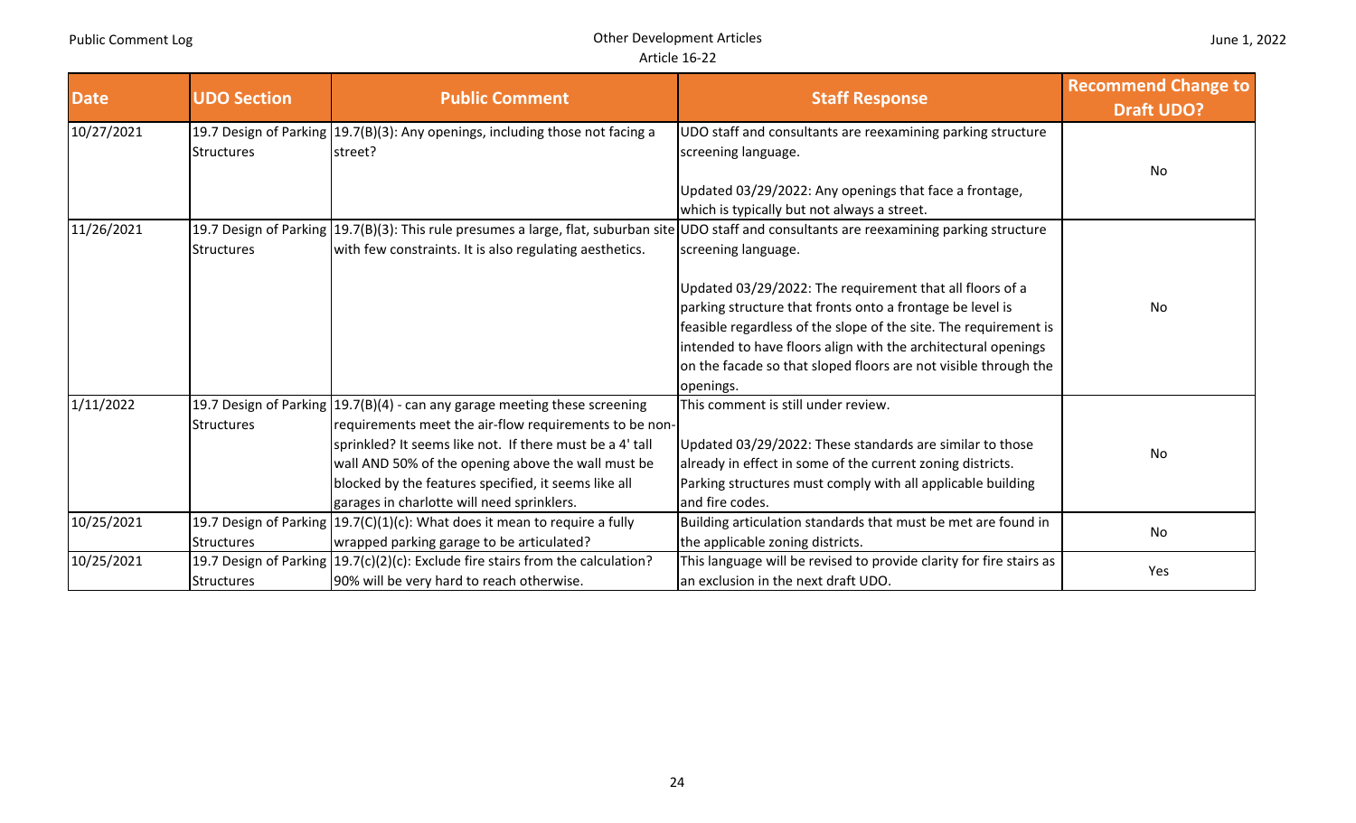| Date | UDO Section | Public Comment | Staff Response | Recommend Change to Draft UDO? |
|---|---|---|---|---|
| 10/27/2021 | 19.7 Design of Parking Structures | 19.7(B)(3): Any openings, including those not facing a street? | UDO staff and consultants are reexamining parking structure screening language.<br><br>Updated 03/29/2022: Any openings that face a frontage, which is typically but not always a street. | No |
| 11/26/2021 | 19.7 Design of Parking Structures | 19.7(B)(3): This rule presumes a large, flat, suburban site with few constraints. It is also regulating aesthetics. | UDO staff and consultants are reexamining parking structure screening language.<br><br>Updated 03/29/2022: The requirement that all floors of a parking structure that fronts onto a frontage be level is feasible regardless of the slope of the site. The requirement is intended to have floors align with the architectural openings on the facade so that sloped floors are not visible through the openings. | No |
| 1/11/2022 | 19.7 Design of Parking Structures | 19.7(B)(4) - can any garage meeting these screening requirements meet the air-flow requirements to be non-sprinkled? It seems like not. If there must be a 4' tall wall AND 50% of the opening above the wall must be blocked by the features specified, it seems like all garages in charlotte will need sprinklers. | This comment is still under review.<br><br>Updated 03/29/2022: These standards are similar to those already in effect in some of the current zoning districts. Parking structures must comply with all applicable building and fire codes. | No |
| 10/25/2021 | 19.7 Design of Parking Structures | 19.7(C)(1)(c): What does it mean to require a fully wrapped parking garage to be articulated? | Building articulation standards that must be met are found in the applicable zoning districts. | No |
| 10/25/2021 | 19.7 Design of Parking Structures | 19.7(c)(2)(c): Exclude fire stairs from the calculation? 90% will be very hard to reach otherwise. | This language will be revised to provide clarity for fire stairs as an exclusion in the next draft UDO. | Yes |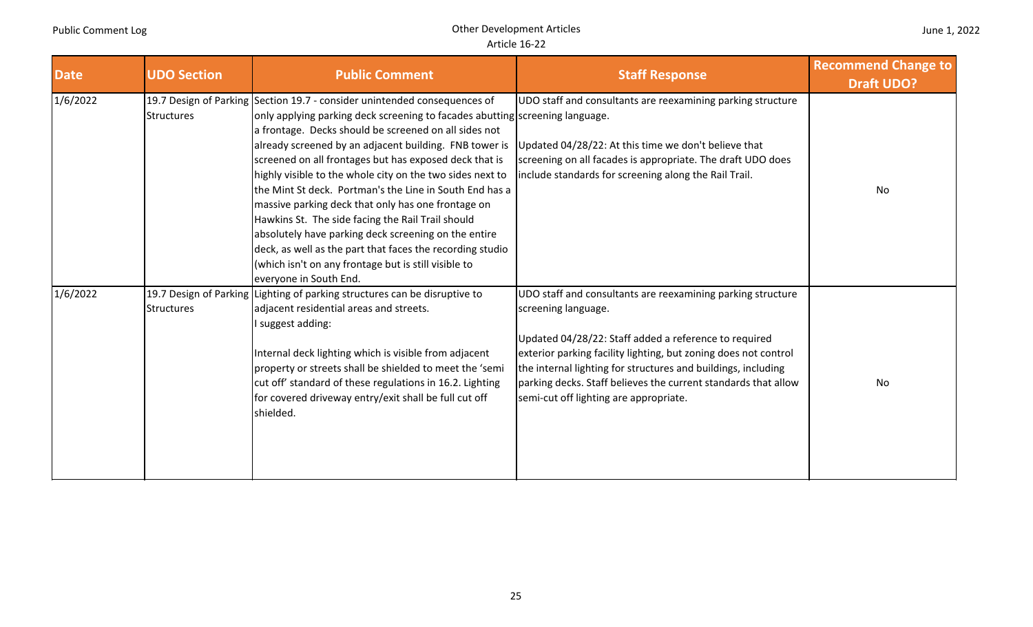| Date | UDO Section | Public Comment | Staff Response | Recommend Change to Draft UDO? |
|---|---|---|---|---|
| 1/6/2022 | 19.7 Design of Parking Structures | Section 19.7 - consider unintended consequences of only applying parking deck screening to facades abutting a frontage. Decks should be screened on all sides not already screened by an adjacent building. FNB tower is screened on all frontages but has exposed deck that is highly visible to the whole city on the two sides next to the Mint St deck. Portman's the Line in South End has a massive parking deck that only has one frontage on Hawkins St. The side facing the Rail Trail should absolutely have parking deck screening on the entire deck, as well as the part that faces the recording studio (which isn't on any frontage but is still visible to everyone in South End. | UDO staff and consultants are reexamining parking structure screening language.<br><br>Updated 04/28/22: At this time we don't believe that screening on all facades is appropriate. The draft UDO does include standards for screening along the Rail Trail. | No |
| 1/6/2022 | 19.7 Design of Parking Structures | Lighting of parking structures can be disruptive to adjacent residential areas and streets.<br>I suggest adding:<br><br>Internal deck lighting which is visible from adjacent property or streets shall be shielded to meet the 'semi cut off' standard of these regulations in 16.2. Lighting for covered driveway entry/exit shall be full cut off shielded. | UDO staff and consultants are reexamining parking structure screening language.<br><br>Updated 04/28/22: Staff added a reference to required exterior parking facility lighting, but zoning does not control the internal lighting for structures and buildings, including parking decks. Staff believes the current standards that allow semi-cut off lighting are appropriate. | No |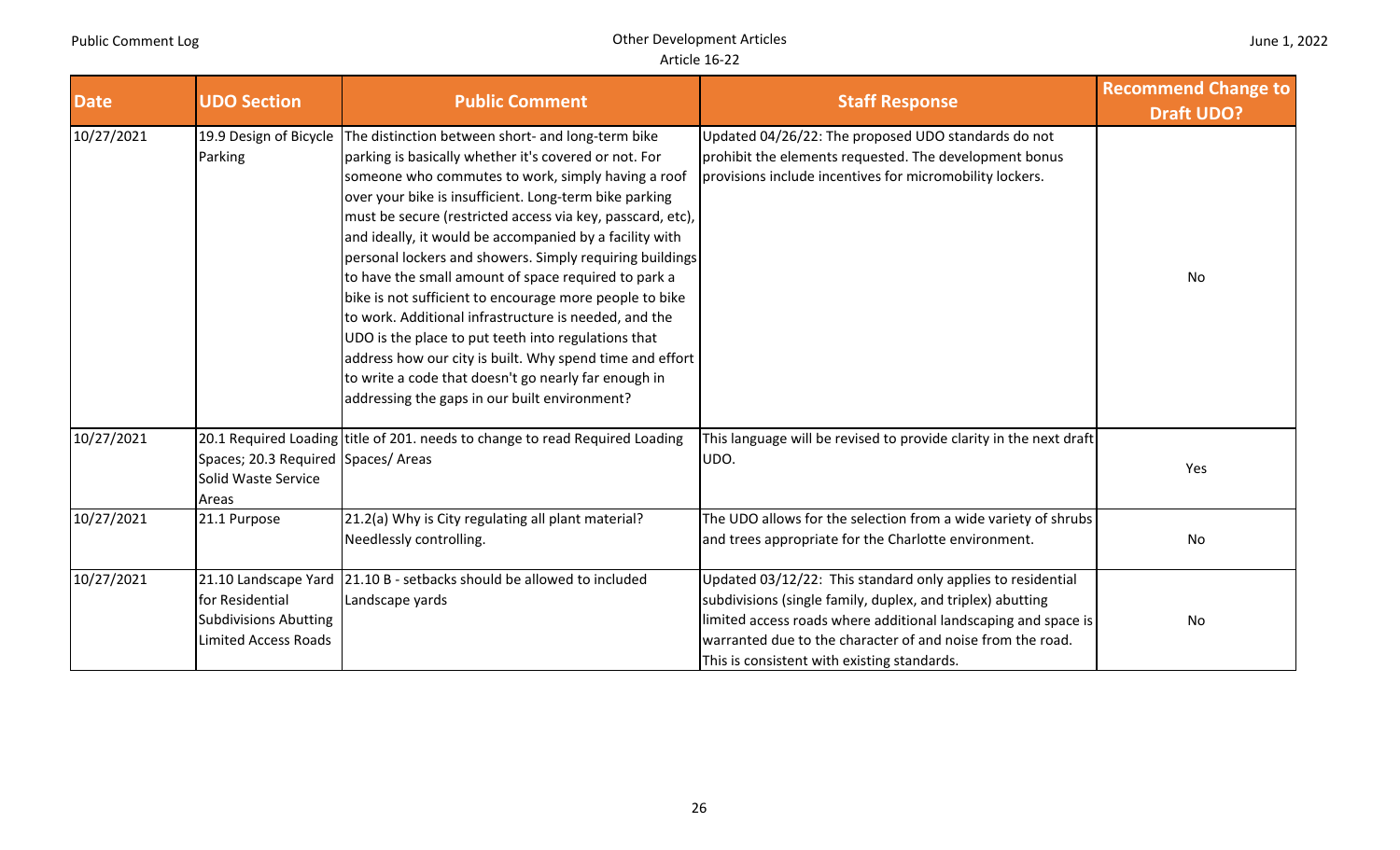| Date | UDO Section | Public Comment | Staff Response | Recommend Change to Draft UDO? |
|---|---|---|---|---|
| 10/27/2021 | 19.9 Design of Bicycle Parking | The distinction between short- and long-term bike parking is basically whether it's covered or not. For someone who commutes to work, simply having a roof over your bike is insufficient. Long-term bike parking must be secure (restricted access via key, passcard, etc), and ideally, it would be accompanied by a facility with personal lockers and showers. Simply requiring buildings to have the small amount of space required to park a bike is not sufficient to encourage more people to bike to work. Additional infrastructure is needed, and the UDO is the place to put teeth into regulations that address how our city is built. Why spend time and effort to write a code that doesn't go nearly far enough in addressing the gaps in our built environment? | Updated 04/26/22: The proposed UDO standards do not prohibit the elements requested. The development bonus provisions include incentives for micromobility lockers. | No |
| 10/27/2021 | 20.1 Required Loading Spaces; 20.3 Required Solid Waste Service Areas | title of 201. needs to change to read Required Loading Spaces/ Areas | This language will be revised to provide clarity in the next draft UDO. | Yes |
| 10/27/2021 | 21.1 Purpose | 21.2(a) Why is City regulating all plant material? Needlessly controlling. | The UDO allows for the selection from a wide variety of shrubs and trees appropriate for the Charlotte environment. | No |
| 10/27/2021 | 21.10 Landscape Yard for Residential Subdivisions Abutting Limited Access Roads | 21.10 B - setbacks should be allowed to included Landscape yards | Updated 03/12/22: This standard only applies to residential subdivisions (single family, duplex, and triplex) abutting limited access roads where additional landscaping and space is warranted due to the character of and noise from the road. This is consistent with existing standards. | No |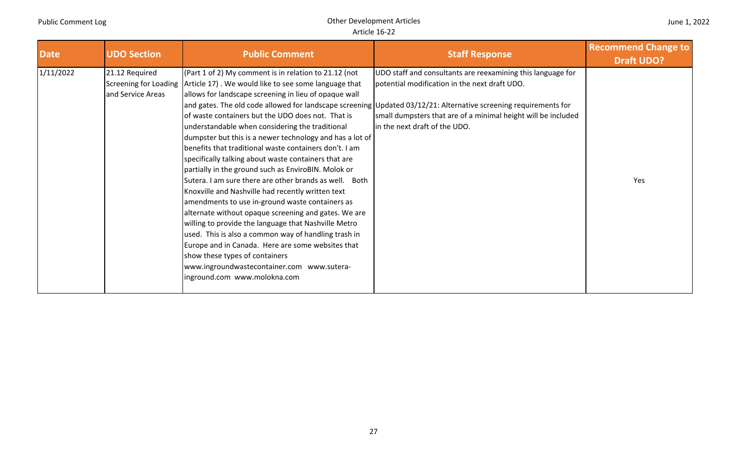| Date | UDO Section | Public Comment | Staff Response | Recommend Change to Draft UDO? |
|---|---|---|---|---|
| 1/11/2022 | 21.12 Required Screening for Loading and Service Areas | (Part 1 of 2) My comment is in relation to 21.12 (not Article 17) . We would like to see some language that allows for landscape screening in lieu of opaque wall and gates. The old code allowed for landscape screening of waste containers but the UDO does not. That is understandable when considering the traditional dumpster but this is a newer technology and has a lot of benefits that traditional waste containers don't. I am specifically talking about waste containers that are partially in the ground such as EnviroBIN. Molok or Sutera. I am sure there are other brands as well. Both Knoxville and Nashville had recently written text amendments to use in-ground waste containers as alternate without opaque screening and gates. We are willing to provide the language that Nashville Metro used. This is also a common way of handling trash in Europe and in Canada. Here are some websites that show these types of containers www.ingroundwastecontainer.com www.sutera-inground.com www.molokna.com | UDO staff and consultants are reexamining this language for potential modification in the next draft UDO.<br><br>Updated 03/12/21: Alternative screening requirements for small dumpsters that are of a minimal height will be included in the next draft of the UDO. | Yes |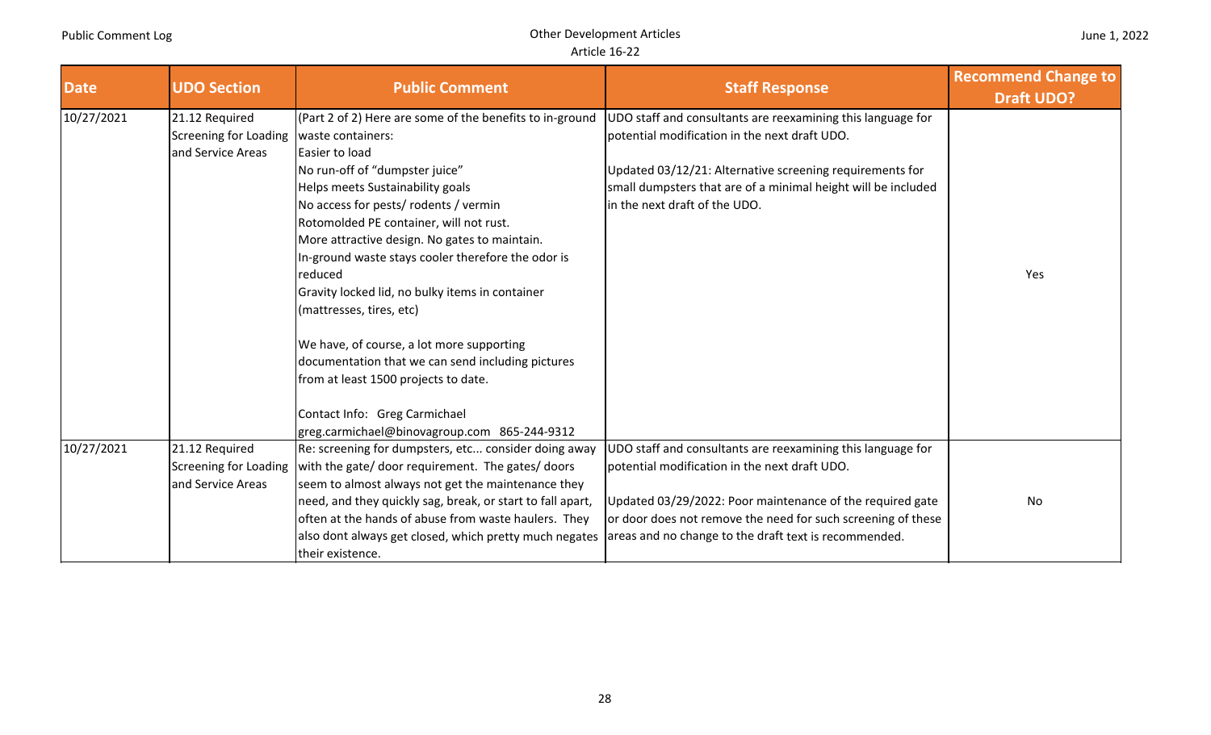| Date | UDO Section | Public Comment | Staff Response | Recommend Change to Draft UDO? |
| --- | --- | --- | --- | --- |
| 10/27/2021 | 21.12 Required Screening for Loading and Service Areas | (Part 2 of 2) Here are some of the benefits to in-ground waste containers:<br>Easier to load<br>No run-off of "dumpster juice"<br>Helps meets Sustainability goals<br>No access for pests/ rodents / vermin<br>Rotomolded PE container, will not rust.<br>More attractive design. No gates to maintain.<br>In-ground waste stays cooler therefore the odor is reduced<br>Gravity locked lid, no bulky items in container (mattresses, tires, etc)<br><br>We have, of course, a lot more supporting documentation that we can send including pictures from at least 1500 projects to date.<br><br>Contact Info: Greg Carmichael<br>greg.carmichael@binovagroup.com 865-244-9312 | UDO staff and consultants are reexamining this language for potential modification in the next draft UDO.<br><br>Updated 03/12/21: Alternative screening requirements for small dumpsters that are of a minimal height will be included in the next draft of the UDO. | Yes |
| 10/27/2021 | 21.12 Required Screening for Loading and Service Areas | Re: screening for dumpsters, etc... consider doing away with the gate/ door requirement. The gates/ doors seem to almost always not get the maintenance they need, and they quickly sag, break, or start to fall apart, often at the hands of abuse from waste haulers. They also dont always get closed, which pretty much negates their existence. | UDO staff and consultants are reexamining this language for potential modification in the next draft UDO.<br><br>Updated 03/29/2022: Poor maintenance of the required gate or door does not remove the need for such screening of these areas and no change to the draft text is recommended. | No |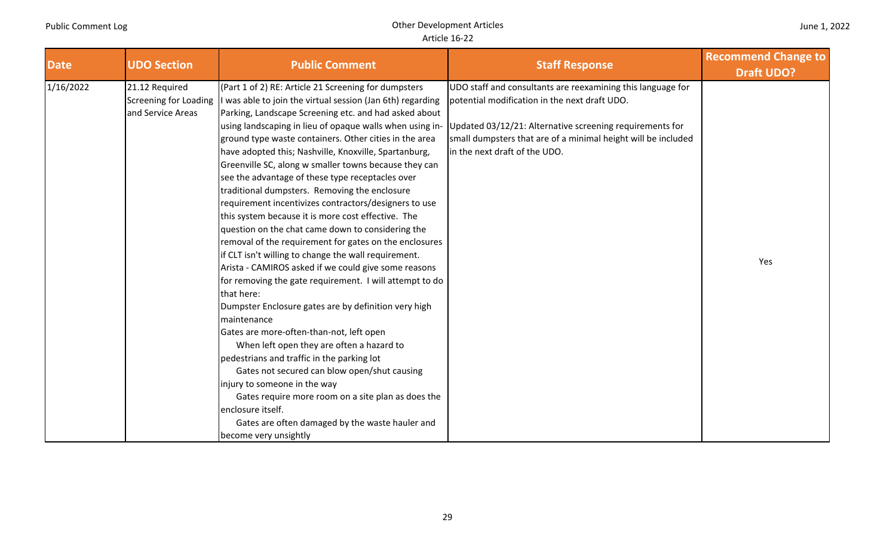| Date | UDO Section | Public Comment | Staff Response | Recommend Change to Draft UDO? |
|---|---|---|---|---|
| 1/16/2022 | 21.12 Required Screening for Loading and Service Areas | (Part 1 of 2) RE: Article 21 Screening for dumpsters<br>I was able to join the virtual session (Jan 6th) regarding Parking, Landscape Screening etc. and had asked about using landscaping in lieu of opaque walls when using in-ground type waste containers. Other cities in the area have adopted this; Nashville, Knoxville, Spartanburg, Greenville SC, along w smaller towns because they can see the advantage of these type receptacles over traditional dumpsters. Removing the enclosure requirement incentivizes contractors/designers to use this system because it is more cost effective. The question on the chat came down to considering the removal of the requirement for gates on the enclosures if CLT isn't willing to change the wall requirement. Arista - CAMIROS asked if we could give some reasons for removing the gate requirement. I will attempt to do that here:<br>Dumpster Enclosure gates are by definition very high maintenance<br>Gates are more-often-than-not, left open<br>When left open they are often a hazard to pedestrians and traffic in the parking lot<br>Gates not secured can blow open/shut causing injury to someone in the way<br>Gates require more room on a site plan as does the enclosure itself.<br>Gates are often damaged by the waste hauler and become very unsightly | UDO staff and consultants are reexamining this language for potential modification in the next draft UDO.<br><br>Updated 03/12/21: Alternative screening requirements for small dumpsters that are of a minimal height will be included in the next draft of the UDO. | Yes |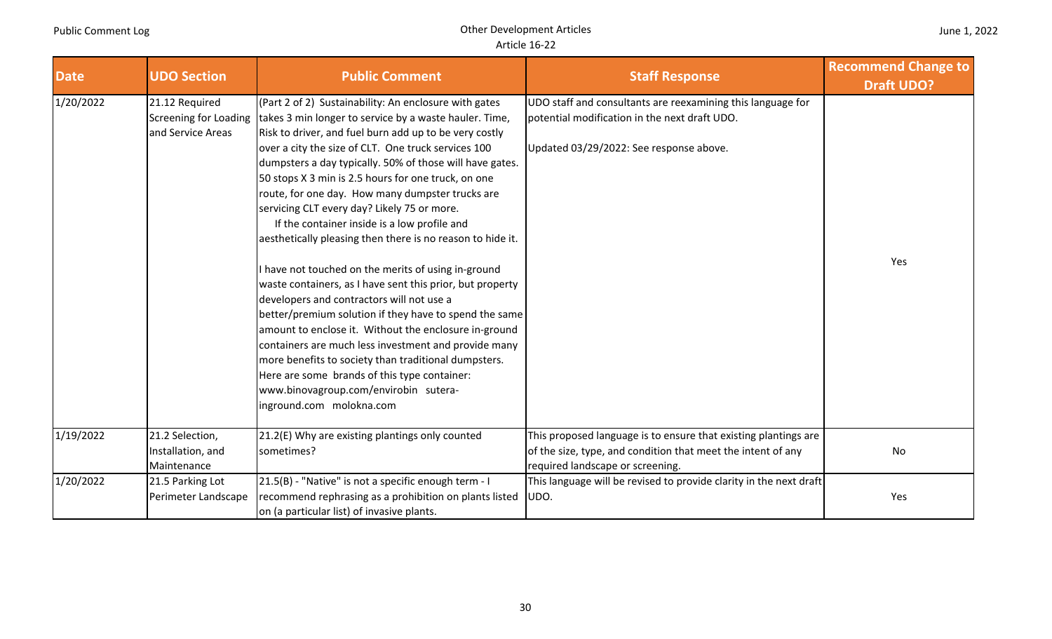| Date | UDO Section | Public Comment | Staff Response | Recommend Change to Draft UDO? |
|---|---|---|---|---|
| 1/20/2022 | 21.12 Required Screening for Loading and Service Areas | (Part 2 of 2) Sustainability: An enclosure with gates takes 3 min longer to service by a waste hauler. Time, Risk to driver, and fuel burn add up to be very costly over a city the size of CLT. One truck services 100 dumpsters a day typically. 50% of those will have gates. 50 stops X 3 min is 2.5 hours for one truck, on one route, for one day. How many dumpster trucks are servicing CLT every day? Likely 75 or more. If the container inside is a low profile and aesthetically pleasing then there is no reason to hide it.<br><br>I have not touched on the merits of using in-ground waste containers, as I have sent this prior, but property developers and contractors will not use a better/premium solution if they have to spend the same amount to enclose it. Without the enclosure in-ground containers are much less investment and provide many more benefits to society than traditional dumpsters. Here are some brands of this type container: www.binovagroup.com/envirobin sutera-inground.com molokna.com | UDO staff and consultants are reexamining this language for potential modification in the next draft UDO.<br><br>Updated 03/29/2022: See response above. | Yes |
| 1/19/2022 | 21.2 Selection, Installation, and Maintenance | 21.2(E) Why are existing plantings only counted sometimes? | This proposed language is to ensure that existing plantings are of the size, type, and condition that meet the intent of any required landscape or screening. | No |
| 1/20/2022 | 21.5 Parking Lot Perimeter Landscape | 21.5(B) - "Native" is not a specific enough term - I recommend rephrasing as a prohibition on plants listed on (a particular list) of invasive plants. | This language will be revised to provide clarity in the next draft UDO. | Yes |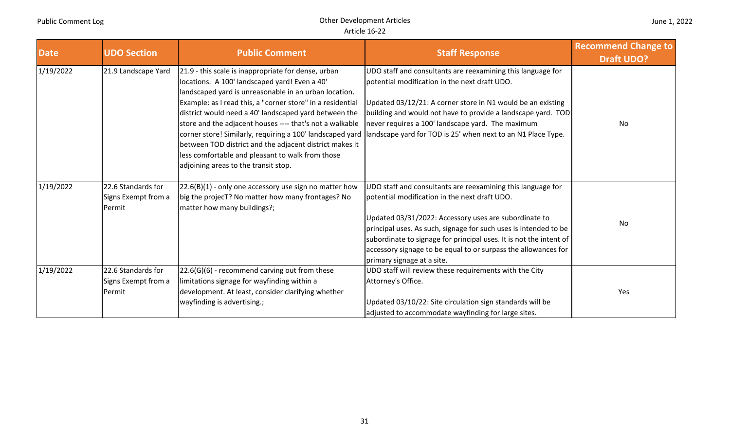| Date | UDO Section | Public Comment | Staff Response | Recommend Change to Draft UDO? |
| --- | --- | --- | --- | --- |
| 1/19/2022 | 21.9 Landscape Yard | 21.9 - this scale is inappropriate for dense, urban locations. A 100' landscaped yard! Even a 40' landscaped yard is unreasonable in an urban location. Example: as I read this, a "corner store" in a residential district would need a 40' landscaped yard between the store and the adjacent houses ---- that's not a walkable corner store! Similarly, requiring a 100' landscaped yard between TOD district and the adjacent district makes it less comfortable and pleasant to walk from those adjoining areas to the transit stop. | UDO staff and consultants are reexamining this language for potential modification in the next draft UDO.<br><br>Updated 03/12/21: A corner store in N1 would be an existing building and would not have to provide a landscape yard. TOD never requires a 100' landscape yard. The maximum landscape yard for TOD is 25' when next to an N1 Place Type. | No |
| 1/19/2022 | 22.6 Standards for Signs Exempt from a Permit | 22.6(B)(1) - only one accessory use sign no matter how big the projecT? No matter how many frontages? No matter how many buildings?; | UDO staff and consultants are reexamining this language for potential modification in the next draft UDO.<br><br>Updated 03/31/2022: Accessory uses are subordinate to principal uses. As such, signage for such uses is intended to be subordinate to signage for principal uses. It is not the intent of accessory signage to be equal to or surpass the allowances for primary signage at a site. | No |
| 1/19/2022 | 22.6 Standards for Signs Exempt from a Permit | 22.6(G)(6) - recommend carving out from these limitations signage for wayfinding within a development. At least, consider clarifying whether wayfinding is advertising.; | UDO staff will review these requirements with the City Attorney's Office.<br><br>Updated 03/10/22: Site circulation sign standards will be adjusted to accommodate wayfinding for large sites. | Yes |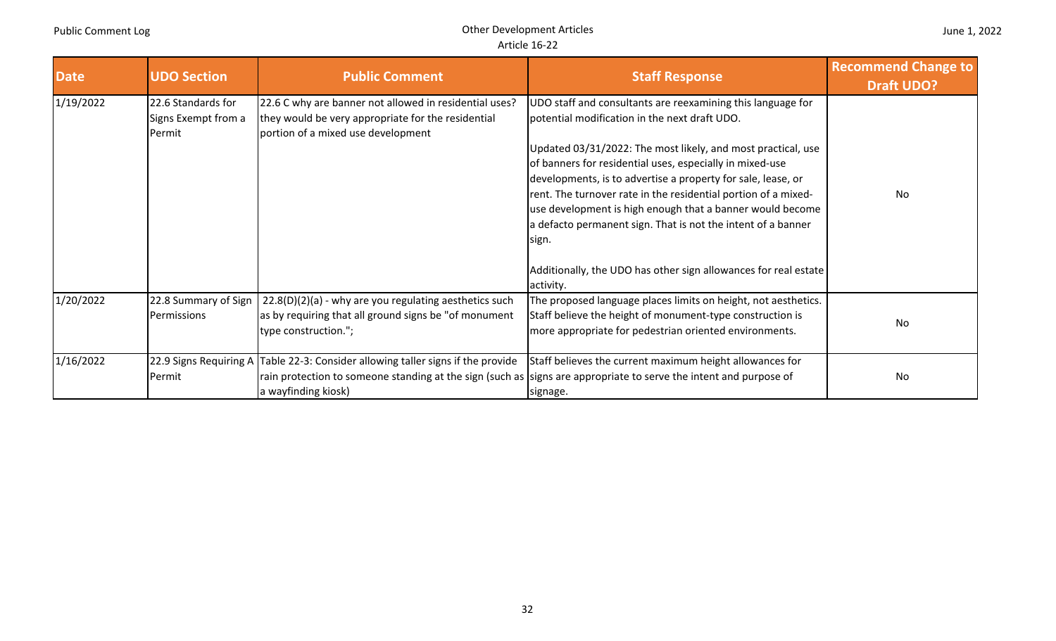| Date | UDO Section | Public Comment | Staff Response | Recommend Change to Draft UDO? |
|---|---|---|---|---|
| 1/19/2022 | 22.6 Standards for Signs Exempt from a Permit | 22.6 C why are banner not allowed in residential uses? they would be very appropriate for the residential portion of a mixed use development | UDO staff and consultants are reexamining this language for potential modification in the next draft UDO.<br><br>Updated 03/31/2022: The most likely, and most practical, use of banners for residential uses, especially in mixed-use developments, is to advertise a property for sale, lease, or rent. The turnover rate in the residential portion of a mixed-use development is high enough that a banner would become a defacto permanent sign. That is not the intent of a banner sign.<br><br>Additionally, the UDO has other sign allowances for real estate activity. | No |
| 1/20/2022 | 22.8 Summary of Sign Permissions | 22.8(D)(2)(a) - why are you regulating aesthetics such as by requiring that all ground signs be "of monument type construction."; | The proposed language places limits on height, not aesthetics. Staff believe the height of monument-type construction is more appropriate for pedestrian oriented environments. | No |
| 1/16/2022 | 22.9 Signs Requiring A Permit | Table 22-3: Consider allowing taller signs if the provide rain protection to someone standing at the sign (such as a wayfinding kiosk) | Staff believes the current maximum height allowances for signs are appropriate to serve the intent and purpose of signage. | No |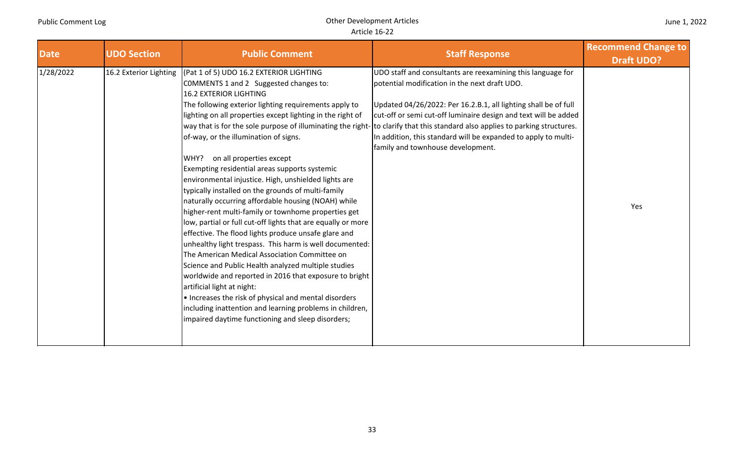| Date | UDO Section | Public Comment | Staff Response | Recommend Change to Draft UDO? |
|---|---|---|---|---|
| 1/28/2022 | 16.2 Exterior Lighting | (Pat 1 of 5) UDO 16.2 EXTERIOR LIGHTING COMMENTS 1 and 2 Suggested changes to: 16.2 EXTERIOR LIGHTING The following exterior lighting requirements apply to lighting on all properties except lighting in the right of way that is for the sole purpose of illuminating the right-of-way, or the illumination of signs.<br><br>WHY? on all properties except Exempting residential areas supports systemic environmental injustice. High, unshielded lights are typically installed on the grounds of multi-family naturally occurring affordable housing (NOAH) while higher-rent multi-family or townhome properties get low, partial or full cut-off lights that are equally or more effective. The flood lights produce unsafe glare and unhealthy light trespass. This harm is well documented: The American Medical Association Committee on Science and Public Health analyzed multiple studies worldwide and reported in 2016 that exposure to bright artificial light at night:<br>• Increases the risk of physical and mental disorders including inattention and learning problems in children, impaired daytime functioning and sleep disorders; | UDO staff and consultants are reexamining this language for potential modification in the next draft UDO.<br><br>Updated 04/26/2022: Per 16.2.B.1, all lighting shall be of full cut-off or semi cut-off luminaire design and text will be added to clarify that this standard also applies to parking structures. In addition, this standard will be expanded to apply to multi-family and townhouse development. | Yes |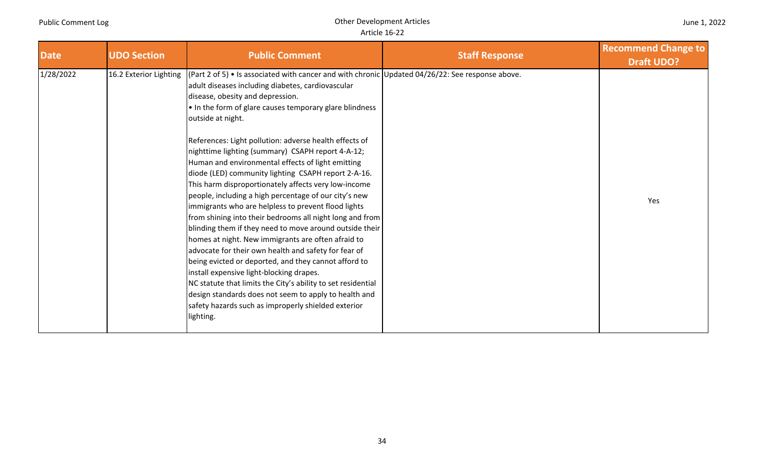| Date | UDO Section | Public Comment | Staff Response | Recommend Change to Draft UDO? |
|---|---|---|---|---|
| 1/28/2022 | 16.2 Exterior Lighting | (Part 2 of 5) • Is associated with cancer and with chronic adult diseases including diabetes, cardiovascular disease, obesity and depression.<br>• In the form of glare causes temporary glare blindness outside at night.<br><br>References: Light pollution: adverse health effects of nighttime lighting (summary) CSAPH report 4-A-12; Human and environmental effects of light emitting diode (LED) community lighting CSAPH report 2-A-16.<br>This harm disproportionately affects very low-income people, including a high percentage of our city's new immigrants who are helpless to prevent flood lights from shining into their bedrooms all night long and from blinding them if they need to move around outside their homes at night. New immigrants are often afraid to advocate for their own health and safety for fear of being evicted or deported, and they cannot afford to install expensive light-blocking drapes.<br>NC statute that limits the City's ability to set residential design standards does not seem to apply to health and safety hazards such as improperly shielded exterior lighting. | Updated 04/26/22: See response above. | Yes |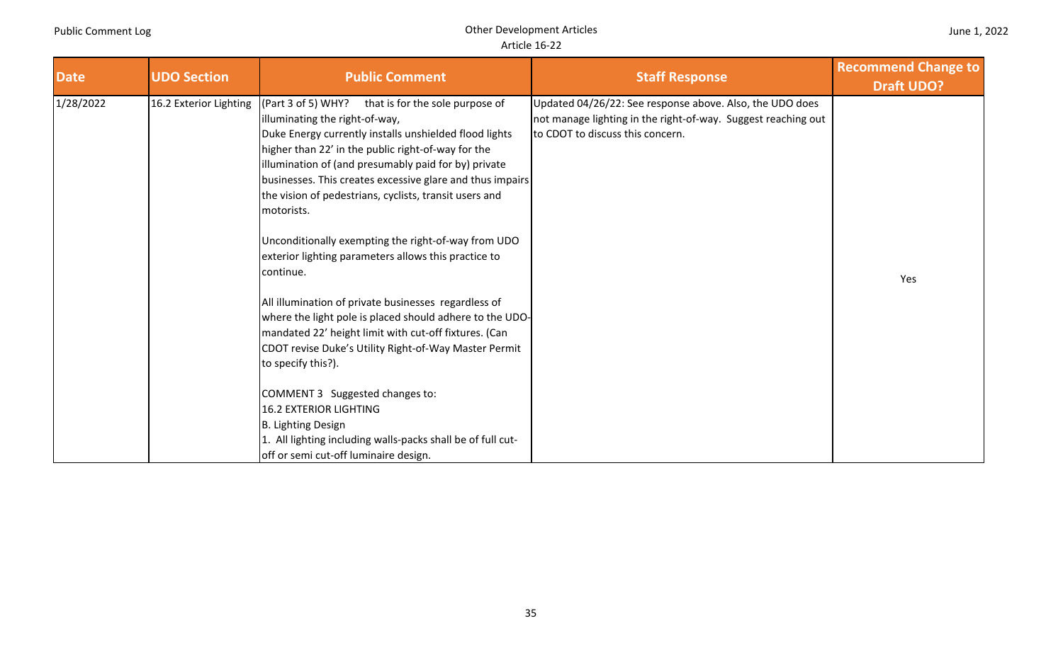| Date | UDO Section | Public Comment | Staff Response | Recommend Change to Draft UDO? |
|---|---|---|---|---|
| 1/28/2022 | 16.2 Exterior Lighting | (Part 3 of 5) WHY? that is for the sole purpose of illuminating the right-of-way,<br>Duke Energy currently installs unshielded flood lights higher than 22' in the public right-of-way for the illumination of (and presumably paid for by) private businesses. This creates excessive glare and thus impairs the vision of pedestrians, cyclists, transit users and motorists.<br><br>Unconditionally exempting the right-of-way from UDO exterior lighting parameters allows this practice to continue.<br><br>All illumination of private businesses regardless of where the light pole is placed should adhere to the UDO-mandated 22' height limit with cut-off fixtures. (Can CDOT revise Duke's Utility Right-of-Way Master Permit to specify this?).<br><br>COMMENT 3 Suggested changes to:<br>16.2 EXTERIOR LIGHTING<br>B. Lighting Design<br>1. All lighting including walls-packs shall be of full cut-off or semi cut-off luminaire design. | Updated 04/26/22: See response above. Also, the UDO does not manage lighting in the right-of-way. Suggest reaching out to CDOT to discuss this concern. | Yes |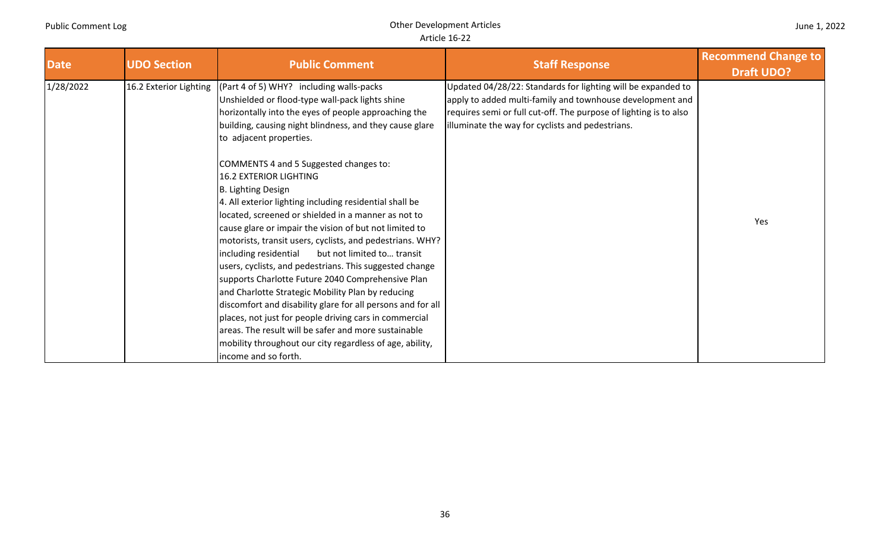| Date | UDO Section | Public Comment | Staff Response | Recommend Change to Draft UDO? |
|---|---|---|---|---|
| 1/28/2022 | 16.2 Exterior Lighting | (Part 4 of 5) WHY? including walls-packs Unshielded or flood-type wall-pack lights shine horizontally into the eyes of people approaching the building, causing night blindness, and they cause glare to adjacent properties.<br><br>COMMENTS 4 and 5 Suggested changes to:<br>16.2 EXTERIOR LIGHTING<br>B. Lighting Design<br>4. All exterior lighting including residential shall be located, screened or shielded in a manner as not to cause glare or impair the vision of but not limited to motorists, transit users, cyclists, and pedestrians. WHY? including residential but not limited to… transit users, cyclists, and pedestrians. This suggested change supports Charlotte Future 2040 Comprehensive Plan and Charlotte Strategic Mobility Plan by reducing discomfort and disability glare for all persons and for all places, not just for people driving cars in commercial areas. The result will be safer and more sustainable mobility throughout our city regardless of age, ability, income and so forth. | Updated 04/28/22: Standards for lighting will be expanded to apply to added multi-family and townhouse development and requires semi or full cut-off. The purpose of lighting is to also illuminate the way for cyclists and pedestrians. | Yes |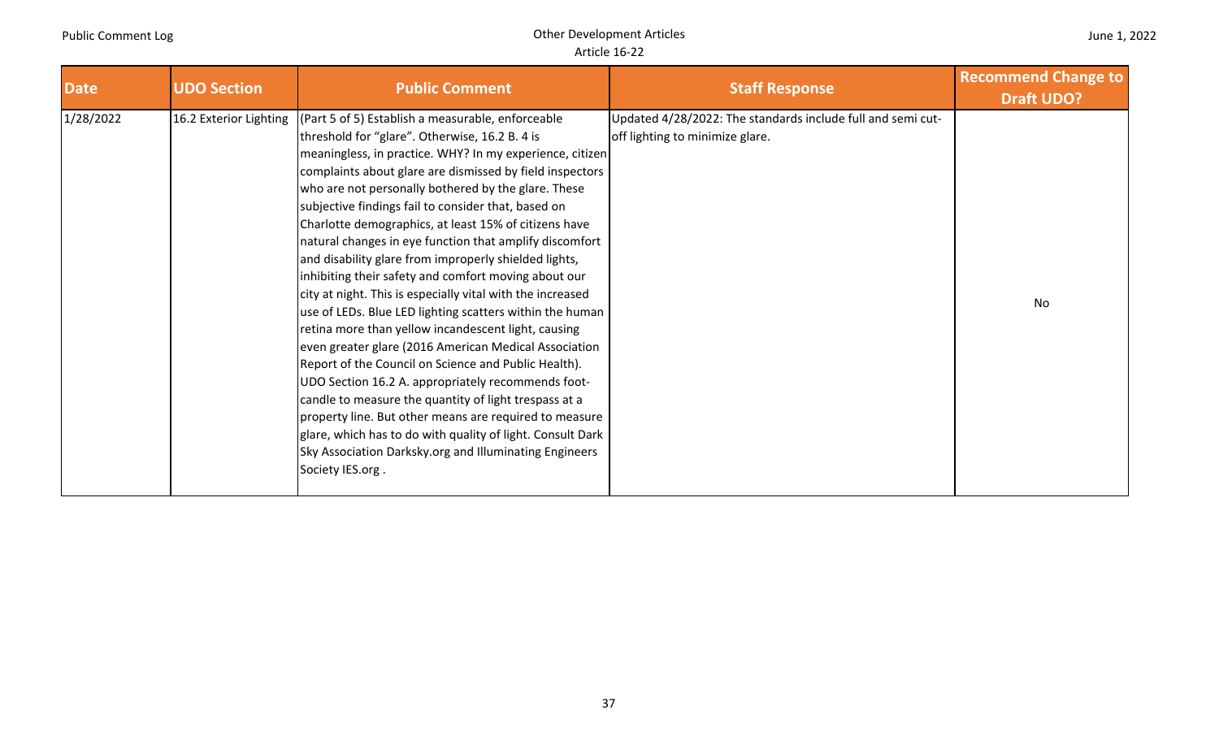| Date | UDO Section | Public Comment | Staff Response | Recommend Change to Draft UDO? |
|---|---|---|---|---|
| 1/28/2022 | 16.2 Exterior Lighting | (Part 5 of 5) Establish a measurable, enforceable threshold for "glare". Otherwise, 16.2 B. 4 is meaningless, in practice. WHY? In my experience, citizen complaints about glare are dismissed by field inspectors who are not personally bothered by the glare. These subjective findings fail to consider that, based on Charlotte demographics, at least 15% of citizens have natural changes in eye function that amplify discomfort and disability glare from improperly shielded lights, inhibiting their safety and comfort moving about our city at night. This is especially vital with the increased use of LEDs. Blue LED lighting scatters within the human retina more than yellow incandescent light, causing even greater glare (2016 American Medical Association Report of the Council on Science and Public Health). UDO Section 16.2 A. appropriately recommends foot-candle to measure the quantity of light trespass at a property line. But other means are required to measure glare, which has to do with quality of light. Consult Dark Sky Association Darksky.org and Illuminating Engineers Society IES.org . | Updated 4/28/2022: The standards include full and semi cut-off lighting to minimize glare. | No |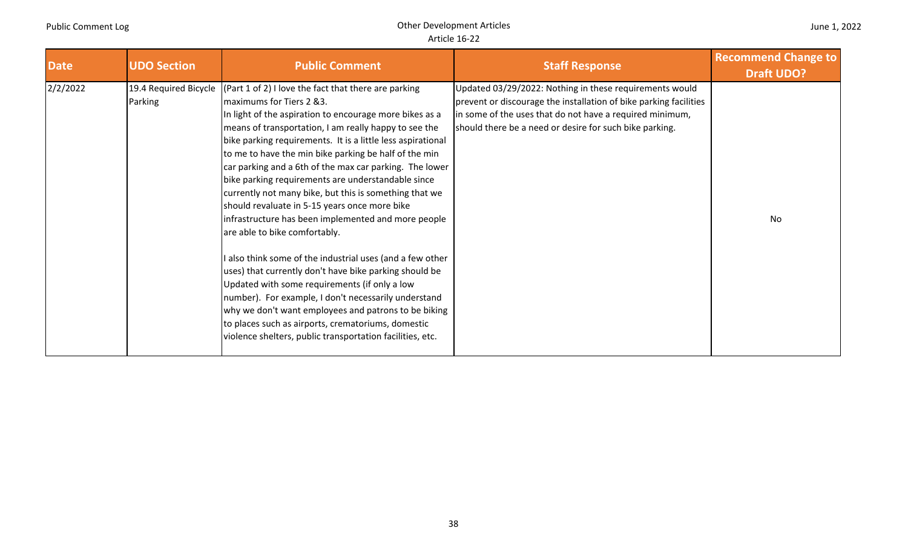| Date | UDO Section | Public Comment | Staff Response | Recommend Change to Draft UDO? |
| --- | --- | --- | --- | --- |
| 2/2/2022 | 19.4 Required Bicycle Parking | (Part 1 of 2) I love the fact that there are parking maximums for Tiers 2 &3.<br>In light of the aspiration to encourage more bikes as a means of transportation, I am really happy to see the bike parking requirements. It is a little less aspirational to me to have the min bike parking be half of the min car parking and a 6th of the max car parking. The lower bike parking requirements are understandable since currently not many bike, but this is something that we should revaluate in 5-15 years once more bike infrastructure has been implemented and more people are able to bike comfortably.<br><br>I also think some of the industrial uses (and a few other uses) that currently don't have bike parking should be Updated with some requirements (if only a low number). For example, I don't necessarily understand why we don't want employees and patrons to be biking to places such as airports, crematoriums, domestic violence shelters, public transportation facilities, etc. | Updated 03/29/2022: Nothing in these requirements would prevent or discourage the installation of bike parking facilities in some of the uses that do not have a required minimum, should there be a need or desire for such bike parking. | No |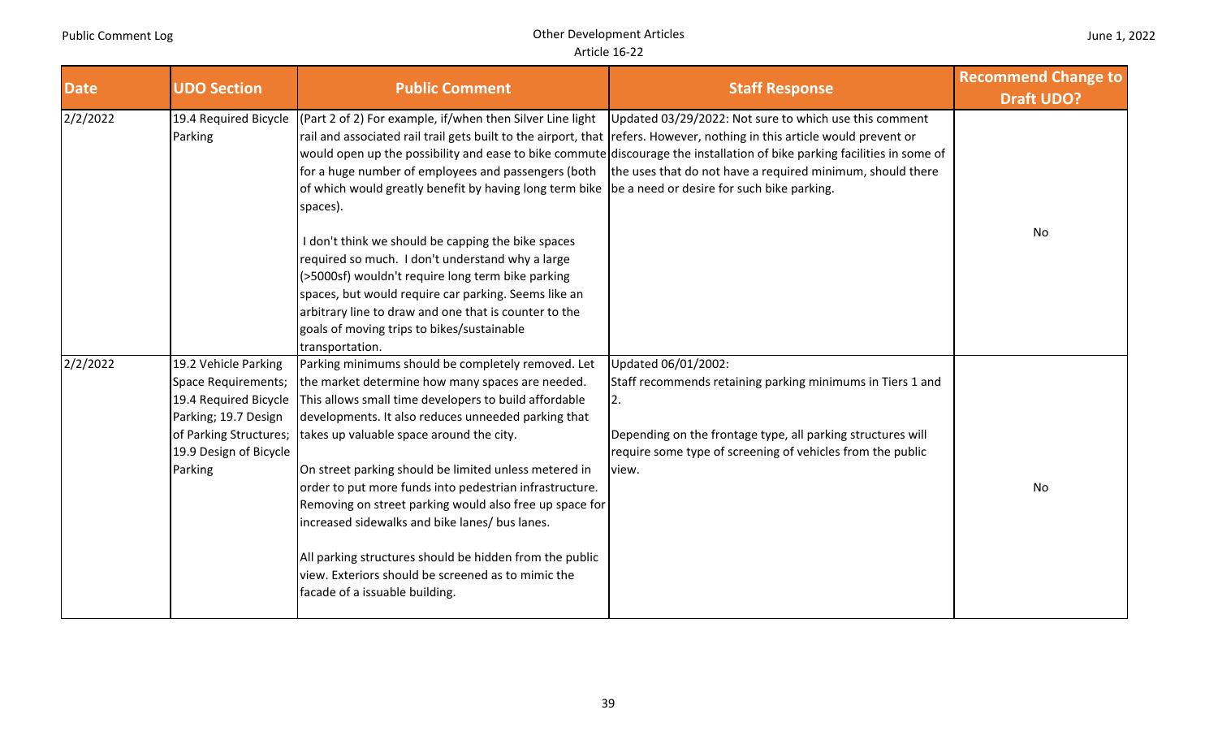| Date | UDO Section | Public Comment | Staff Response | Recommend Change to Draft UDO? |
|---|---|---|---|---|
| 2/2/2022 | 19.4 Required Bicycle Parking | (Part 2 of 2) For example, if/when then Silver Line light rail and associated rail trail gets built to the airport, that would open up the possibility and ease to bike commute for a huge number of employees and passengers (both of which would greatly benefit by having long term bike spaces).<br><br>I don't think we should be capping the bike spaces required so much. I don't understand why a large (>5000sf) wouldn't require long term bike parking spaces, but would require car parking. Seems like an arbitrary line to draw and one that is counter to the goals of moving trips to bikes/sustainable transportation. | Updated 03/29/2022: Not sure to which use this comment refers. However, nothing in this article would prevent or discourage the installation of bike parking facilities in some of the uses that do not have a required minimum, should there be a need or desire for such bike parking. | No |
| 2/2/2022 | 19.2 Vehicle Parking Space Requirements; 19.4 Required Bicycle Parking; 19.7 Design of Parking Structures; 19.9 Design of Bicycle Parking | Parking minimums should be completely removed. Let the market determine how many spaces are needed. This allows small time developers to build affordable developments. It also reduces unneeded parking that takes up valuable space around the city.<br><br>On street parking should be limited unless metered in order to put more funds into pedestrian infrastructure. Removing on street parking would also free up space for increased sidewalks and bike lanes/ bus lanes.<br><br>All parking structures should be hidden from the public view. Exteriors should be screened as to mimic the facade of a issuable building. | Updated 06/01/2002:<br>Staff recommends retaining parking minimums in Tiers 1 and 2.<br><br>Depending on the frontage type, all parking structures will require some type of screening of vehicles from the public view. | No |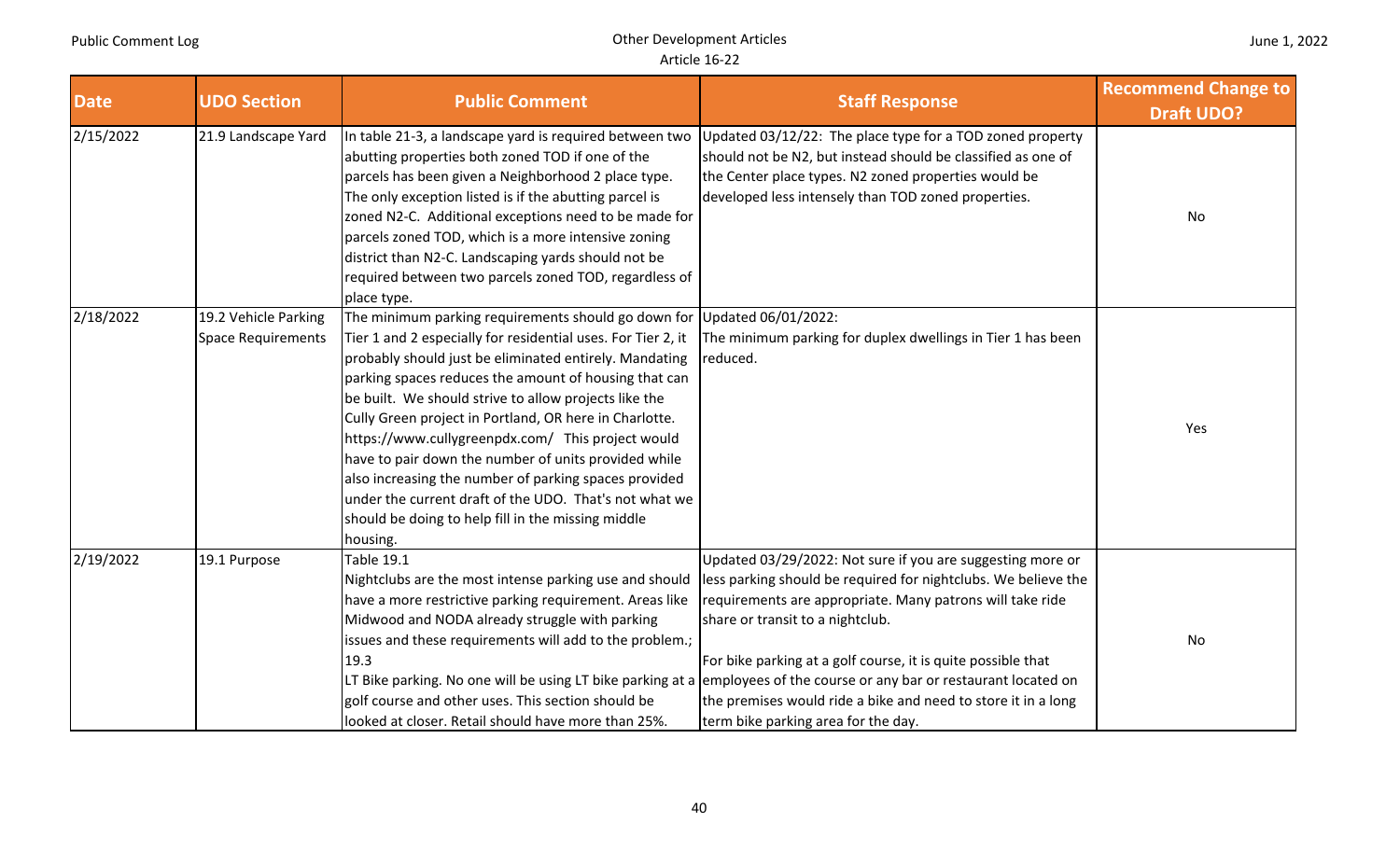| Date | UDO Section | Public Comment | Staff Response | Recommend Change to Draft UDO? |
| --- | --- | --- | --- | --- |
| 2/15/2022 | 21.9 Landscape Yard | In table 21-3, a landscape yard is required between two abutting properties both zoned TOD if one of the parcels has been given a Neighborhood 2 place type. The only exception listed is if the abutting parcel is zoned N2-C. Additional exceptions need to be made for parcels zoned TOD, which is a more intensive zoning district than N2-C. Landscaping yards should not be required between two parcels zoned TOD, regardless of place type. | Updated 03/12/22: The place type for a TOD zoned property should not be N2, but instead should be classified as one of the Center place types. N2 zoned properties would be developed less intensely than TOD zoned properties. | No |
| 2/18/2022 | 19.2 Vehicle Parking Space Requirements | The minimum parking requirements should go down for Tier 1 and 2 especially for residential uses. For Tier 2, it probably should just be eliminated entirely. Mandating parking spaces reduces the amount of housing that can be built. We should strive to allow projects like the Cully Green project in Portland, OR here in Charlotte. https://www.cullygreenpdx.com/ This project would have to pair down the number of units provided while also increasing the number of parking spaces provided under the current draft of the UDO. That's not what we should be doing to help fill in the missing middle housing. | Updated 06/01/2022:<br>The minimum parking for duplex dwellings in Tier 1 has been reduced. | Yes |
| 2/19/2022 | 19.1 Purpose | Table 19.1<br>Nightclubs are the most intense parking use and should have a more restrictive parking requirement. Areas like Midwood and NODA already struggle with parking issues and these requirements will add to the problem.;<br>19.3<br>LT Bike parking. No one will be using LT bike parking at a golf course and other uses. This section should be looked at closer. Retail should have more than 25%. | Updated 03/29/2022: Not sure if you are suggesting more or less parking should be required for nightclubs. We believe the requirements are appropriate. Many patrons will take ride share or transit to a nightclub.<br><br>For bike parking at a golf course, it is quite possible that employees of the course or any bar or restaurant located on the premises would ride a bike and need to store it in a long term bike parking area for the day. | No |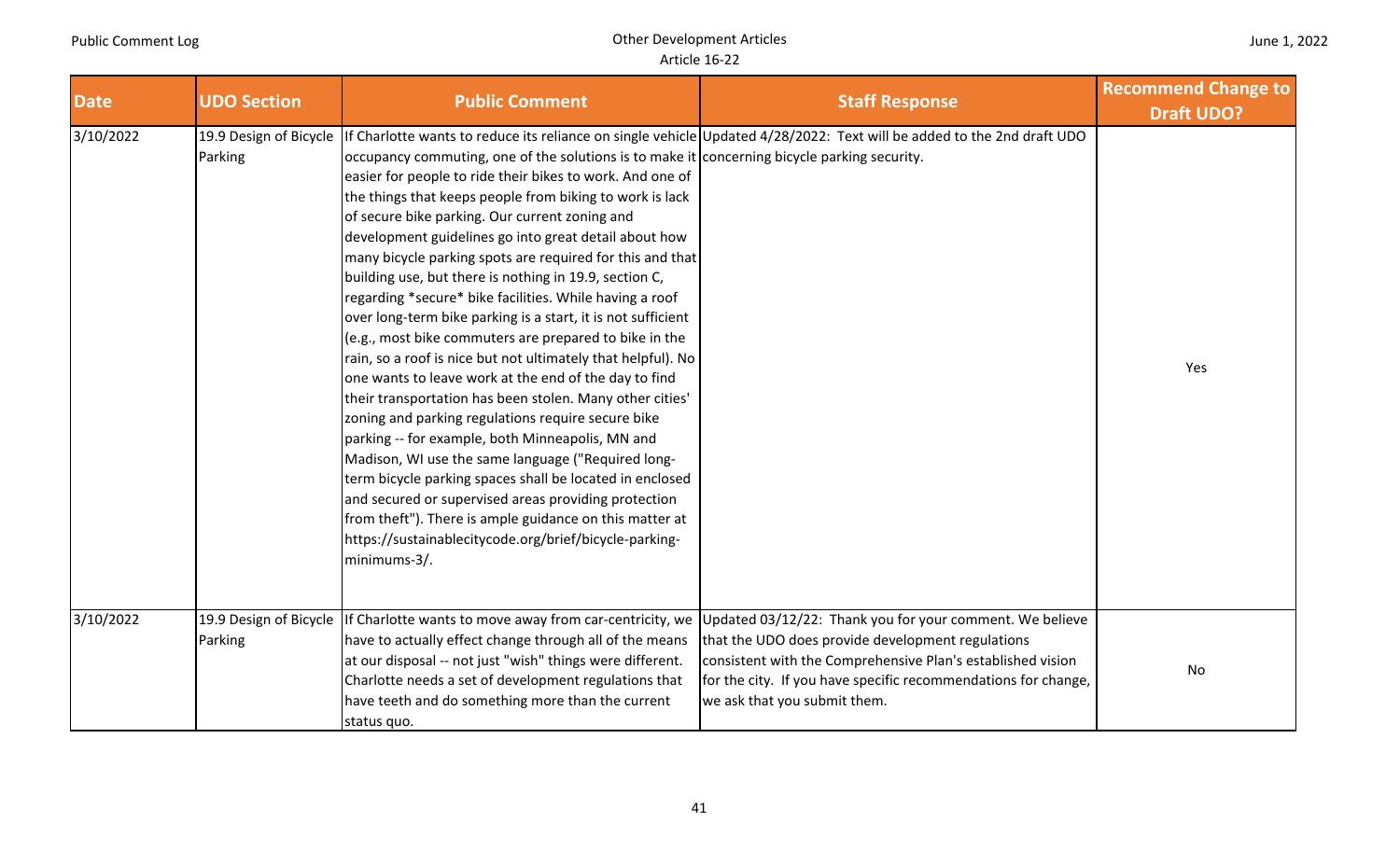| Date | UDO Section | Public Comment | Staff Response | Recommend Change to Draft UDO? |
|---|---|---|---|---|
| 3/10/2022 | 19.9 Design of Bicycle Parking | If Charlotte wants to reduce its reliance on single vehicle occupancy commuting, one of the solutions is to make it easier for people to ride their bikes to work. And one of the things that keeps people from biking to work is lack of secure bike parking. Our current zoning and development guidelines go into great detail about how many bicycle parking spots are required for this and that building use, but there is nothing in 19.9, section C, regarding *secure* bike facilities. While having a roof over long-term bike parking is a start, it is not sufficient (e.g., most bike commuters are prepared to bike in the rain, so a roof is nice but not ultimately that helpful). No one wants to leave work at the end of the day to find their transportation has been stolen. Many other cities' zoning and parking regulations require secure bike parking -- for example, both Minneapolis, MN and Madison, WI use the same language ("Required long-term bicycle parking spaces shall be located in enclosed and secured or supervised areas providing protection from theft"). There is ample guidance on this matter at https://sustainablecitycode.org/brief/bicycle-parking-minimums-3/. | Updated 4/28/2022: Text will be added to the 2nd draft UDO concerning bicycle parking security. | Yes |
| 3/10/2022 | 19.9 Design of Bicycle Parking | If Charlotte wants to move away from car-centricity, we have to actually effect change through all of the means at our disposal -- not just "wish" things were different. Charlotte needs a set of development regulations that have teeth and do something more than the current status quo. | Updated 03/12/22: Thank you for your comment. We believe that the UDO does provide development regulations consistent with the Comprehensive Plan's established vision for the city. If you have specific recommendations for change, we ask that you submit them. | No |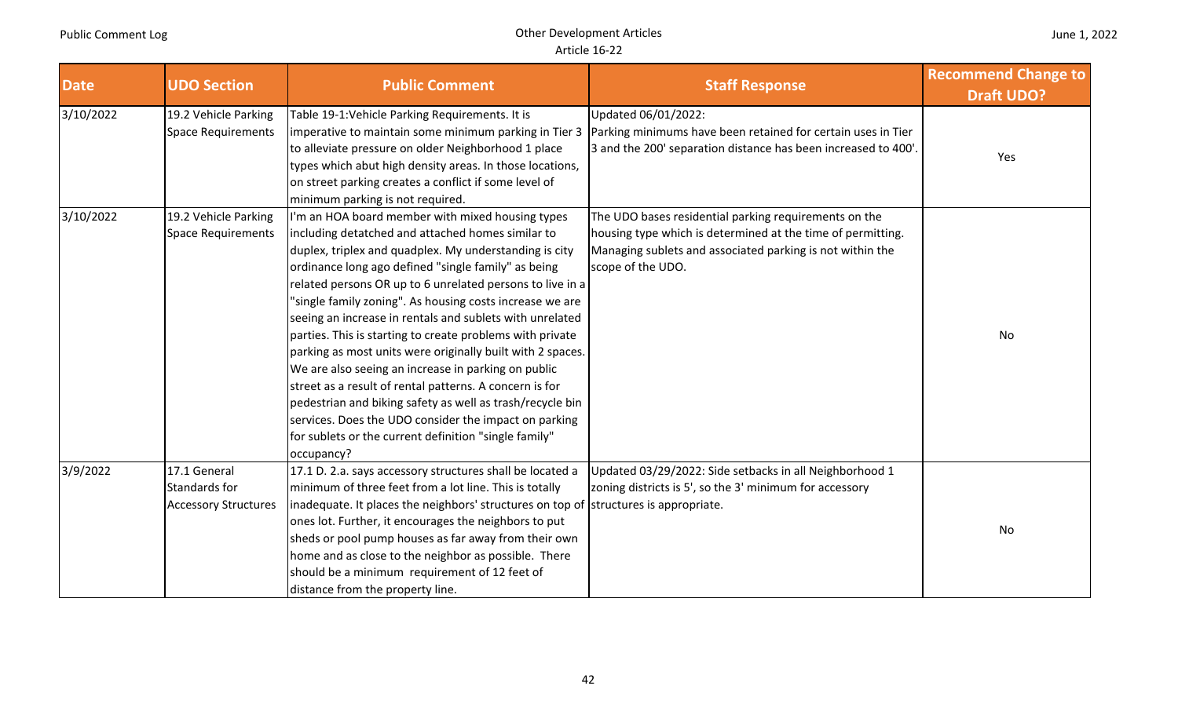| Date | UDO Section | Public Comment | Staff Response | Recommend Change to Draft UDO? |
|---|---|---|---|---|
| 3/10/2022 | 19.2 Vehicle Parking Space Requirements | Table 19-1:Vehicle Parking Requirements. It is imperative to maintain some minimum parking in Tier 3 to alleviate pressure on older Neighborhood 1 place types which abut high density areas. In those locations, on street parking creates a conflict if some level of minimum parking is not required. | Updated 06/01/2022: Parking minimums have been retained for certain uses in Tier 3 and the 200' separation distance has been increased to 400'. | Yes |
| 3/10/2022 | 19.2 Vehicle Parking Space Requirements | I'm an HOA board member with mixed housing types including detatched and attached homes similar to duplex, triplex and quadplex. My understanding is city ordinance long ago defined "single family" as being related persons OR up to 6 unrelated persons to live in a "single family zoning". As housing costs increase we are seeing an increase in rentals and sublets with unrelated parties. This is starting to create problems with private parking as most units were originally built with 2 spaces. We are also seeing an increase in parking on public street as a result of rental patterns. A concern is for pedestrian and biking safety as well as trash/recycle bin services. Does the UDO consider the impact on parking for sublets or the current definition "single family" occupancy? | The UDO bases residential parking requirements on the housing type which is determined at the time of permitting. Managing sublets and associated parking is not within the scope of the UDO. | No |
| 3/9/2022 | 17.1 General Standards for Accessory Structures | 17.1 D. 2.a. says accessory structures shall be located a minimum of three feet from a lot line. This is totally inadequate. It places the neighbors' structures on top of ones lot. Further, it encourages the neighbors to put sheds or pool pump houses as far away from their own home and as close to the neighbor as possible. There should be a minimum requirement of 12 feet of distance from the property line. | Updated 03/29/2022: Side setbacks in all Neighborhood 1 zoning districts is 5', so the 3' minimum for accessory structures is appropriate. | No |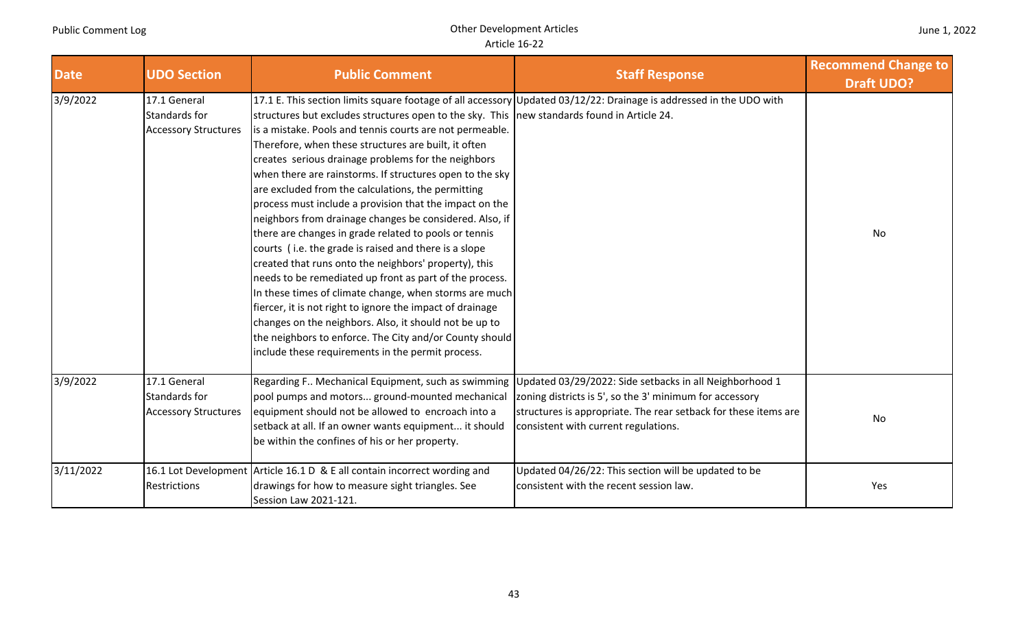| Date | UDO Section | Public Comment | Staff Response | Recommend Change to Draft UDO? |
|---|---|---|---|---|
| 3/9/2022 | 17.1 General Standards for Accessory Structures | 17.1 E. This section limits square footage of all accessory structures but excludes structures open to the sky. This is a mistake. Pools and tennis courts are not permeable. Therefore, when these structures are built, it often creates serious drainage problems for the neighbors when there are rainstorms. If structures open to the sky are excluded from the calculations, the permitting process must include a provision that the impact on the neighbors from drainage changes be considered. Also, if there are changes in grade related to pools or tennis courts (i.e. the grade is raised and there is a slope created that runs onto the neighbors' property), this needs to be remediated up front as part of the process. In these times of climate change, when storms are much fiercer, it is not right to ignore the impact of drainage changes on the neighbors. Also, it should not be up to the neighbors to enforce. The City and/or County should include these requirements in the permit process. | Updated 03/12/22: Drainage is addressed in the UDO with new standards found in Article 24. | No |
| 3/9/2022 | 17.1 General Standards for Accessory Structures | Regarding F.. Mechanical Equipment, such as swimming pool pumps and motors... ground-mounted mechanical equipment should not be allowed to encroach into a setback at all. If an owner wants equipment... it should be within the confines of his or her property. | Updated 03/29/2022: Side setbacks in all Neighborhood 1 zoning districts is 5', so the 3' minimum for accessory structures is appropriate. The rear setback for these items are consistent with current regulations. | No |
| 3/11/2022 | 16.1 Lot Development Restrictions | Article 16.1 D & E all contain incorrect wording and drawings for how to measure sight triangles. See Session Law 2021-121. | Updated 04/26/22: This section will be updated to be consistent with the recent session law. | Yes |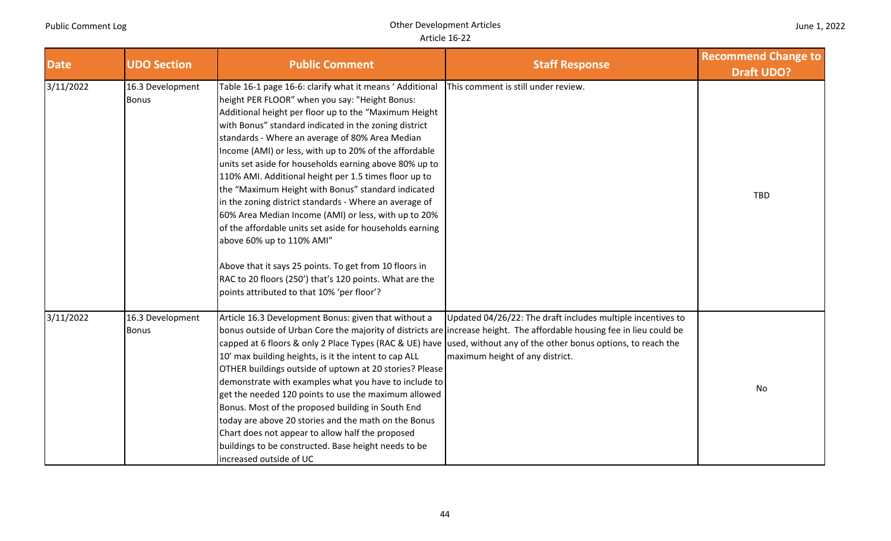| Date | UDO Section | Public Comment | Staff Response | Recommend Change to Draft UDO? |
|---|---|---|---|---|
| 3/11/2022 | 16.3 Development Bonus | Table 16-1 page 16-6: clarify what it means ' Additional height PER FLOOR" when you say: "Height Bonus: Additional height per floor up to the "Maximum Height with Bonus" standard indicated in the zoning district standards - Where an average of 80% Area Median Income (AMI) or less, with up to 20% of the affordable units set aside for households earning above 80% up to 110% AMI. Additional height per 1.5 times floor up to the "Maximum Height with Bonus" standard indicated in the zoning district standards - Where an average of 60% Area Median Income (AMI) or less, with up to 20% of the affordable units set aside for households earning above 60% up to 110% AMI"<br><br>Above that it says 25 points. To get from 10 floors in RAC to 20 floors (250') that's 120 points. What are the points attributed to that 10% 'per floor'? | This comment is still under review. | TBD |
| 3/11/2022 | 16.3 Development Bonus | Article 16.3 Development Bonus: given that without a bonus outside of Urban Core the majority of districts are capped at 6 floors & only 2 Place Types (RAC & UE) have 10' max building heights, is it the intent to cap ALL OTHER buildings outside of uptown at 20 stories? Please demonstrate with examples what you have to include to get the needed 120 points to use the maximum allowed Bonus. Most of the proposed building in South End today are above 20 stories and the math on the Bonus Chart does not appear to allow half the proposed buildings to be constructed. Base height needs to be increased outside of UC | Updated 04/26/22: The draft includes multiple incentives to increase height. The affordable housing fee in lieu could be used, without any of the other bonus options, to reach the maximum height of any district. | No |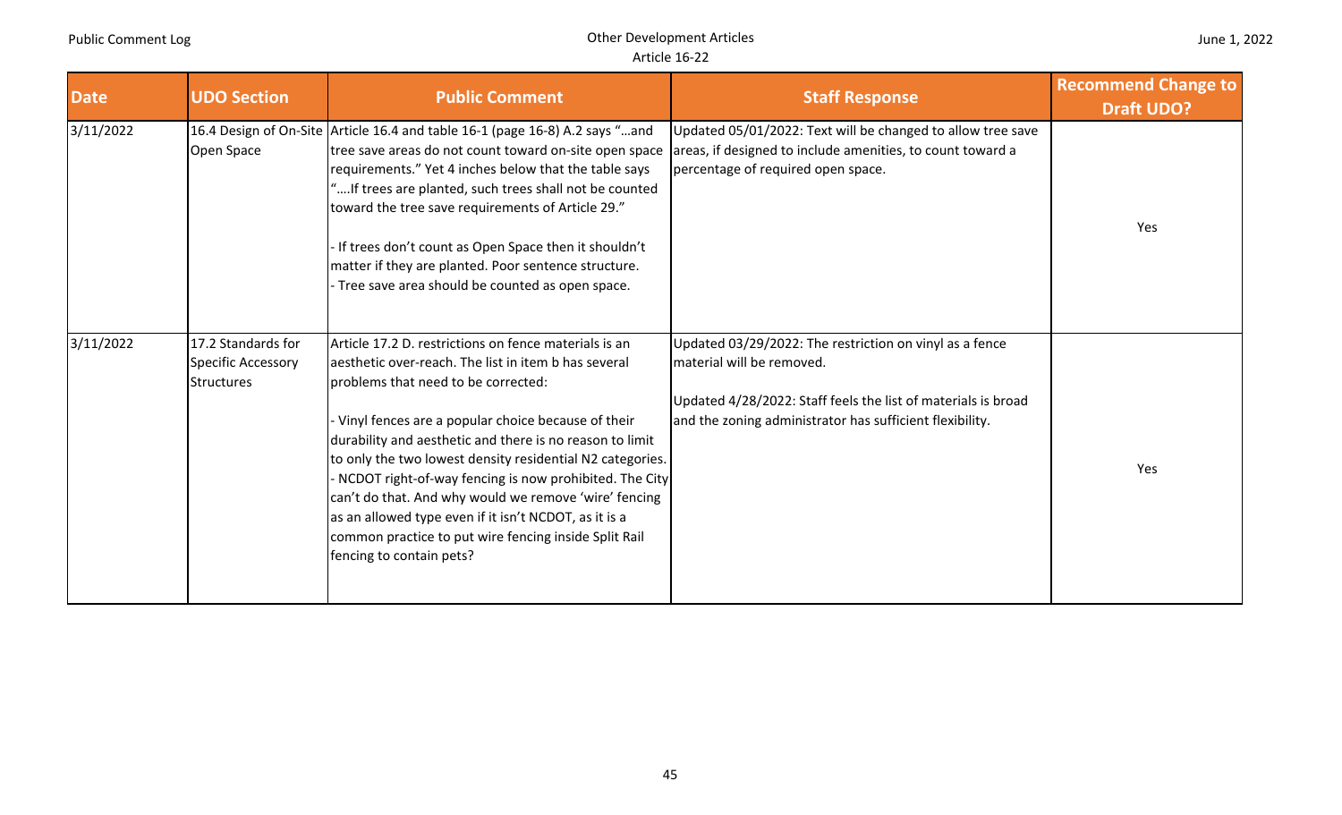| Date | UDO Section | Public Comment | Staff Response | Recommend Change to Draft UDO? |
|---|---|---|---|---|
| 3/11/2022 | 16.4 Design of On-Site Open Space | Article 16.4 and table 16-1 (page 16-8) A.2 says "…and tree save areas do not count toward on-site open space requirements." Yet 4 inches below that the table says "….If trees are planted, such trees shall not be counted toward the tree save requirements of Article 29."<br><br>- If trees don't count as Open Space then it shouldn't matter if they are planted. Poor sentence structure.<br>- Tree save area should be counted as open space. | Updated 05/01/2022: Text will be changed to allow tree save areas, if designed to include amenities, to count toward a percentage of required open space. | Yes |
| 3/11/2022 | 17.2 Standards for Specific Accessory Structures | Article 17.2 D. restrictions on fence materials is an aesthetic over-reach. The list in item b has several problems that need to be corrected:<br><br>- Vinyl fences are a popular choice because of their durability and aesthetic and there is no reason to limit to only the two lowest density residential N2 categories.<br>- NCDOT right-of-way fencing is now prohibited. The City can't do that. And why would we remove 'wire' fencing as an allowed type even if it isn't NCDOT, as it is a common practice to put wire fencing inside Split Rail fencing to contain pets? | Updated 03/29/2022: The restriction on vinyl as a fence material will be removed.<br><br>Updated 4/28/2022: Staff feels the list of materials is broad and the zoning administrator has sufficient flexibility. | Yes |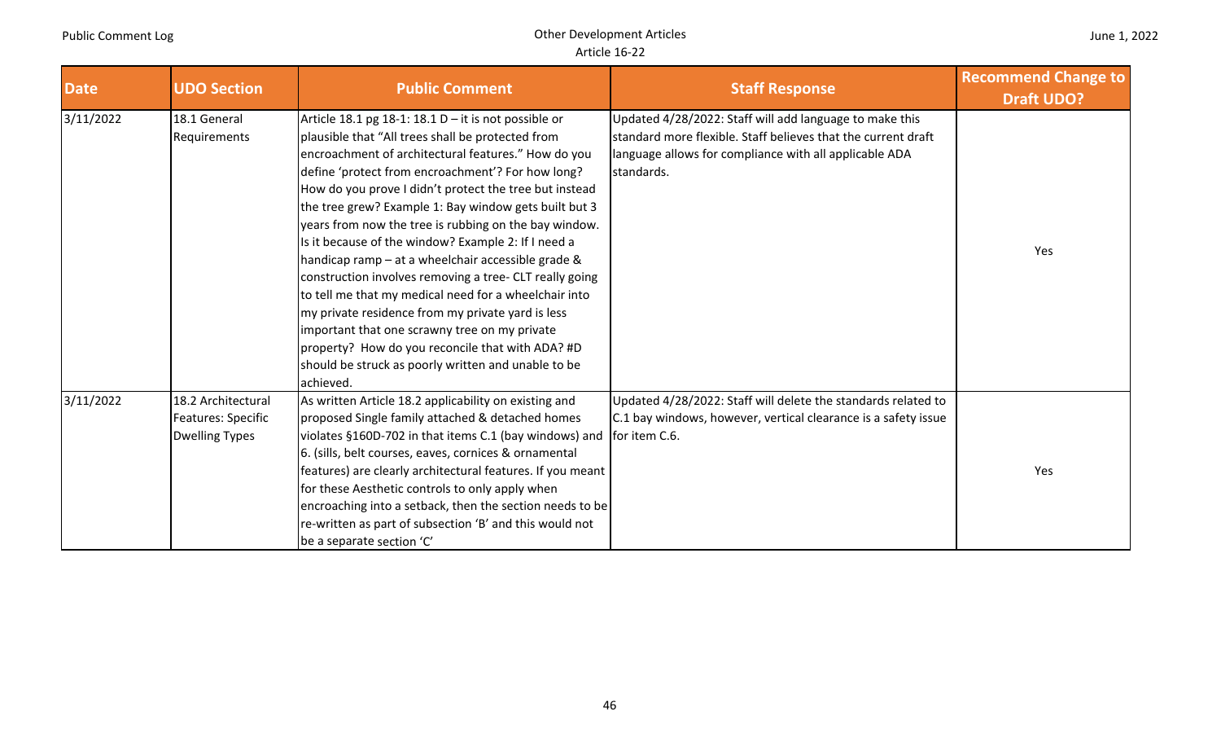| Date | UDO Section | Public Comment | Staff Response | Recommend Change to Draft UDO? |
|---|---|---|---|---|
| 3/11/2022 | 18.1 General Requirements | Article 18.1 pg 18-1: 18.1 D – it is not possible or plausible that "All trees shall be protected from encroachment of architectural features." How do you define 'protect from encroachment'? For how long? How do you prove I didn't protect the tree but instead the tree grew? Example 1: Bay window gets built but 3 years from now the tree is rubbing on the bay window. Is it because of the window? Example 2: If I need a handicap ramp – at a wheelchair accessible grade & construction involves removing a tree- CLT really going to tell me that my medical need for a wheelchair into my private residence from my private yard is less important that one scrawny tree on my private property? How do you reconcile that with ADA? #D should be struck as poorly written and unable to be achieved. | Updated 4/28/2022: Staff will add language to make this standard more flexible. Staff believes that the current draft language allows for compliance with all applicable ADA standards. | Yes |
| 3/11/2022 | 18.2 Architectural Features: Specific Dwelling Types | As written Article 18.2 applicability on existing and proposed Single family attached & detached homes violates §160D-702 in that items C.1 (bay windows) and 6. (sills, belt courses, eaves, cornices & ornamental features) are clearly architectural features. If you meant for these Aesthetic controls to only apply when encroaching into a setback, then the section needs to be re-written as part of subsection 'B' and this would not be a separate section 'C' | Updated 4/28/2022: Staff will delete the standards related to C.1 bay windows, however, vertical clearance is a safety issue for item C.6. | Yes |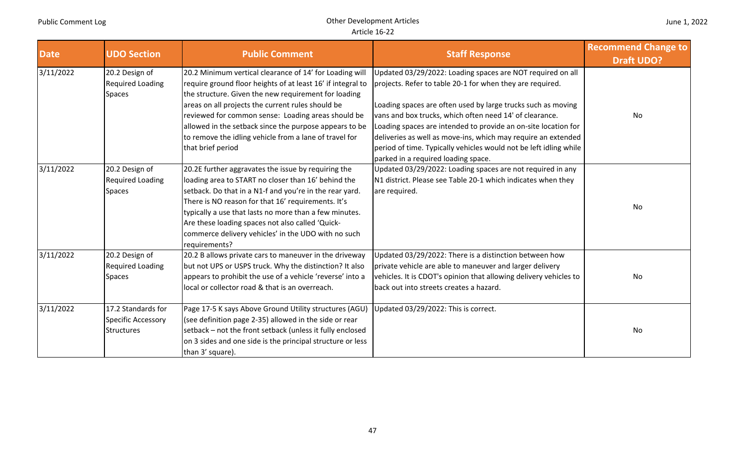| Date | UDO Section | Public Comment | Staff Response | Recommend Change to Draft UDO? |
|---|---|---|---|---|
| 3/11/2022 | 20.2 Design of Required Loading Spaces | 20.2 Minimum vertical clearance of 14' for Loading will require ground floor heights of at least 16' if integral to the structure. Given the new requirement for loading areas on all projects the current rules should be reviewed for common sense: Loading areas should be allowed in the setback since the purpose appears to be to remove the idling vehicle from a lane of travel for that brief period | Updated 03/29/2022: Loading spaces are NOT required on all projects. Refer to table 20-1 for when they are required.<br><br>Loading spaces are often used by large trucks such as moving vans and box trucks, which often need 14' of clearance. Loading spaces are intended to provide an on-site location for deliveries as well as move-ins, which may require an extended period of time. Typically vehicles would not be left idling while parked in a required loading space. | No |
| 3/11/2022 | 20.2 Design of Required Loading Spaces | 20.2E further aggravates the issue by requiring the loading area to START no closer than 16' behind the setback. Do that in a N1-f and you're in the rear yard. There is NO reason for that 16' requirements. It's typically a use that lasts no more than a few minutes. Are these loading spaces not also called 'Quick-commerce delivery vehicles' in the UDO with no such requirements? | Updated 03/29/2022: Loading spaces are not required in any N1 district. Please see Table 20-1 which indicates when they are required. | No |
| 3/11/2022 | 20.2 Design of Required Loading Spaces | 20.2 B allows private cars to maneuver in the driveway but not UPS or USPS truck. Why the distinction? It also appears to prohibit the use of a vehicle 'reverse' into a local or collector road & that is an overreach. | Updated 03/29/2022: There is a distinction between how private vehicle are able to maneuver and larger delivery vehicles. It is CDOT's opinion that allowing delivery vehicles to back out into streets creates a hazard. | No |
| 3/11/2022 | 17.2 Standards for Specific Accessory Structures | Page 17-5 K says Above Ground Utility structures (AGU) (see definition page 2-35) allowed in the side or rear setback – not the front setback (unless it fully enclosed on 3 sides and one side is the principal structure or less than 3' square). | Updated 03/29/2022: This is correct. | No |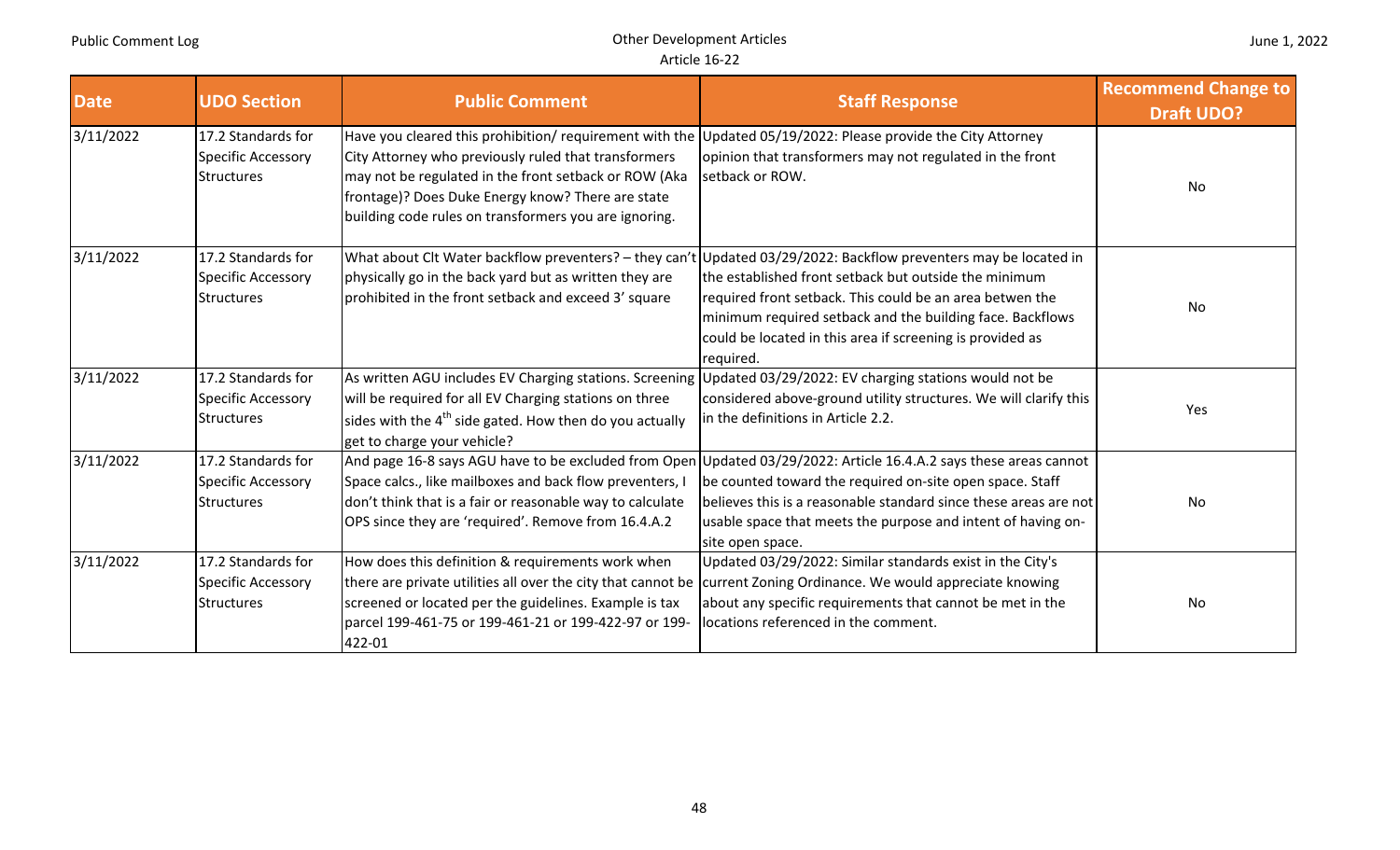| Date | UDO Section | Public Comment | Staff Response | Recommend Change to Draft UDO? |
|---|---|---|---|---|
| 3/11/2022 | 17.2 Standards for Specific Accessory Structures | Have you cleared this prohibition/ requirement with the City Attorney who previously ruled that transformers may not be regulated in the front setback or ROW (Aka frontage)? Does Duke Energy know? There are state building code rules on transformers you are ignoring. | Updated 05/19/2022: Please provide the City Attorney opinion that transformers may not regulated in the front setback or ROW. | No |
| 3/11/2022 | 17.2 Standards for Specific Accessory Structures | What about Clt Water backflow preventers? – they can't physically go in the back yard but as written they are prohibited in the front setback and exceed 3' square | Updated 03/29/2022: Backflow preventers may be located in the established front setback but outside the minimum required front setback. This could be an area betwen the minimum required setback and the building face. Backflows could be located in this area if screening is provided as required. | No |
| 3/11/2022 | 17.2 Standards for Specific Accessory Structures | As written AGU includes EV Charging stations. Screening will be required for all EV Charging stations on three sides with the 4th side gated. How then do you actually get to charge your vehicle? | Updated 03/29/2022: EV charging stations would not be considered above-ground utility structures. We will clarify this in the definitions in Article 2.2. | Yes |
| 3/11/2022 | 17.2 Standards for Specific Accessory Structures | And page 16-8 says AGU have to be excluded from Open Space calcs., like mailboxes and back flow preventers, I don't think that is a fair or reasonable way to calculate OPS since they are 'required'. Remove from 16.4.A.2 | Updated 03/29/2022: Article 16.4.A.2 says these areas cannot be counted toward the required on-site open space. Staff believes this is a reasonable standard since these areas are not usable space that meets the purpose and intent of having on-site open space. | No |
| 3/11/2022 | 17.2 Standards for Specific Accessory Structures | How does this definition & requirements work when there are private utilities all over the city that cannot be screened or located per the guidelines. Example is tax parcel 199-461-75 or 199-461-21 or 199-422-97 or 199-422-01 | Updated 03/29/2022: Similar standards exist in the City's current Zoning Ordinance. We would appreciate knowing about any specific requirements that cannot be met in the locations referenced in the comment. | No |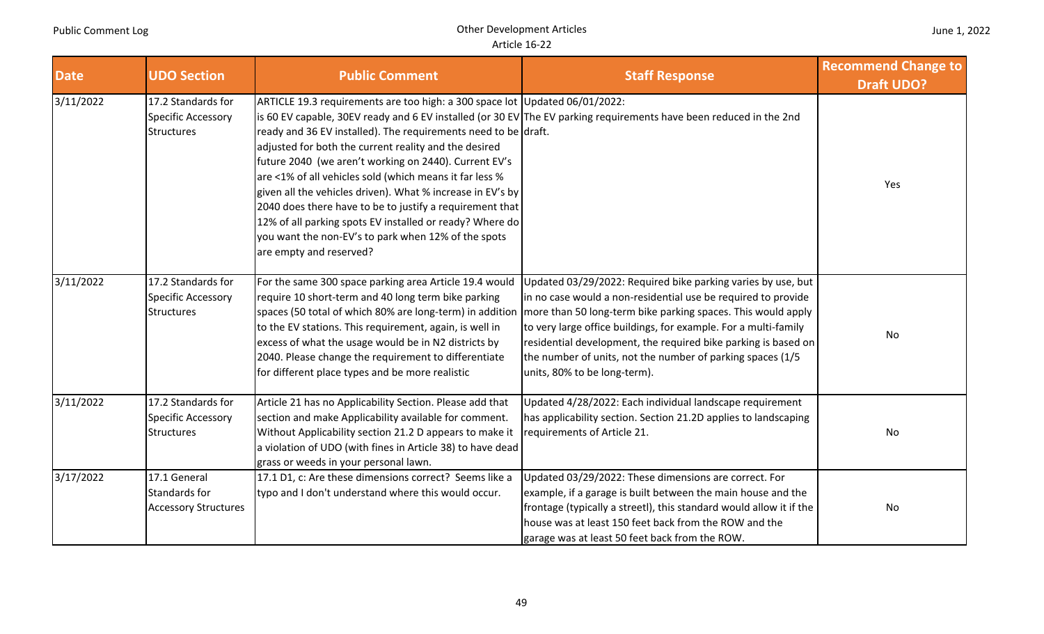| Date | UDO Section | Public Comment | Staff Response | Recommend Change to Draft UDO? |
|---|---|---|---|---|
| 3/11/2022 | 17.2 Standards for Specific Accessory Structures | ARTICLE 19.3 requirements are too high: a 300 space lot is 60 EV capable, 30EV ready and 6 EV installed (or 30 EV ready and 36 EV installed). The requirements need to be adjusted for both the current reality and the desired future 2040 (we aren't working on 2440). Current EV's are <1% of all vehicles sold (which means it far less % given all the vehicles driven). What % increase in EV's by 2040 does there have to be to justify a requirement that 12% of all parking spots EV installed or ready? Where do you want the non-EV's to park when 12% of the spots are empty and reserved? | Updated 06/01/2022: The EV parking requirements have been reduced in the 2nd draft. | Yes |
| 3/11/2022 | 17.2 Standards for Specific Accessory Structures | For the same 300 space parking area Article 19.4 would require 10 short-term and 40 long term bike parking spaces (50 total of which 80% are long-term) in addition to the EV stations. This requirement, again, is well in excess of what the usage would be in N2 districts by 2040. Please change the requirement to differentiate for different place types and be more realistic | Updated 03/29/2022: Required bike parking varies by use, but in no case would a non-residential use be required to provide more than 50 long-term bike parking spaces. This would apply to very large office buildings, for example. For a multi-family residential development, the required bike parking is based on the number of units, not the number of parking spaces (1/5 units, 80% to be long-term). | No |
| 3/11/2022 | 17.2 Standards for Specific Accessory Structures | Article 21 has no Applicability Section. Please add that section and make Applicability available for comment. Without Applicability section 21.2 D appears to make it a violation of UDO (with fines in Article 38) to have dead grass or weeds in your personal lawn. | Updated 4/28/2022: Each individual landscape requirement has applicability section. Section 21.2D applies to landscaping requirements of Article 21. | No |
| 3/17/2022 | 17.1 General Standards for Accessory Structures | 17.1 D1, c: Are these dimensions correct? Seems like a typo and I don't understand where this would occur. | Updated 03/29/2022: These dimensions are correct. For example, if a garage is built between the main house and the frontage (typically a streetl), this standard would allow it if the house was at least 150 feet back from the ROW and the garage was at least 50 feet back from the ROW. | No |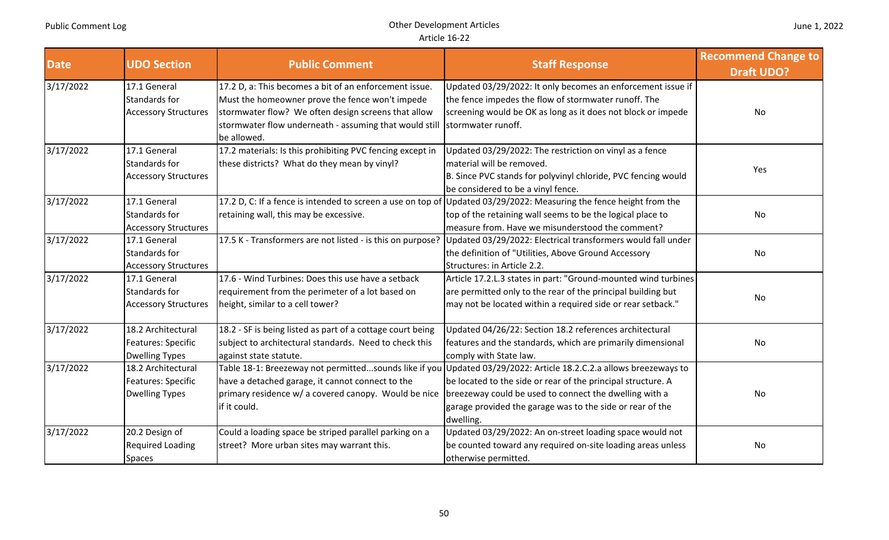| Date | UDO Section | Public Comment | Staff Response | Recommend Change to Draft UDO? |
|---|---|---|---|---|
| 3/17/2022 | 17.1 General Standards for Accessory Structures | 17.2 D, a: This becomes a bit of an enforcement issue. Must the homeowner prove the fence won't impede stormwater flow? We often design screens that allow stormwater flow underneath - assuming that would still be allowed. | Updated 03/29/2022: It only becomes an enforcement issue if the fence impedes the flow of stormwater runoff. The screening would be OK as long as it does not block or impede stormwater runoff. | No |
| 3/17/2022 | 17.1 General Standards for Accessory Structures | 17.2 materials: Is this prohibiting PVC fencing except in these districts? What do they mean by vinyl? | Updated 03/29/2022: The restriction on vinyl as a fence material will be removed.<br>B. Since PVC stands for polyvinyl chloride, PVC fencing would be considered to be a vinyl fence. | Yes |
| 3/17/2022 | 17.1 General Standards for Accessory Structures | 17.2 D, C: If a fence is intended to screen a use on top of retaining wall, this may be excessive. | Updated 03/29/2022: Measuring the fence height from the top of the retaining wall seems to be the logical place to measure from. Have we misunderstood the comment? | No |
| 3/17/2022 | 17.1 General Standards for Accessory Structures | 17.5 K - Transformers are not listed - is this on purpose? | Updated 03/29/2022: Electrical transformers would fall under the definition of "Utilities, Above Ground Accessory Structures: in Article 2.2. | No |
| 3/17/2022 | 17.1 General Standards for Accessory Structures | 17.6 - Wind Turbines: Does this use have a setback requirement from the perimeter of a lot based on height, similar to a cell tower? | Article 17.2.L.3 states in part: "Ground-mounted wind turbines are permitted only to the rear of the principal building but may not be located within a required side or rear setback." | No |
| 3/17/2022 | 18.2 Architectural Features: Specific Dwelling Types | 18.2 - SF is being listed as part of a cottage court being subject to architectural standards. Need to check this against state statute. | Updated 04/26/22: Section 18.2 references architectural features and the standards, which are primarily dimensional comply with State law. | No |
| 3/17/2022 | 18.2 Architectural Features: Specific Dwelling Types | Table 18-1: Breezeway not permitted...sounds like if you have a detached garage, it cannot connect to the primary residence w/ a covered canopy. Would be nice if it could. | Updated 03/29/2022: Article 18.2.C.2.a allows breezeways to be located to the side or rear of the principal structure. A breezeway could be used to connect the dwelling with a garage provided the garage was to the side or rear of the dwelling. | No |
| 3/17/2022 | 20.2 Design of Required Loading Spaces | Could a loading space be striped parallel parking on a street? More urban sites may warrant this. | Updated 03/29/2022: An on-street loading space would not be counted toward any required on-site loading areas unless otherwise permitted. | No |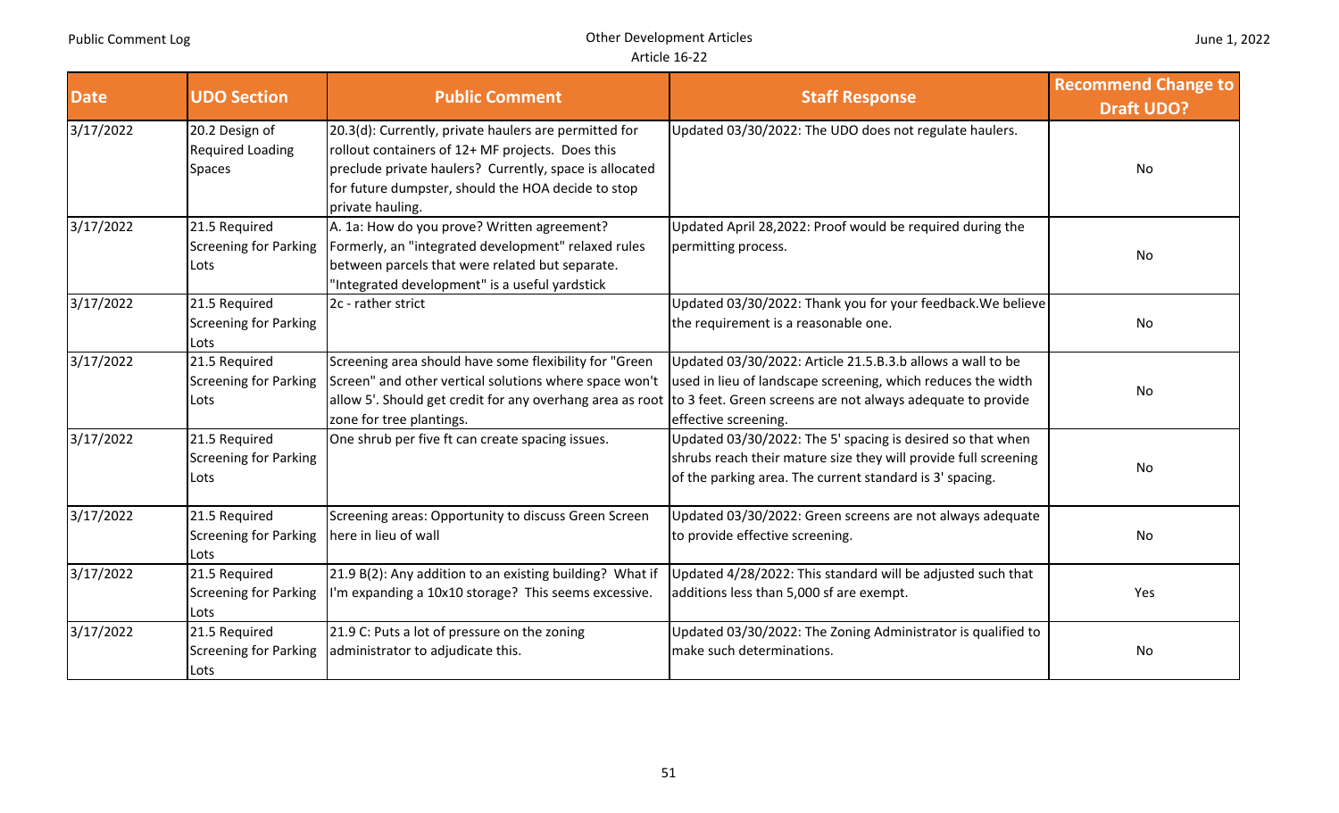| Date | UDO Section | Public Comment | Staff Response | Recommend Change to Draft UDO? |
|---|---|---|---|---|
| 3/17/2022 | 20.2 Design of Required Loading Spaces | 20.3(d): Currently, private haulers are permitted for rollout containers of 12+ MF projects. Does this preclude private haulers? Currently, space is allocated for future dumpster, should the HOA decide to stop private hauling. | Updated 03/30/2022: The UDO does not regulate haulers. | No |
| 3/17/2022 | 21.5 Required Screening for Parking Lots | A. 1a: How do you prove? Written agreement? Formerly, an "integrated development" relaxed rules between parcels that were related but separate. "Integrated development" is a useful yardstick | Updated April 28,2022: Proof would be required during the permitting process. | No |
| 3/17/2022 | 21.5 Required Screening for Parking Lots | 2c - rather strict | Updated 03/30/2022: Thank you for your feedback.We believe the requirement is a reasonable one. | No |
| 3/17/2022 | 21.5 Required Screening for Parking Lots | Screening area should have some flexibility for "Green Screen" and other vertical solutions where space won't allow 5'. Should get credit for any overhang area as root zone for tree plantings. | Updated 03/30/2022: Article 21.5.B.3.b allows a wall to be used in lieu of landscape screening, which reduces the width to 3 feet. Green screens are not always adequate to provide effective screening. | No |
| 3/17/2022 | 21.5 Required Screening for Parking Lots | One shrub per five ft can create spacing issues. | Updated 03/30/2022: The 5' spacing is desired so that when shrubs reach their mature size they will provide full screening of the parking area. The current standard is 3' spacing. | No |
| 3/17/2022 | 21.5 Required Screening for Parking Lots | Screening areas: Opportunity to discuss Green Screen here in lieu of wall | Updated 03/30/2022: Green screens are not always adequate to provide effective screening. | No |
| 3/17/2022 | 21.5 Required Screening for Parking Lots | 21.9 B(2): Any addition to an existing building? What if I'm expanding a 10x10 storage? This seems excessive. | Updated 4/28/2022: This standard will be adjusted such that additions less than 5,000 sf are exempt. | Yes |
| 3/17/2022 | 21.5 Required Screening for Parking Lots | 21.9 C: Puts a lot of pressure on the zoning administrator to adjudicate this. | Updated 03/30/2022: The Zoning Administrator is qualified to make such determinations. | No |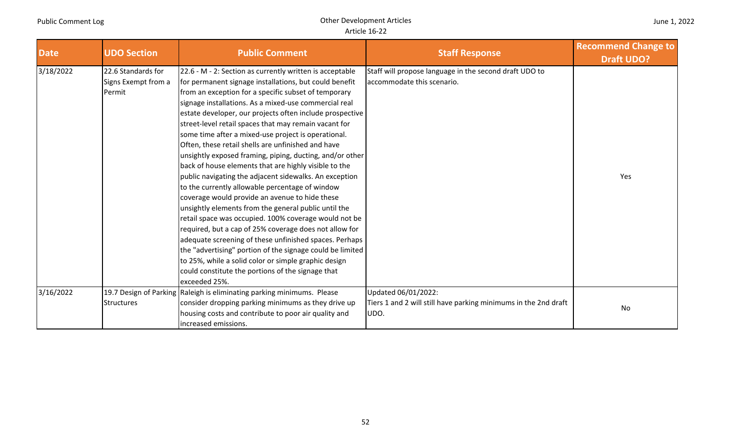| Date | UDO Section | Public Comment | Staff Response | Recommend Change to Draft UDO? |
|---|---|---|---|---|
| 3/18/2022 | 22.6 Standards for Signs Exempt from a Permit | 22.6 - M - 2: Section as currently written is acceptable for permanent signage installations, but could benefit from an exception for a specific subset of temporary signage installations. As a mixed-use commercial real estate developer, our projects often include prospective street-level retail spaces that may remain vacant for some time after a mixed-use project is operational. Often, these retail shells are unfinished and have unsightly exposed framing, piping, ducting, and/or other back of house elements that are highly visible to the public navigating the adjacent sidewalks. An exception to the currently allowable percentage of window coverage would provide an avenue to hide these unsightly elements from the general public until the retail space was occupied. 100% coverage would not be required, but a cap of 25% coverage does not allow for adequate screening of these unfinished spaces. Perhaps the "advertising" portion of the signage could be limited to 25%, while a solid color or simple graphic design could constitute the portions of the signage that exceeded 25%. | Staff will propose language in the second draft UDO to accommodate this scenario. | Yes |
| 3/16/2022 | 19.7 Design of Parking Structures | Raleigh is eliminating parking minimums. Please consider dropping parking minimums as they drive up housing costs and contribute to poor air quality and increased emissions. | Updated 06/01/2022: Tiers 1 and 2 will still have parking minimums in the 2nd draft UDO. | No |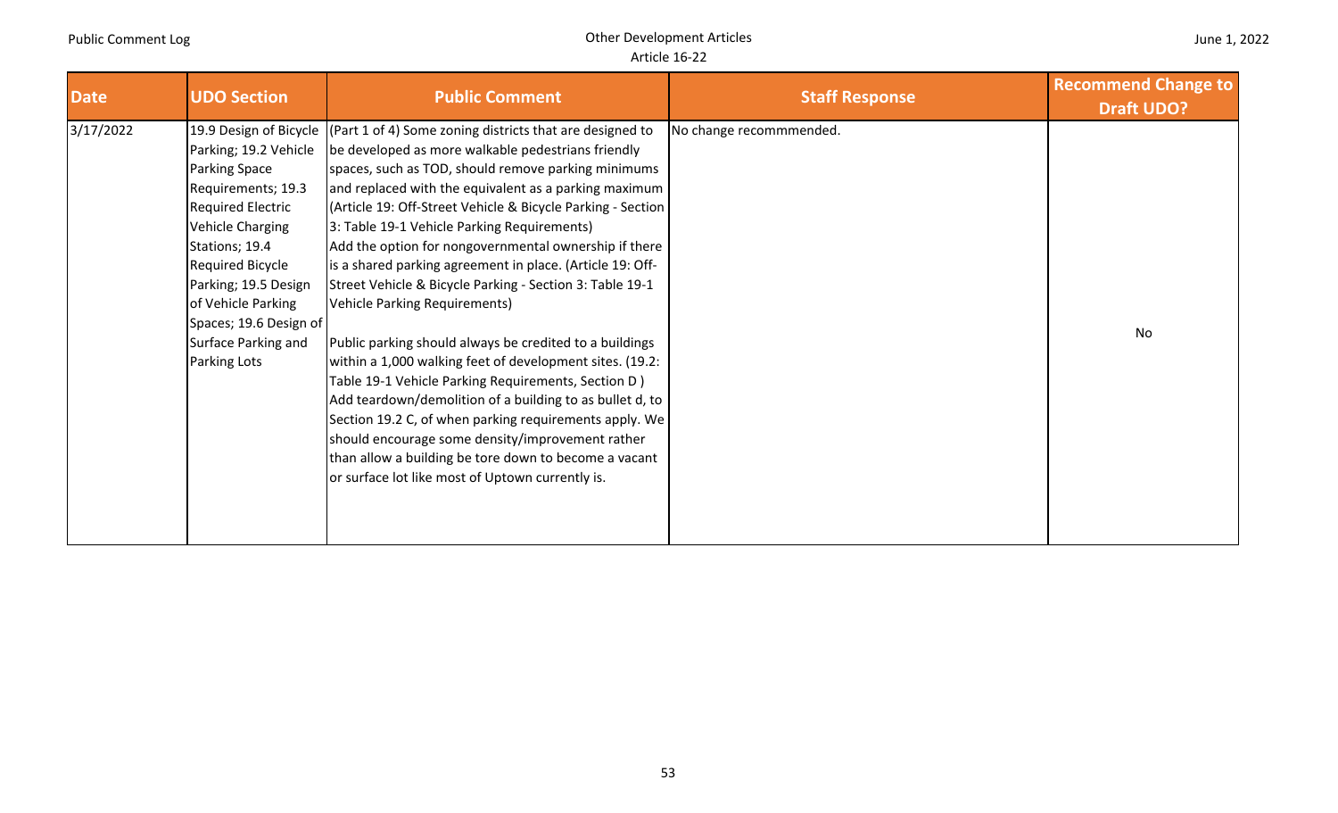| Date | UDO Section | Public Comment | Staff Response | Recommend Change to Draft UDO? |
|---|---|---|---|---|
| 3/17/2022 | 19.9 Design of Bicycle Parking; 19.2 Vehicle Parking Space Requirements; 19.3 Required Electric Vehicle Charging Stations; 19.4 Required Bicycle Parking; 19.5 Design of Vehicle Parking Spaces; 19.6 Design of Surface Parking and Parking Lots | (Part 1 of 4) Some zoning districts that are designed to be developed as more walkable pedestrians friendly spaces, such as TOD, should remove parking minimums and replaced with the equivalent as a parking maximum (Article 19: Off-Street Vehicle & Bicycle Parking - Section 3: Table 19-1 Vehicle Parking Requirements) Add the option for nongovernmental ownership if there is a shared parking agreement in place. (Article 19: Off-Street Vehicle & Bicycle Parking - Section 3: Table 19-1 Vehicle Parking Requirements)<br><br>Public parking should always be credited to a buildings within a 1,000 walking feet of development sites. (19.2: Table 19-1 Vehicle Parking Requirements, Section D ) Add teardown/demolition of a building to as bullet d, to Section 19.2 C, of when parking requirements apply. We should encourage some density/improvement rather than allow a building be tore down to become a vacant or surface lot like most of Uptown currently is. | No change recommmended. | No |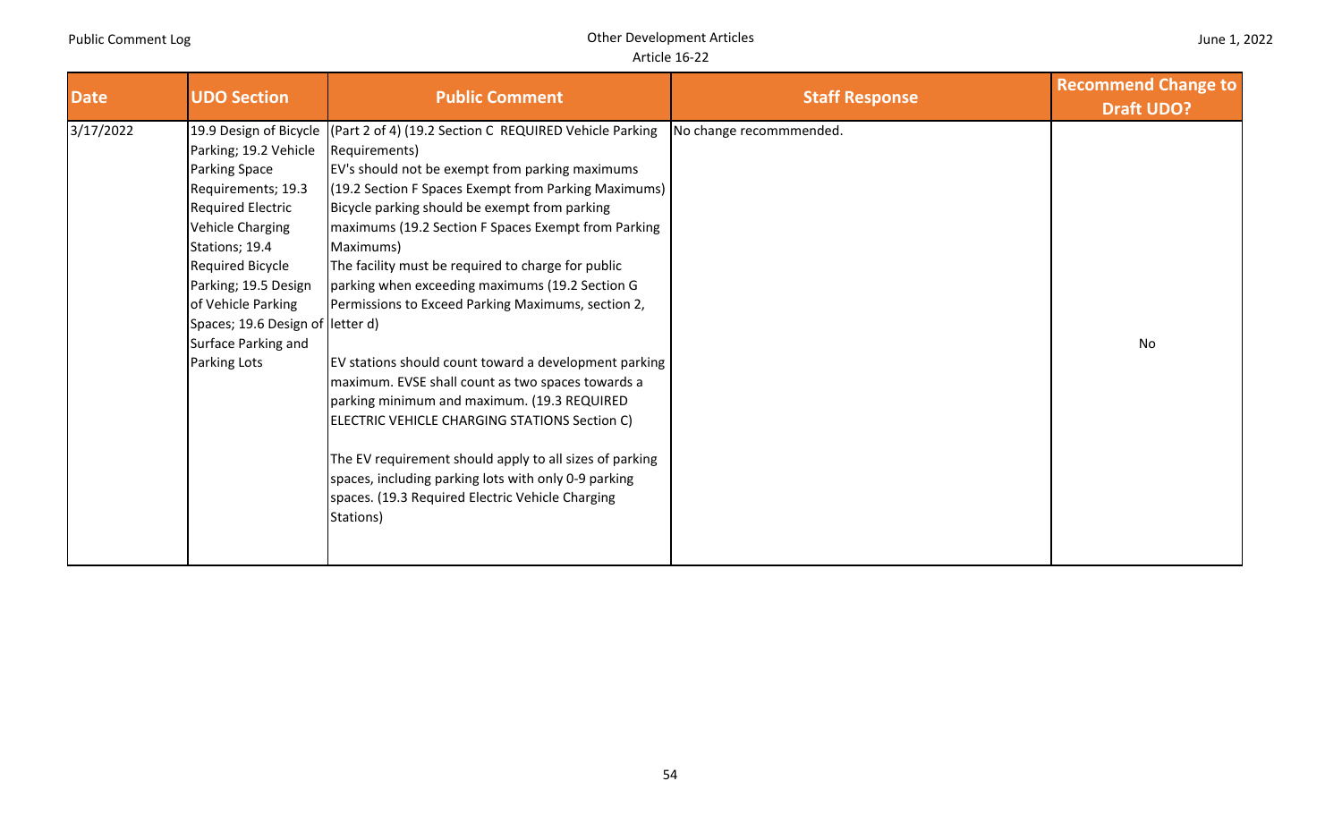| Date | UDO Section | Public Comment | Staff Response | Recommend Change to Draft UDO? |
|---|---|---|---|---|
| 3/17/2022 | 19.9 Design of Bicycle Parking; 19.2 Vehicle Parking Space Requirements; 19.3 Required Electric Vehicle Charging Stations; 19.4 Required Bicycle Parking; 19.5 Design of Vehicle Parking Spaces; 19.6 Design of Surface Parking and Parking Lots | (Part 2 of 4) (19.2 Section C REQUIRED Vehicle Parking Requirements)<br>EV's should not be exempt from parking maximums (19.2 Section F Spaces Exempt from Parking Maximums)<br>Bicycle parking should be exempt from parking maximums (19.2 Section F Spaces Exempt from Parking Maximums)<br>The facility must be required to charge for public parking when exceeding maximums (19.2 Section G Permissions to Exceed Parking Maximums, section 2, letter d)<br><br>EV stations should count toward a development parking maximum. EVSE shall count as two spaces towards a parking minimum and maximum. (19.3 REQUIRED ELECTRIC VEHICLE CHARGING STATIONS Section C)<br><br>The EV requirement should apply to all sizes of parking spaces, including parking lots with only 0-9 parking spaces. (19.3 Required Electric Vehicle Charging Stations) | No change recommmended. | No |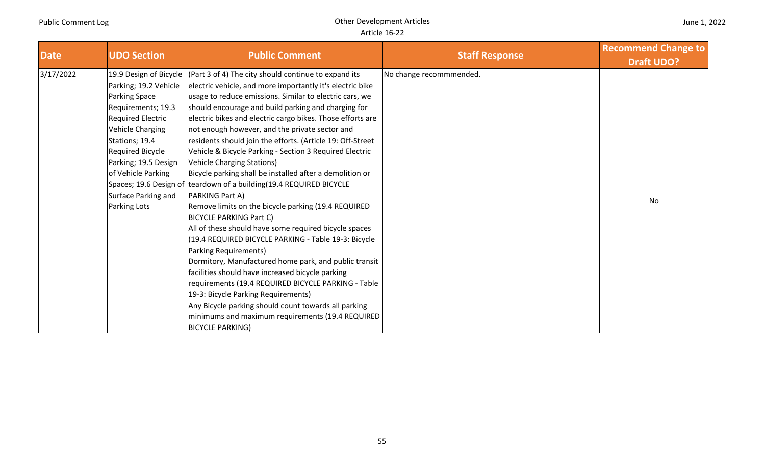| Date | UDO Section | Public Comment | Staff Response | Recommend Change to Draft UDO? |
|---|---|---|---|---|
| 3/17/2022 | 19.9 Design of Bicycle Parking; 19.2 Vehicle Parking Space Requirements; 19.3 Required Electric Vehicle Charging Stations; 19.4 Required Bicycle Parking; 19.5 Design of Vehicle Parking Spaces; 19.6 Design of Surface Parking and Parking Lots | (Part 3 of 4) The city should continue to expand its electric vehicle, and more importantly it's electric bike usage to reduce emissions. Similar to electric cars, we should encourage and build parking and charging for electric bikes and electric cargo bikes. Those efforts are not enough however, and the private sector and residents should join the efforts. (Article 19: Off-Street Vehicle & Bicycle Parking - Section 3 Required Electric Vehicle Charging Stations)<br>Bicycle parking shall be installed after a demolition or teardown of a building(19.4 REQUIRED BICYCLE PARKING Part A)<br>Remove limits on the bicycle parking (19.4 REQUIRED BICYCLE PARKING Part C)<br>All of these should have some required bicycle spaces (19.4 REQUIRED BICYCLE PARKING - Table 19-3: Bicycle Parking Requirements)<br>Dormitory, Manufactured home park, and public transit facilities should have increased bicycle parking requirements (19.4 REQUIRED BICYCLE PARKING - Table 19-3: Bicycle Parking Requirements)<br>Any Bicycle parking should count towards all parking minimums and maximum requirements (19.4 REQUIRED BICYCLE PARKING) | No change recommmended. | No |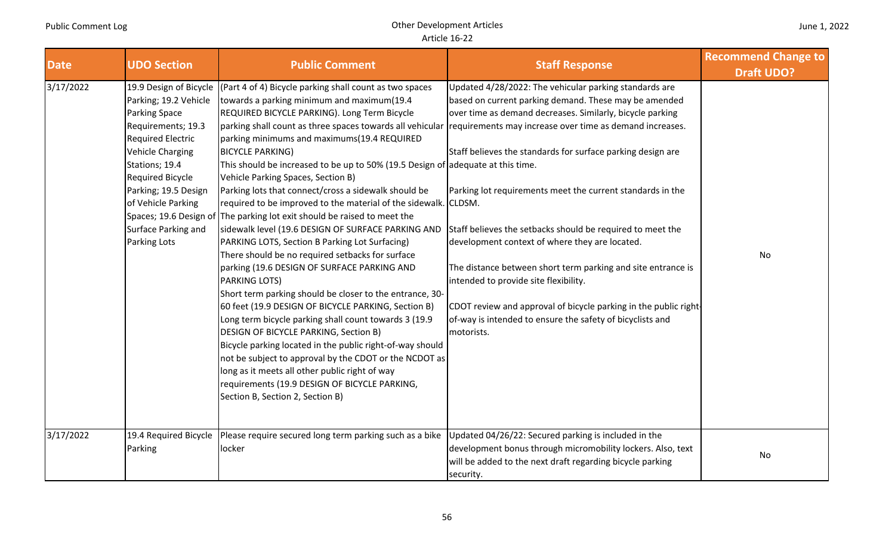| Date | UDO Section | Public Comment | Staff Response | Recommend Change to Draft UDO? |
|---|---|---|---|---|
| 3/17/2022 | 19.9 Design of Bicycle Parking; 19.2 Vehicle Parking Space Requirements; 19.3 Required Electric Vehicle Charging Stations; 19.4 Required Bicycle Parking; 19.5 Design of Vehicle Parking Spaces; 19.6 Design of Surface Parking and Parking Lots | (Part 4 of 4) Bicycle parking shall count as two spaces towards a parking minimum and maximum(19.4 REQUIRED BICYCLE PARKING). Long Term Bicycle parking shall count as three spaces towards all vehicular parking minimums and maximums(19.4 REQUIRED BICYCLE PARKING)<br>This should be increased to be up to 50% (19.5 Design of Vehicle Parking Spaces, Section B)<br>Parking lots that connect/cross a sidewalk should be required to be improved to the material of the sidewalk. The parking lot exit should be raised to meet the sidewalk level (19.6 DESIGN OF SURFACE PARKING AND PARKING LOTS, Section B Parking Lot Surfacing)<br>There should be no required setbacks for surface parking (19.6 DESIGN OF SURFACE PARKING AND PARKING LOTS)<br>Short term parking should be closer to the entrance, 30-60 feet (19.9 DESIGN OF BICYCLE PARKING, Section B)<br>Long term bicycle parking shall count towards 3 (19.9 DESIGN OF BICYCLE PARKING, Section B)<br>Bicycle parking located in the public right-of-way should not be subject to approval by the CDOT or the NCDOT as long as it meets all other public right of way requirements (19.9 DESIGN OF BICYCLE PARKING, Section B, Section 2, Section B) | Updated 4/28/2022: The vehicular parking standards are based on current parking demand. These may be amended over time as demand decreases. Similarly, bicycle parking requirements may increase over time as demand increases.<br><br>Staff believes the standards for surface parking design are adequate at this time.<br><br>Parking lot requirements meet the current standards in the CLDSM.<br><br>Staff believes the setbacks should be required to meet the development context of where they are located.<br><br>The distance between short term parking and site entrance is intended to provide site flexibility.<br><br>CDOT review and approval of bicycle parking in the public right-of-way is intended to ensure the safety of bicyclists and motorists. | No |
| 3/17/2022 | 19.4 Required Bicycle Parking | Please require secured long term parking such as a bike locker | Updated 04/26/22: Secured parking is included in the development bonus through micromobility lockers. Also, text will be added to the next draft regarding bicycle parking security. | No |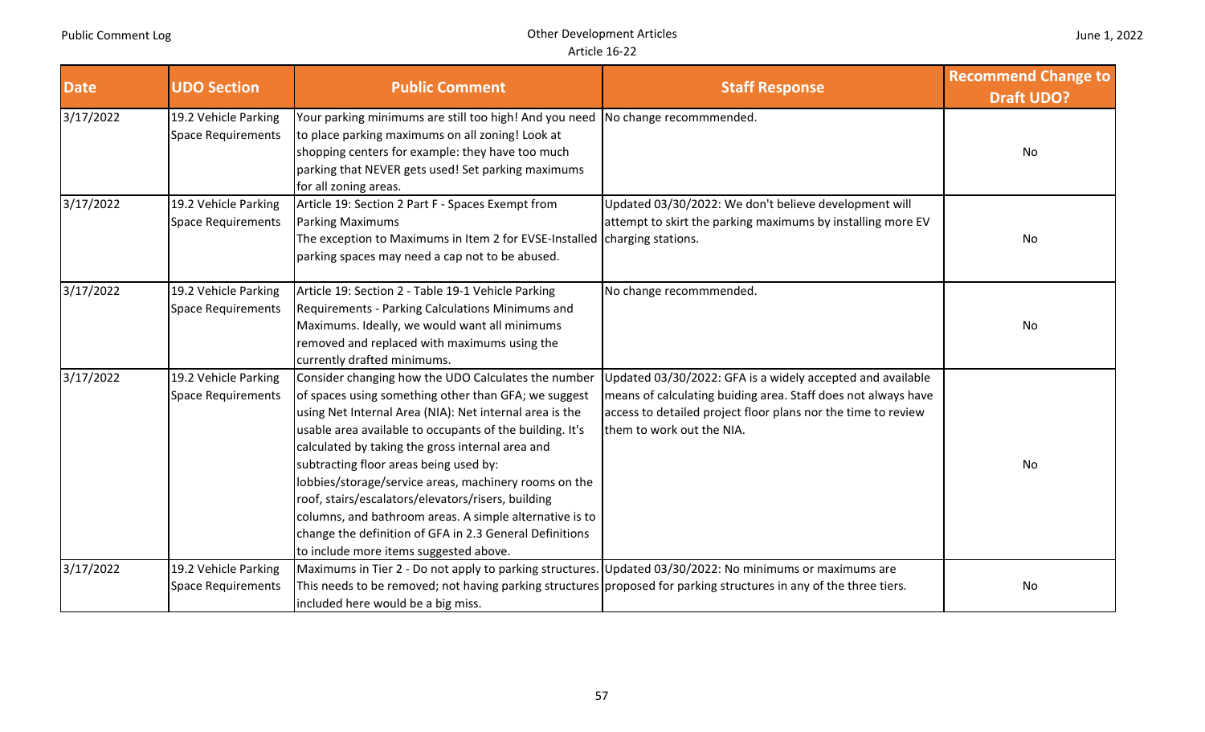| Date | UDO Section | Public Comment | Staff Response | Recommend Change to Draft UDO? |
|---|---|---|---|---|
| 3/17/2022 | 19.2 Vehicle Parking Space Requirements | Your parking minimums are still too high! And you need to place parking maximums on all zoning! Look at shopping centers for example: they have too much parking that NEVER gets used! Set parking maximums for all zoning areas. | No change recommmended. | No |
| 3/17/2022 | 19.2 Vehicle Parking Space Requirements | Article 19: Section 2 Part F - Spaces Exempt from Parking Maximums<br>The exception to Maximums in Item 2 for EVSE-Installed parking spaces may need a cap not to be abused. | Updated 03/30/2022: We don't believe development will attempt to skirt the parking maximums by installing more EV charging stations. | No |
| 3/17/2022 | 19.2 Vehicle Parking Space Requirements | Article 19: Section 2 - Table 19-1 Vehicle Parking Requirements - Parking Calculations Minimums and Maximums. Ideally, we would want all minimums removed and replaced with maximums using the currently drafted minimums. | No change recommmended. | No |
| 3/17/2022 | 19.2 Vehicle Parking Space Requirements | Consider changing how the UDO Calculates the number of spaces using something other than GFA; we suggest using Net Internal Area (NIA): Net internal area is the usable area available to occupants of the building. It's calculated by taking the gross internal area and subtracting floor areas being used by: lobbies/storage/service areas, machinery rooms on the roof, stairs/escalators/elevators/risers, building columns, and bathroom areas. A simple alternative is to change the definition of GFA in 2.3 General Definitions to include more items suggested above. | Updated 03/30/2022: GFA is a widely accepted and available means of calculating buiding area. Staff does not always have access to detailed project floor plans nor the time to review them to work out the NIA. | No |
| 3/17/2022 | 19.2 Vehicle Parking Space Requirements | Maximums in Tier 2 - Do not apply to parking structures. This needs to be removed; not having parking structures included here would be a big miss. | Updated 03/30/2022: No minimums or maximums are proposed for parking structures in any of the three tiers. | No |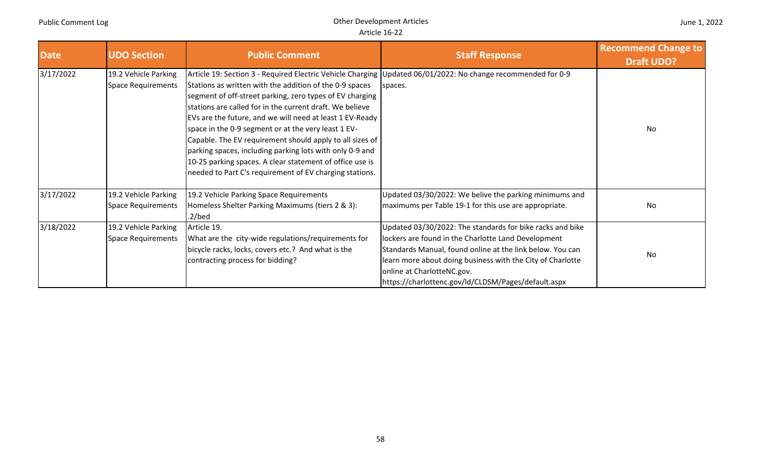| Date | UDO Section | Public Comment | Staff Response | Recommend Change to Draft UDO? |
|---|---|---|---|---|
| 3/17/2022 | 19.2 Vehicle Parking Space Requirements | Article 19: Section 3 - Required Electric Vehicle Charging Stations as written with the addition of the 0-9 spaces segment of off-street parking, zero types of EV charging stations are called for in the current draft. We believe EVs are the future, and we will need at least 1 EV-Ready space in the 0-9 segment or at the very least 1 EV-Capable. The EV requirement should apply to all sizes of parking spaces, including parking lots with only 0-9 and 10-25 parking spaces. A clear statement of office use is needed to Part C's requirement of EV charging stations. | Updated 06/01/2022: No change recommended for 0-9 spaces. | No |
| 3/17/2022 | 19.2 Vehicle Parking Space Requirements | 19.2 Vehicle Parking Space Requirements<br>Homeless Shelter Parking Maximums (tiers 2 & 3): .2/bed | Updated 03/30/2022: We belive the parking minimums and maximums per Table 19-1 for this use are appropriate. | No |
| 3/18/2022 | 19.2 Vehicle Parking Space Requirements | Article 19.<br>What are the city-wide regulations/requirements for bicycle racks, locks, covers etc.? And what is the contracting process for bidding? | Updated 03/30/2022: The standards for bike racks and bike lockers are found in the Charlotte Land Development Standards Manual, found online at the link below. You can learn more about doing business with the City of Charlotte online at CharlotteNC.gov.<br>https://charlottenc.gov/ld/CLDSM/Pages/default.aspx | No |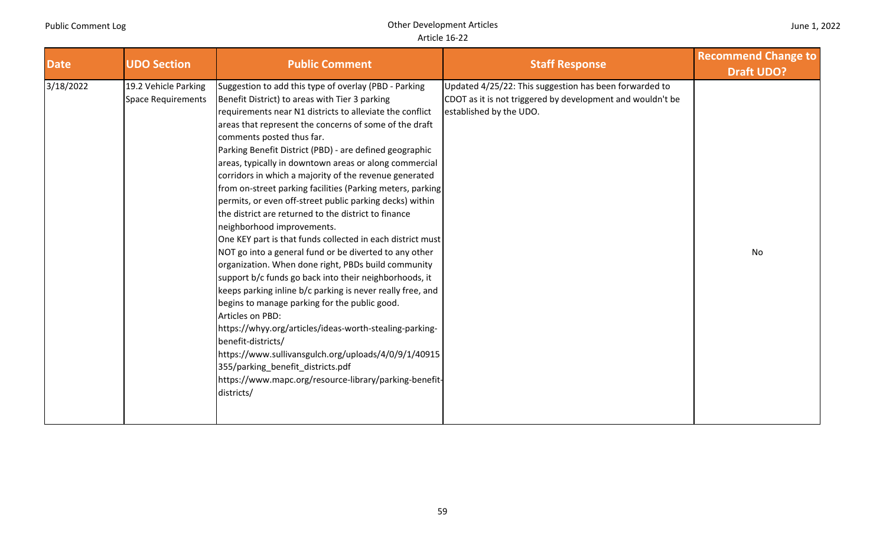| Date | UDO Section | Public Comment | Staff Response | Recommend Change to Draft UDO? |
|---|---|---|---|---|
| 3/18/2022 | 19.2 Vehicle Parking Space Requirements | Suggestion to add this type of overlay (PBD - Parking Benefit District) to areas with Tier 3 parking requirements near N1 districts to alleviate the conflict areas that represent the concerns of some of the draft comments posted thus far.<br>Parking Benefit District (PBD) - are defined geographic areas, typically in downtown areas or along commercial corridors in which a majority of the revenue generated from on-street parking facilities (Parking meters, parking permits, or even off-street public parking decks) within the district are returned to the district to finance neighborhood improvements.<br>One KEY part is that funds collected in each district must NOT go into a general fund or be diverted to any other organization. When done right, PBDs build community support b/c funds go back into their neighborhoods, it keeps parking inline b/c parking is never really free, and begins to manage parking for the public good.<br>Articles on PBD:<br>https://whyy.org/articles/ideas-worth-stealing-parking-benefit-districts/<br>https://www.sullivansgulch.org/uploads/4/0/9/1/40915355/parking_benefit_districts.pdf<br>https://www.mapc.org/resource-library/parking-benefit-districts/ | Updated 4/25/22: This suggestion has been forwarded to CDOT as it is not triggered by development and wouldn't be established by the UDO. | No |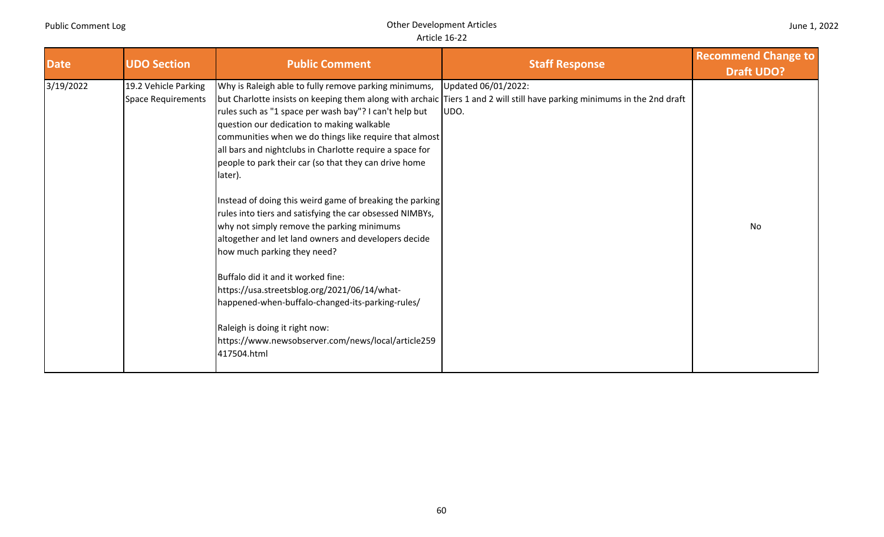| Date | UDO Section | Public Comment | Staff Response | Recommend Change to Draft UDO? |
|---|---|---|---|---|
| 3/19/2022 | 19.2 Vehicle Parking Space Requirements | Why is Raleigh able to fully remove parking minimums, but Charlotte insists on keeping them along with archaic rules such as "1 space per wash bay"? I can't help but question our dedication to making walkable communities when we do things like require that almost all bars and nightclubs in Charlotte require a space for people to park their car (so that they can drive home later).<br><br>Instead of doing this weird game of breaking the parking rules into tiers and satisfying the car obsessed NIMBYs, why not simply remove the parking minimums altogether and let land owners and developers decide how much parking they need?<br><br>Buffalo did it and it worked fine: https://usa.streetsblog.org/2021/06/14/what-happened-when-buffalo-changed-its-parking-rules/<br><br>Raleigh is doing it right now: https://www.newsobserver.com/news/local/article259417504.html | Updated 06/01/2022:<br>Tiers 1 and 2 will still have parking minimums in the 2nd draft UDO. | No |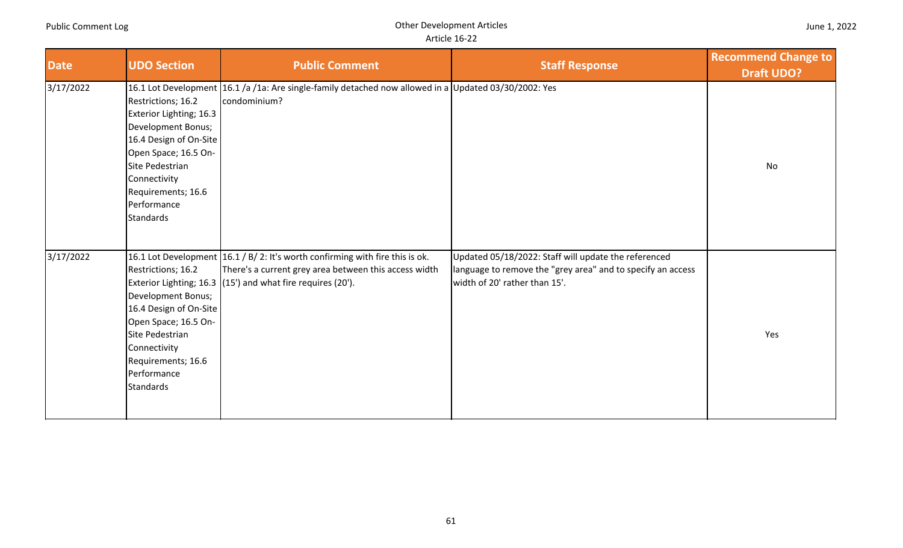| Date | UDO Section | Public Comment | Staff Response | Recommend Change to Draft UDO? |
|---|---|---|---|---|
| 3/17/2022 | 16.1 Lot Development Restrictions; 16.2 Exterior Lighting; 16.3 Development Bonus; 16.4 Design of On-Site Open Space; 16.5 On-Site Pedestrian Connectivity Requirements; 16.6 Performance Standards | 16.1 /a /1a: Are single-family detached now allowed in a condominium? | Updated 03/30/2002: Yes | No |
| 3/17/2022 | 16.1 Lot Development Restrictions; 16.2 Exterior Lighting; 16.3 Development Bonus; 16.4 Design of On-Site Open Space; 16.5 On-Site Pedestrian Connectivity Requirements; 16.6 Performance Standards | 16.1 / B/ 2: It's worth confirming with fire this is ok. There's a current grey area between this access width (15') and what fire requires (20'). | Updated 05/18/2022: Staff will update the referenced language to remove the "grey area" and to specify an access width of 20' rather than 15'. | Yes |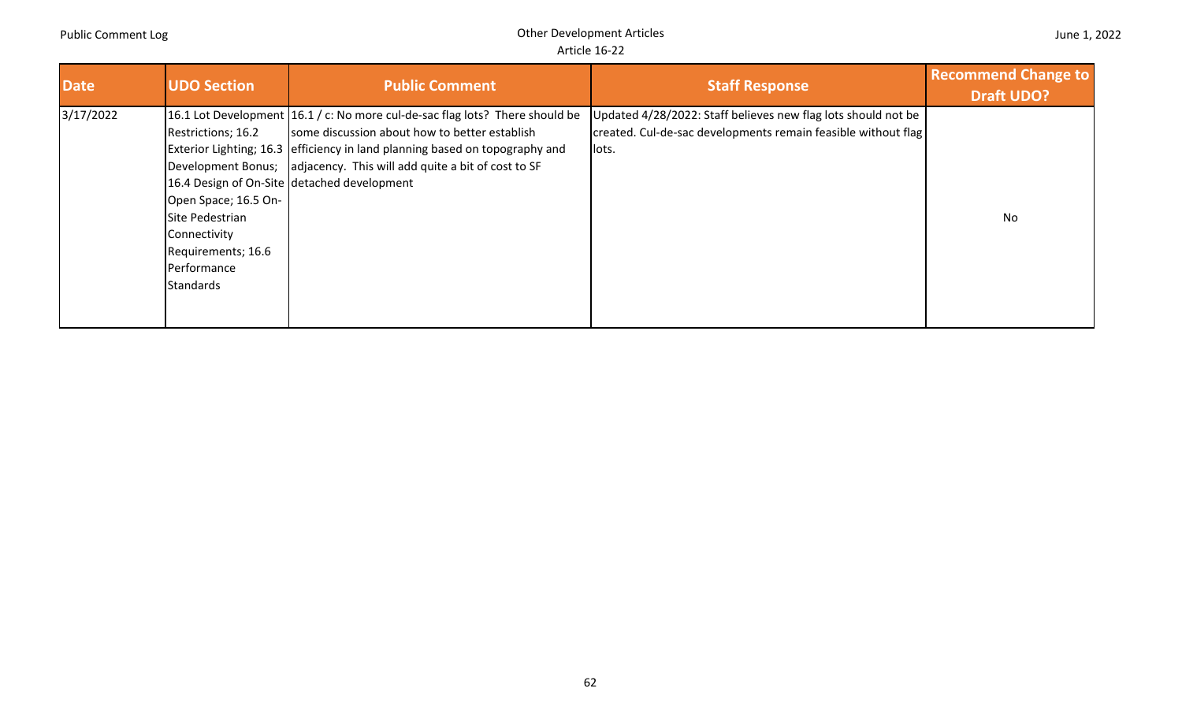| Date | UDO Section | Public Comment | Staff Response | Recommend Change to Draft UDO? |
|---|---|---|---|---|
| 3/17/2022 | 16.1 Lot Development Restrictions; 16.2 Exterior Lighting; 16.3 Development Bonus; 16.4 Design of On-Site Open Space; 16.5 On-Site Pedestrian Connectivity Requirements; 16.6 Performance Standards | 16.1 / c: No more cul-de-sac flag lots? There should be some discussion about how to better establish efficiency in land planning based on topography and adjacency. This will add quite a bit of cost to SF detached development | Updated 4/28/2022: Staff believes new flag lots should not be created. Cul-de-sac developments remain feasible without flag lots. | No |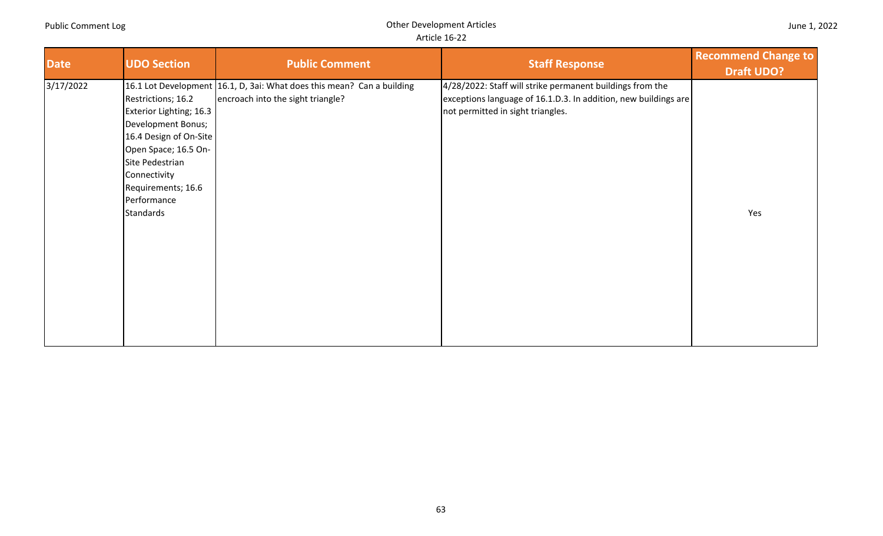| Date | UDO Section | Public Comment | Staff Response | Recommend Change to Draft UDO? |
|---|---|---|---|---|
| 3/17/2022 | 16.1 Lot Development Restrictions; 16.2 Exterior Lighting; 16.3 Development Bonus; 16.4 Design of On-Site Open Space; 16.5 On-Site Pedestrian Connectivity Requirements; 16.6 Performance Standards | 16.1, D, 3ai: What does this mean? Can a building encroach into the sight triangle? | 4/28/2022: Staff will strike permanent buildings from the exceptions language of 16.1.D.3. In addition, new buildings are not permitted in sight triangles. | Yes |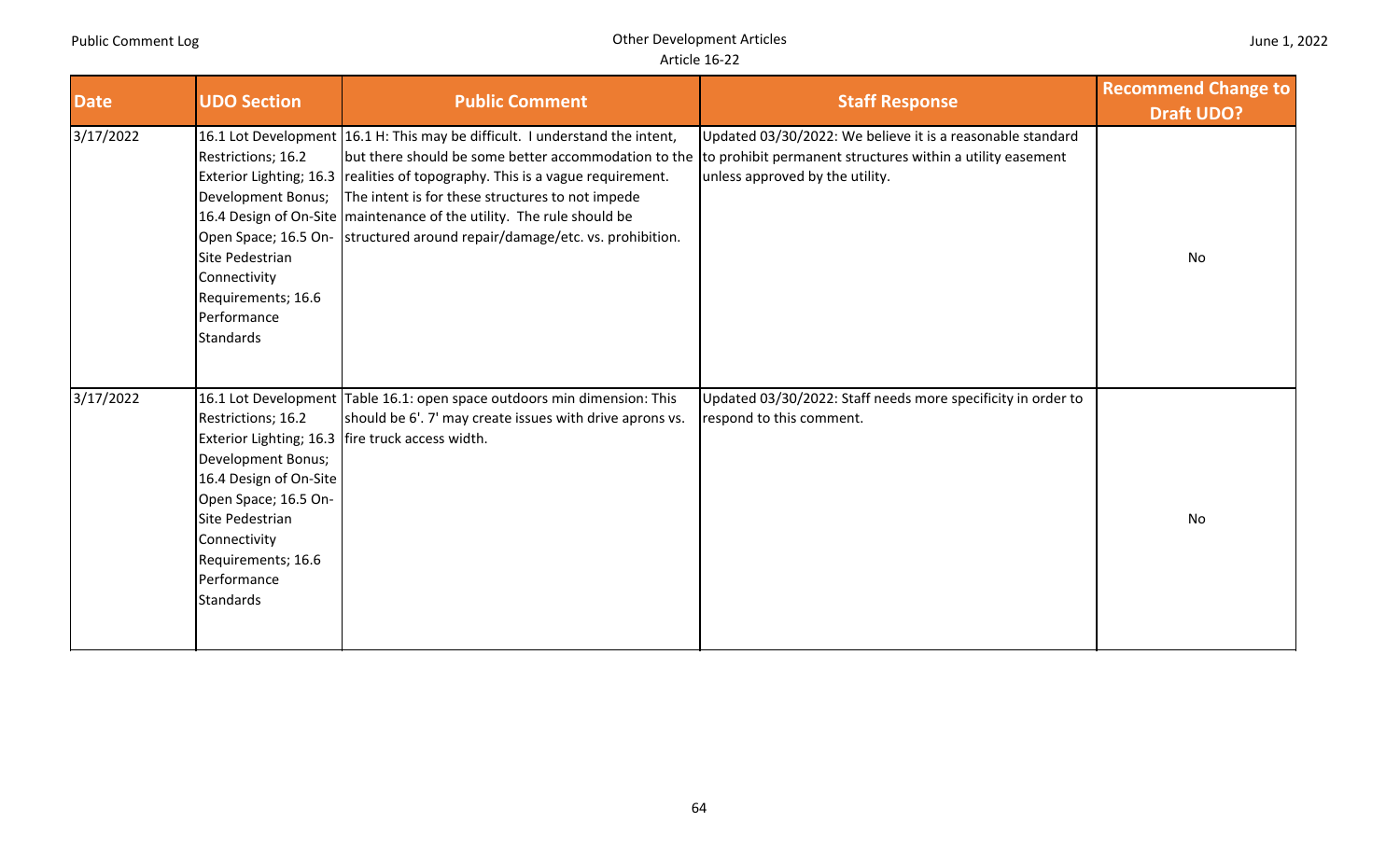| Date | UDO Section | Public Comment | Staff Response | Recommend Change to Draft UDO? |
| --- | --- | --- | --- | --- |
| 3/17/2022 | 16.1 Lot Development Restrictions; 16.2 Exterior Lighting; 16.3 Development Bonus; 16.4 Design of On-Site Open Space; 16.5 On-Site Pedestrian Connectivity Requirements; 16.6 Performance Standards | 16.1 H: This may be difficult. I understand the intent, but there should be some better accommodation to the realities of topography. This is a vague requirement. The intent is for these structures to not impede maintenance of the utility. The rule should be structured around repair/damage/etc. vs. prohibition. | Updated 03/30/2022: We believe it is a reasonable standard to prohibit permanent structures within a utility easement unless approved by the utility. | No |
| 3/17/2022 | 16.1 Lot Development Restrictions; 16.2 Exterior Lighting; 16.3 Development Bonus; 16.4 Design of On-Site Open Space; 16.5 On-Site Pedestrian Connectivity Requirements; 16.6 Performance Standards | Table 16.1: open space outdoors min dimension: This should be 6'. 7' may create issues with drive aprons vs. fire truck access width. | Updated 03/30/2022: Staff needs more specificity in order to respond to this comment. | No |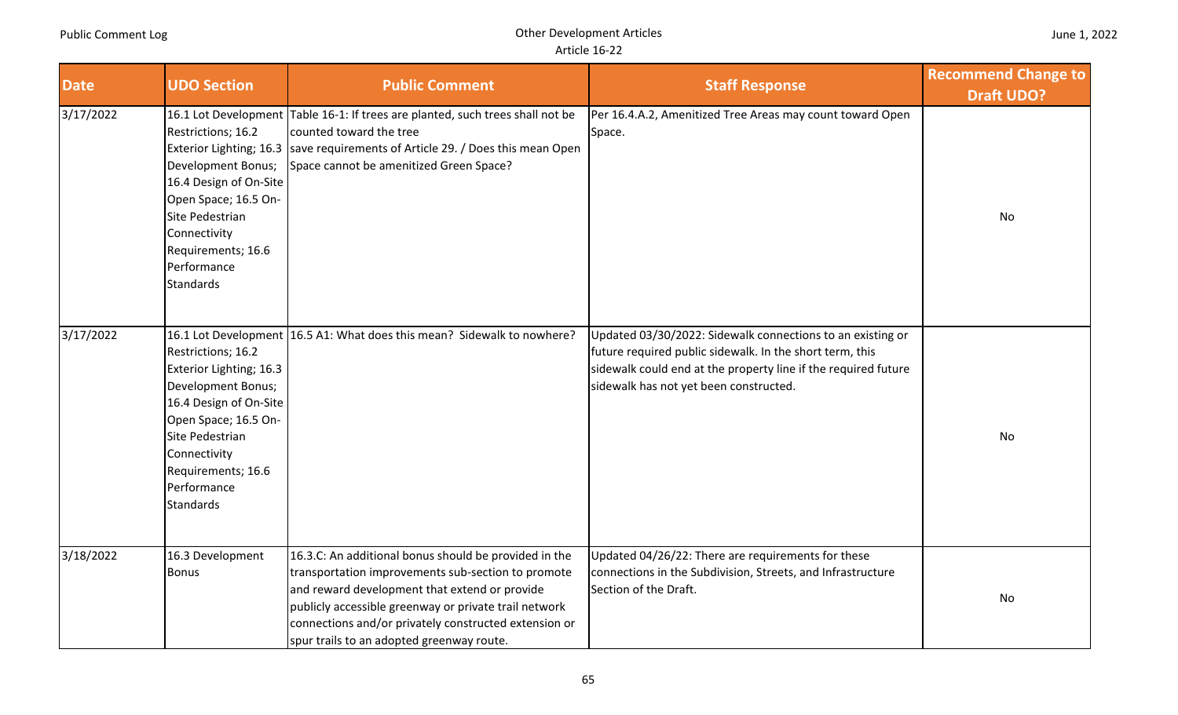| Date | UDO Section | Public Comment | Staff Response | Recommend Change to Draft UDO? |
|---|---|---|---|---|
| 3/17/2022 | 16.1 Lot Development Restrictions; 16.2 Exterior Lighting; 16.3 Development Bonus; 16.4 Design of On-Site Open Space; 16.5 On-Site Pedestrian Connectivity Requirements; 16.6 Performance Standards | Table 16-1: If trees are planted, such trees shall not be counted toward the tree save requirements of Article 29. / Does this mean Open Space cannot be amenitized Green Space? | Per 16.4.A.2, Amenitized Tree Areas may count toward Open Space. | No |
| 3/17/2022 | 16.1 Lot Development Restrictions; 16.2 Exterior Lighting; 16.3 Development Bonus; 16.4 Design of On-Site Open Space; 16.5 On-Site Pedestrian Connectivity Requirements; 16.6 Performance Standards | 16.5 A1: What does this mean? Sidewalk to nowhere? | Updated 03/30/2022: Sidewalk connections to an existing or future required public sidewalk. In the short term, this sidewalk could end at the property line if the required future sidewalk has not yet been constructed. | No |
| 3/18/2022 | 16.3 Development Bonus | 16.3.C: An additional bonus should be provided in the transportation improvements sub-section to promote and reward development that extend or provide publicly accessible greenway or private trail network connections and/or privately constructed extension or spur trails to an adopted greenway route. | Updated 04/26/22: There are requirements for these connections in the Subdivision, Streets, and Infrastructure Section of the Draft. | No |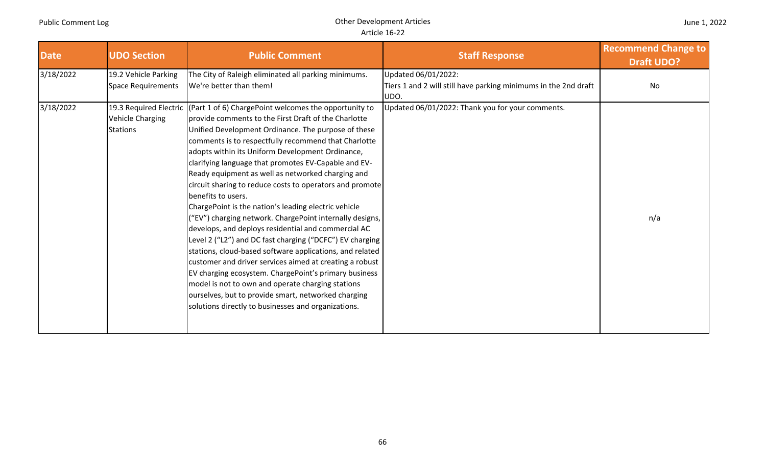| Date | UDO Section | Public Comment | Staff Response | Recommend Change to Draft UDO? |
|---|---|---|---|---|
| 3/18/2022 | 19.2 Vehicle Parking Space Requirements | The City of Raleigh eliminated all parking minimums. We're better than them! | Updated 06/01/2022:<br>Tiers 1 and 2 will still have parking minimums in the 2nd draft UDO. | No |
| 3/18/2022 | 19.3 Required Electric Vehicle Charging Stations | (Part 1 of 6) ChargePoint welcomes the opportunity to provide comments to the First Draft of the Charlotte Unified Development Ordinance. The purpose of these comments is to respectfully recommend that Charlotte adopts within its Uniform Development Ordinance, clarifying language that promotes EV-Capable and EV-Ready equipment as well as networked charging and circuit sharing to reduce costs to operators and promote benefits to users.<br>ChargePoint is the nation's leading electric vehicle ("EV") charging network. ChargePoint internally designs, develops, and deploys residential and commercial AC Level 2 ("L2") and DC fast charging ("DCFC") EV charging stations, cloud-based software applications, and related customer and driver services aimed at creating a robust EV charging ecosystem. ChargePoint's primary business model is not to own and operate charging stations ourselves, but to provide smart, networked charging solutions directly to businesses and organizations. | Updated 06/01/2022: Thank you for your comments. | n/a |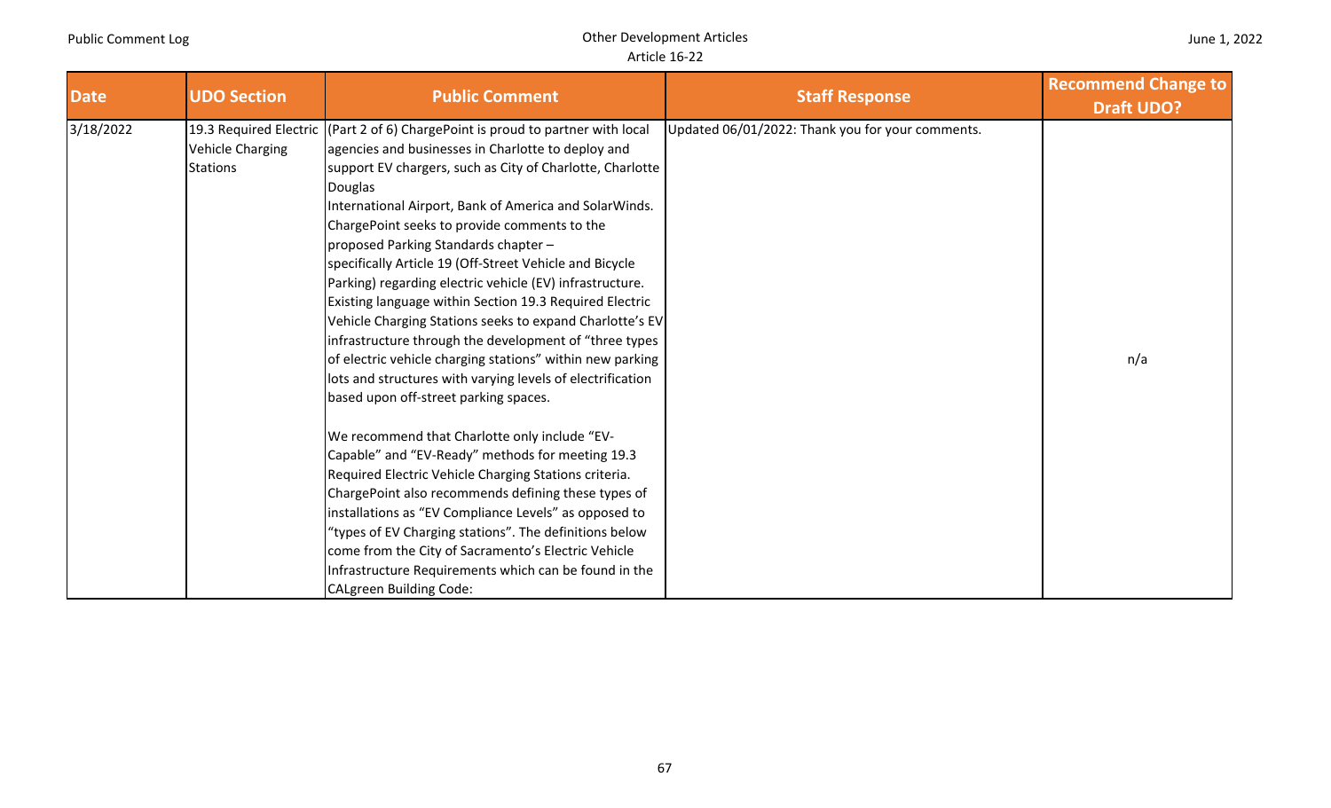| Date | UDO Section | Public Comment | Staff Response | Recommend Change to Draft UDO? |
|---|---|---|---|---|
| 3/18/2022 | 19.3 Required Electric Vehicle Charging Stations | (Part 2 of 6) ChargePoint is proud to partner with local agencies and businesses in Charlotte to deploy and support EV chargers, such as City of Charlotte, Charlotte Douglas International Airport, Bank of America and SolarWinds. ChargePoint seeks to provide comments to the proposed Parking Standards chapter – specifically Article 19 (Off-Street Vehicle and Bicycle Parking) regarding electric vehicle (EV) infrastructure. Existing language within Section 19.3 Required Electric Vehicle Charging Stations seeks to expand Charlotte's EV infrastructure through the development of "three types of electric vehicle charging stations" within new parking lots and structures with varying levels of electrification based upon off-street parking spaces.<br><br>We recommend that Charlotte only include "EV-Capable" and "EV-Ready" methods for meeting 19.3 Required Electric Vehicle Charging Stations criteria. ChargePoint also recommends defining these types of installations as "EV Compliance Levels" as opposed to "types of EV Charging stations". The definitions below come from the City of Sacramento's Electric Vehicle Infrastructure Requirements which can be found in the CALgreen Building Code: | Updated 06/01/2022: Thank you for your comments. | n/a |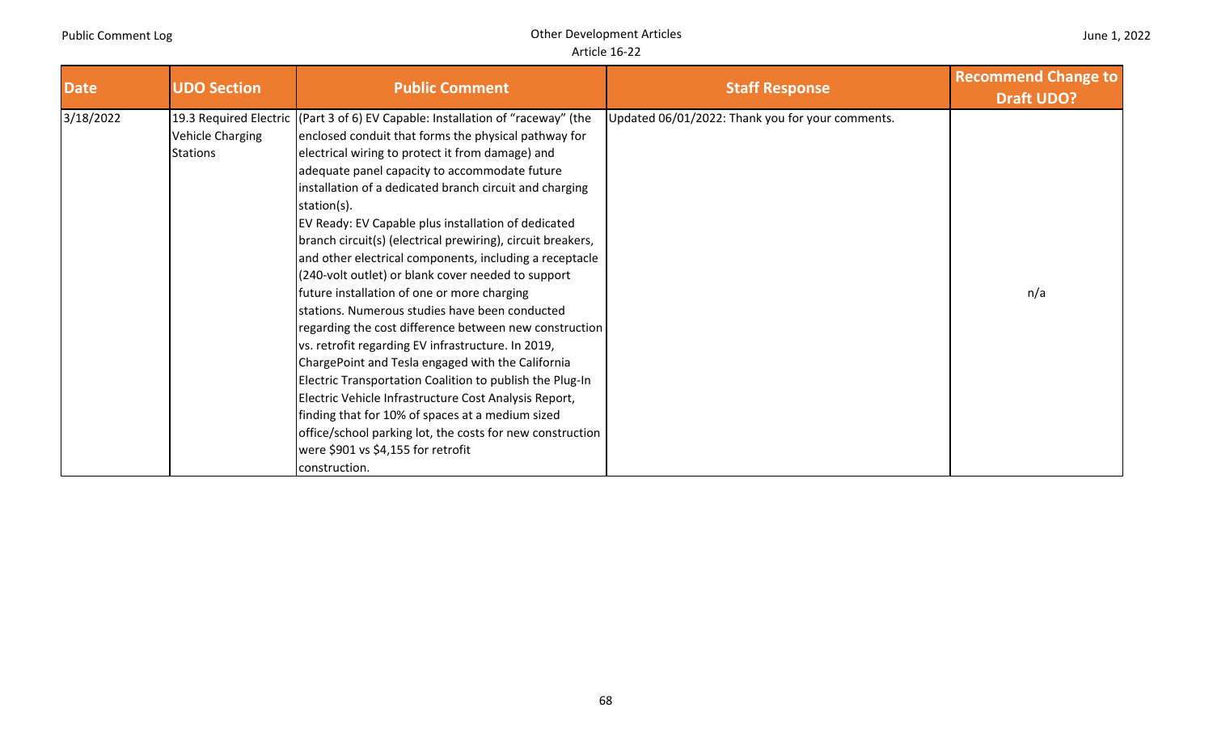| Date | UDO Section | Public Comment | Staff Response | Recommend Change to Draft UDO? |
|---|---|---|---|---|
| 3/18/2022 | 19.3 Required Electric Vehicle Charging Stations | (Part 3 of 6) EV Capable: Installation of "raceway" (the enclosed conduit that forms the physical pathway for electrical wiring to protect it from damage) and adequate panel capacity to accommodate future installation of a dedicated branch circuit and charging station(s). EV Ready: EV Capable plus installation of dedicated branch circuit(s) (electrical prewiring), circuit breakers, and other electrical components, including a receptacle (240-volt outlet) or blank cover needed to support future installation of one or more charging stations. Numerous studies have been conducted regarding the cost difference between new construction vs. retrofit regarding EV infrastructure. In 2019, ChargePoint and Tesla engaged with the California Electric Transportation Coalition to publish the Plug-In Electric Vehicle Infrastructure Cost Analysis Report, finding that for 10% of spaces at a medium sized office/school parking lot, the costs for new construction were $901 vs $4,155 for retrofit construction. | Updated 06/01/2022: Thank you for your comments. | n/a |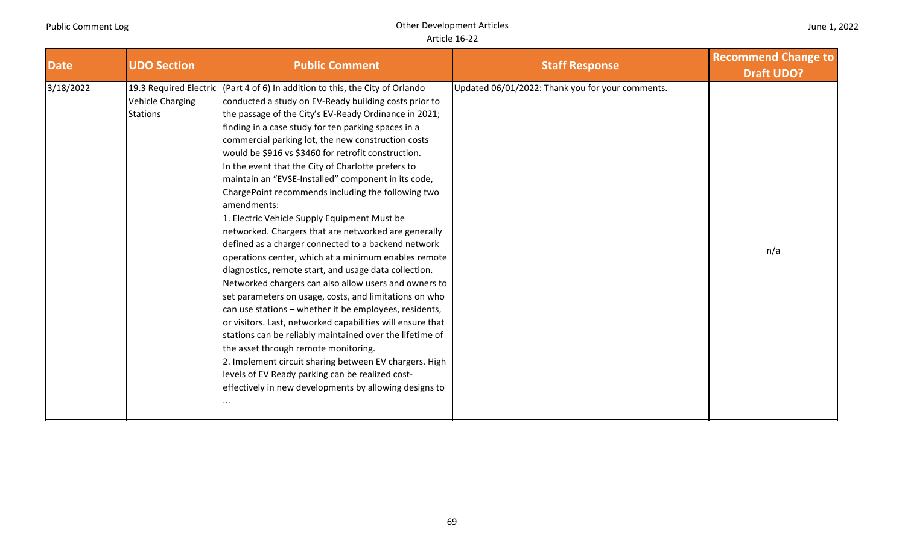| Date | UDO Section | Public Comment | Staff Response | Recommend Change to Draft UDO? |
|---|---|---|---|---|
| 3/18/2022 | 19.3 Required Electric Vehicle Charging Stations | (Part 4 of 6) In addition to this, the City of Orlando conducted a study on EV-Ready building costs prior to the passage of the City's EV-Ready Ordinance in 2021; finding in a case study for ten parking spaces in a commercial parking lot, the new construction costs would be $916 vs $3460 for retrofit construction.<br>In the event that the City of Charlotte prefers to maintain an "EVSE-Installed" component in its code, ChargePoint recommends including the following two amendments:<br>1. Electric Vehicle Supply Equipment Must be networked. Chargers that are networked are generally defined as a charger connected to a backend network operations center, which at a minimum enables remote diagnostics, remote start, and usage data collection. Networked chargers can also allow users and owners to set parameters on usage, costs, and limitations on who can use stations – whether it be employees, residents, or visitors. Last, networked capabilities will ensure that stations can be reliably maintained over the lifetime of the asset through remote monitoring.<br>2. Implement circuit sharing between EV chargers. High levels of EV Ready parking can be realized cost-effectively in new developments by allowing designs to ... | Updated 06/01/2022: Thank you for your comments. | n/a |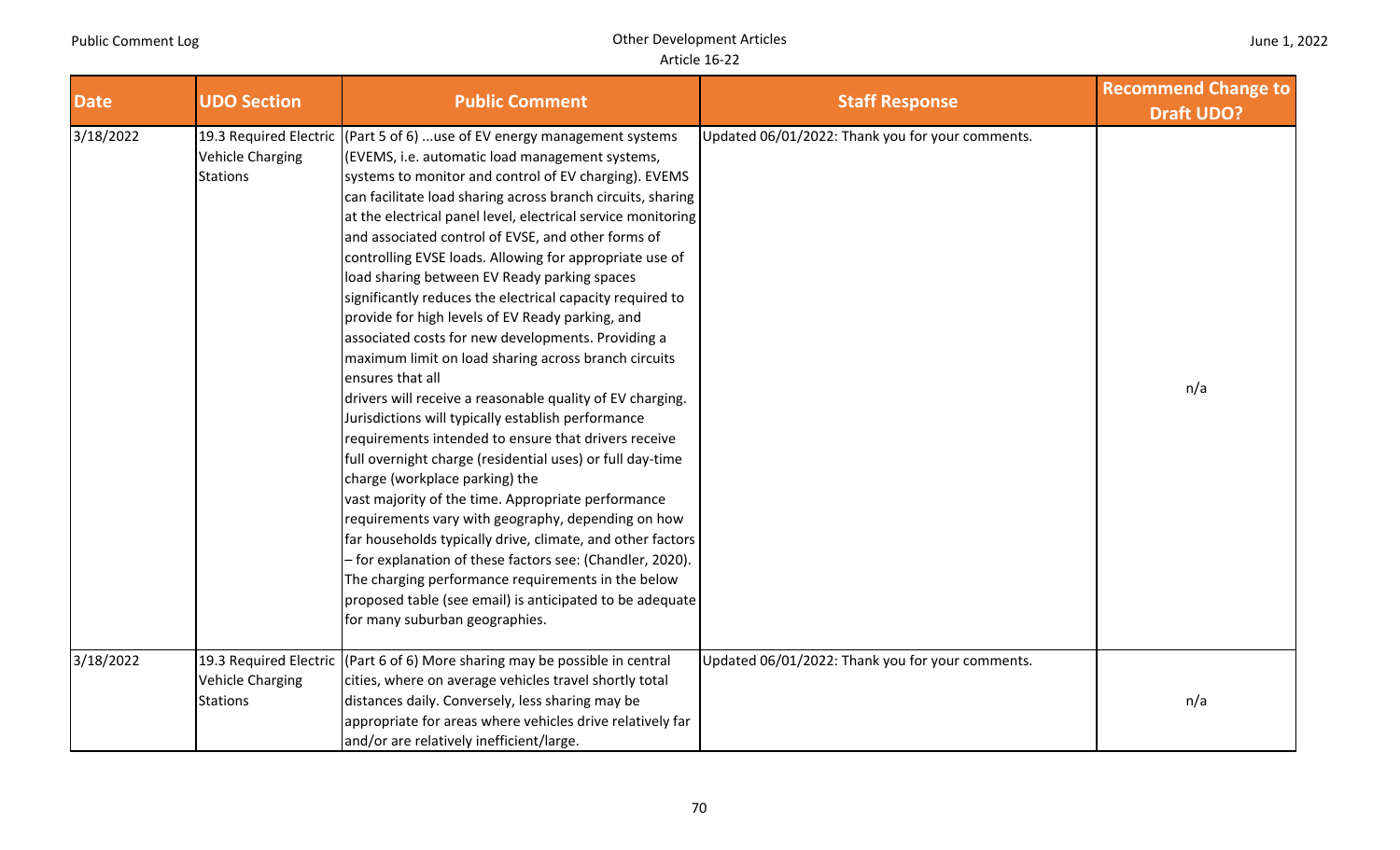| Date | UDO Section | Public Comment | Staff Response | Recommend Change to Draft UDO? |
|---|---|---|---|---|
| 3/18/2022 | 19.3 Required Electric Vehicle Charging Stations | (Part 5 of 6) ...use of EV energy management systems (EVEMS, i.e. automatic load management systems, systems to monitor and control of EV charging). EVEMS can facilitate load sharing across branch circuits, sharing at the electrical panel level, electrical service monitoring and associated control of EVSE, and other forms of controlling EVSE loads. Allowing for appropriate use of load sharing between EV Ready parking spaces significantly reduces the electrical capacity required to provide for high levels of EV Ready parking, and associated costs for new developments. Providing a maximum limit on load sharing across branch circuits ensures that all drivers will receive a reasonable quality of EV charging. Jurisdictions will typically establish performance requirements intended to ensure that drivers receive full overnight charge (residential uses) or full day-time charge (workplace parking) the vast majority of the time. Appropriate performance requirements vary with geography, depending on how far households typically drive, climate, and other factors – for explanation of these factors see: (Chandler, 2020). The charging performance requirements in the below proposed table (see email) is anticipated to be adequate for many suburban geographies. | Updated 06/01/2022: Thank you for your comments. | n/a |
| 3/18/2022 | 19.3 Required Electric Vehicle Charging Stations | (Part 6 of 6) More sharing may be possible in central cities, where on average vehicles travel shortly total distances daily. Conversely, less sharing may be appropriate for areas where vehicles drive relatively far and/or are relatively inefficient/large. | Updated 06/01/2022: Thank you for your comments. | n/a |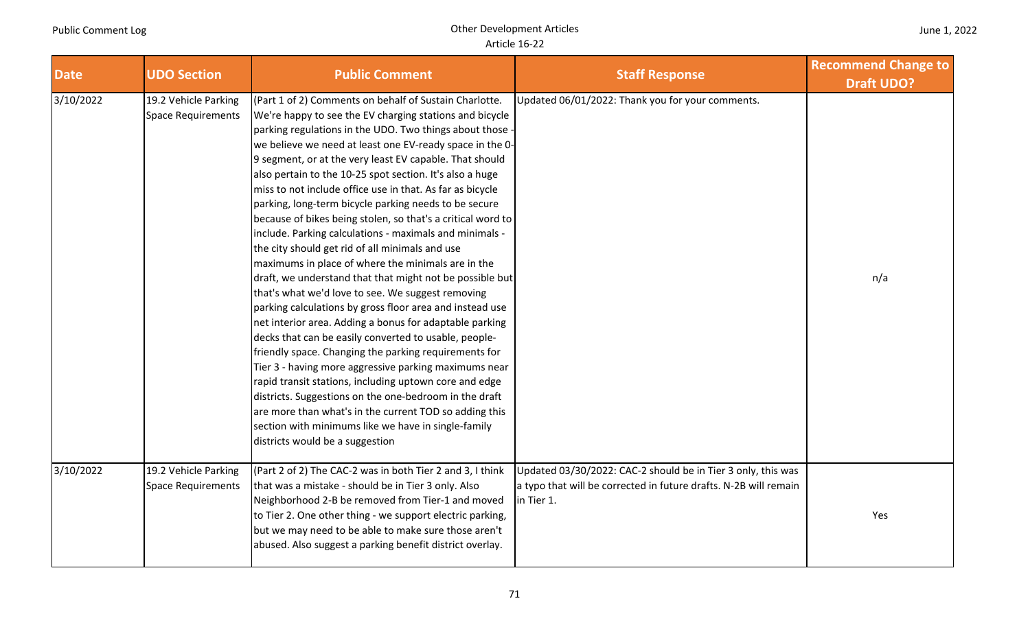| Date | UDO Section | Public Comment | Staff Response | Recommend Change to Draft UDO? |
|---|---|---|---|---|
| 3/10/2022 | 19.2 Vehicle Parking Space Requirements | (Part 1 of 2) Comments on behalf of Sustain Charlotte. We're happy to see the EV charging stations and bicycle parking regulations in the UDO. Two things about those - we believe we need at least one EV-ready space in the 0-9 segment, or at the very least EV capable. That should also pertain to the 10-25 spot section. It's also a huge miss to not include office use in that. As far as bicycle parking, long-term bicycle parking needs to be secure because of bikes being stolen, so that's a critical word to include. Parking calculations - maximals and minimals - the city should get rid of all minimals and use maximums in place of where the minimals are in the draft, we understand that that might not be possible but that's what we'd love to see. We suggest removing parking calculations by gross floor area and instead use net interior area. Adding a bonus for adaptable parking decks that can be easily converted to usable, people-friendly space. Changing the parking requirements for Tier 3 - having more aggressive parking maximums near rapid transit stations, including uptown core and edge districts. Suggestions on the one-bedroom in the draft are more than what's in the current TOD so adding this section with minimums like we have in single-family districts would be a suggestion | Updated 06/01/2022: Thank you for your comments. | n/a |
| 3/10/2022 | 19.2 Vehicle Parking Space Requirements | (Part 2 of 2) The CAC-2 was in both Tier 2 and 3, I think that was a mistake - should be in Tier 3 only. Also Neighborhood 2-B be removed from Tier-1 and moved to Tier 2. One other thing - we support electric parking, but we may need to be able to make sure those aren't abused. Also suggest a parking benefit district overlay. | Updated 03/30/2022: CAC-2 should be in Tier 3 only, this was a typo that will be corrected in future drafts. N-2B will remain in Tier 1. | Yes |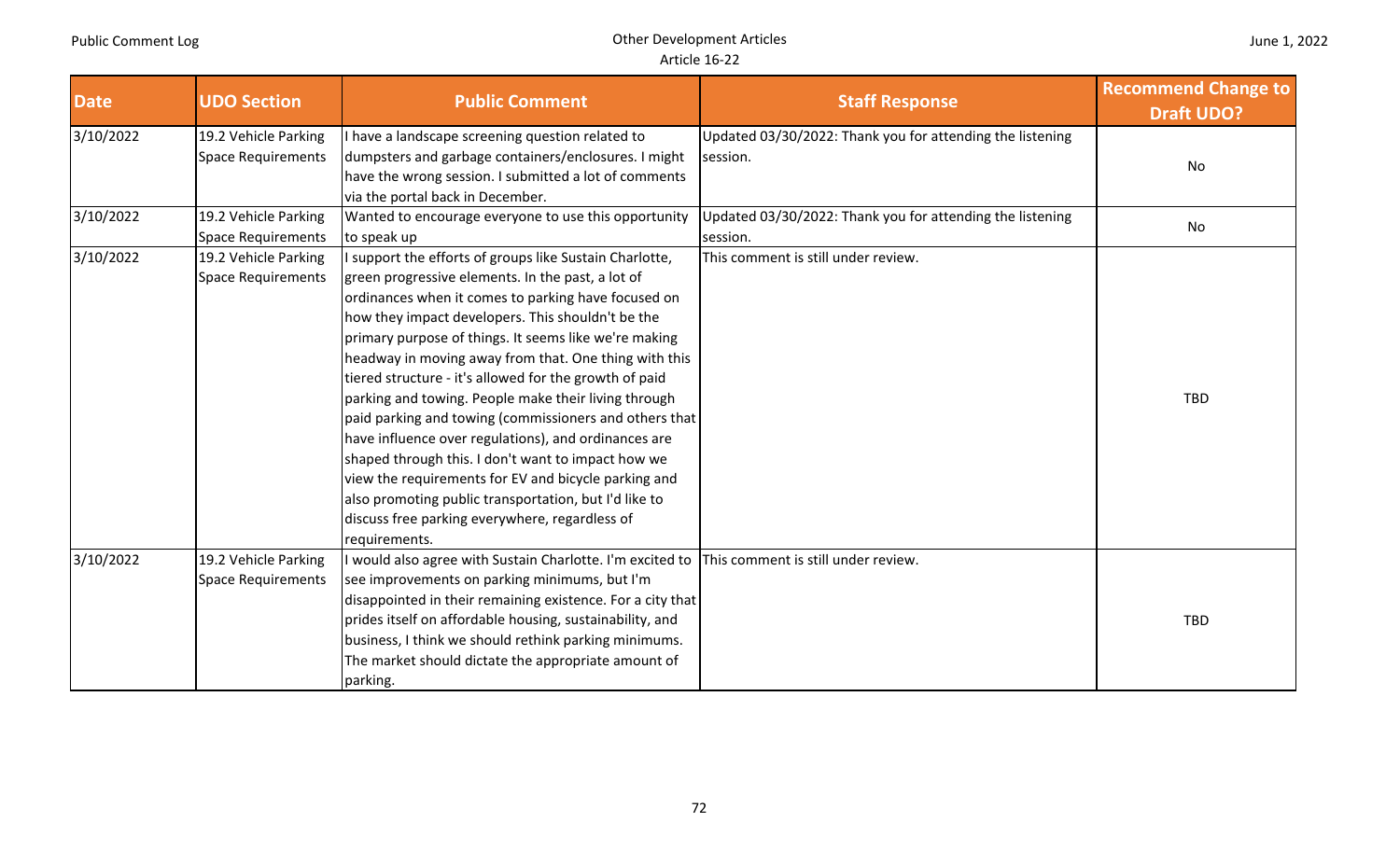| Date | UDO Section | Public Comment | Staff Response | Recommend Change to Draft UDO? |
|---|---|---|---|---|
| 3/10/2022 | 19.2 Vehicle Parking Space Requirements | I have a landscape screening question related to dumpsters and garbage containers/enclosures. I might have the wrong session. I submitted a lot of comments via the portal back in December. | Updated 03/30/2022: Thank you for attending the listening session. | No |
| 3/10/2022 | 19.2 Vehicle Parking Space Requirements | Wanted to encourage everyone to use this opportunity to speak up | Updated 03/30/2022: Thank you for attending the listening session. | No |
| 3/10/2022 | 19.2 Vehicle Parking Space Requirements | I support the efforts of groups like Sustain Charlotte, green progressive elements. In the past, a lot of ordinances when it comes to parking have focused on how they impact developers. This shouldn't be the primary purpose of things. It seems like we're making headway in moving away from that. One thing with this tiered structure - it's allowed for the growth of paid parking and towing. People make their living through paid parking and towing (commissioners and others that have influence over regulations), and ordinances are shaped through this. I don't want to impact how we view the requirements for EV and bicycle parking and also promoting public transportation, but I'd like to discuss free parking everywhere, regardless of requirements. | This comment is still under review. | TBD |
| 3/10/2022 | 19.2 Vehicle Parking Space Requirements | I would also agree with Sustain Charlotte. I'm excited to see improvements on parking minimums, but I'm disappointed in their remaining existence. For a city that prides itself on affordable housing, sustainability, and business, I think we should rethink parking minimums. The market should dictate the appropriate amount of parking. | This comment is still under review. | TBD |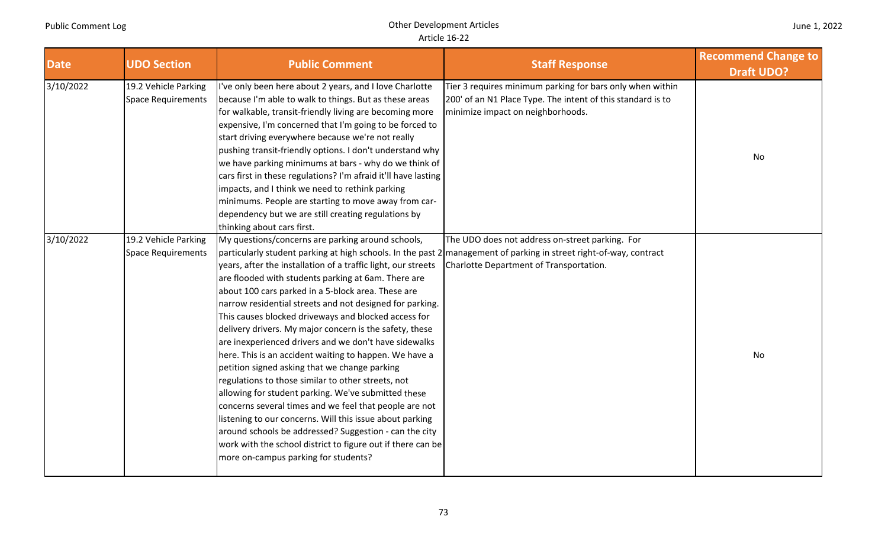| Date | UDO Section | Public Comment | Staff Response | Recommend Change to Draft UDO? |
| --- | --- | --- | --- | --- |
| 3/10/2022 | 19.2 Vehicle Parking Space Requirements | I've only been here about 2 years, and I love Charlotte because I'm able to walk to things. But as these areas for walkable, transit-friendly living are becoming more expensive, I'm concerned that I'm going to be forced to start driving everywhere because we're not really pushing transit-friendly options. I don't understand why we have parking minimums at bars - why do we think of cars first in these regulations? I'm afraid it'll have lasting impacts, and I think we need to rethink parking minimums. People are starting to move away from car-dependency but we are still creating regulations by thinking about cars first. | Tier 3 requires minimum parking for bars only when within 200' of an N1 Place Type. The intent of this standard is to minimize impact on neighborhoods. | No |
| 3/10/2022 | 19.2 Vehicle Parking Space Requirements | My questions/concerns are parking around schools, particularly student parking at high schools. In the past 2 years, after the installation of a traffic light, our streets are flooded with students parking at 6am. There are about 100 cars parked in a 5-block area. These are narrow residential streets and not designed for parking. This causes blocked driveways and blocked access for delivery drivers. My major concern is the safety, these are inexperienced drivers and we don't have sidewalks here. This is an accident waiting to happen. We have a petition signed asking that we change parking regulations to those similar to other streets, not allowing for student parking. We've submitted these concerns several times and we feel that people are not listening to our concerns. Will this issue about parking around schools be addressed? Suggestion - can the city work with the school district to figure out if there can be more on-campus parking for students? | The UDO does not address on-street parking. For management of parking in street right-of-way, contract Charlotte Department of Transportation. | No |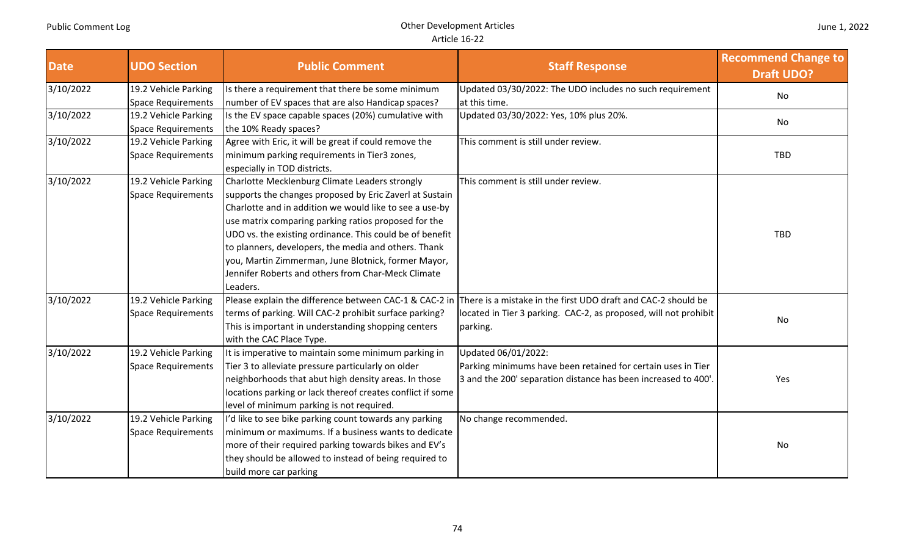| Date | UDO Section | Public Comment | Staff Response | Recommend Change to Draft UDO? |
|---|---|---|---|---|
| 3/10/2022 | 19.2 Vehicle Parking Space Requirements | Is there a requirement that there be some minimum number of EV spaces that are also Handicap spaces? | Updated 03/30/2022: The UDO includes no such requirement at this time. | No |
| 3/10/2022 | 19.2 Vehicle Parking Space Requirements | Is the EV space capable spaces (20%) cumulative with the 10% Ready spaces? | Updated 03/30/2022: Yes, 10% plus 20%. | No |
| 3/10/2022 | 19.2 Vehicle Parking Space Requirements | Agree with Eric, it will be great if could remove the minimum parking requirements in Tier3 zones, especially in TOD districts. | This comment is still under review. | TBD |
| 3/10/2022 | 19.2 Vehicle Parking Space Requirements | Charlotte Mecklenburg Climate Leaders strongly supports the changes proposed by Eric Zaverl at Sustain Charlotte and in addition we would like to see a use-by use matrix comparing parking ratios proposed for the UDO vs. the existing ordinance. This could be of benefit to planners, developers, the media and others. Thank you, Martin Zimmerman, June Blotnick, former Mayor, Jennifer Roberts and others from Char-Meck Climate Leaders. | This comment is still under review. | TBD |
| 3/10/2022 | 19.2 Vehicle Parking Space Requirements | Please explain the difference between CAC-1 & CAC-2 in terms of parking. Will CAC-2 prohibit surface parking? This is important in understanding shopping centers with the CAC Place Type. | There is a mistake in the first UDO draft and CAC-2 should be located in Tier 3 parking. CAC-2, as proposed, will not prohibit parking. | No |
| 3/10/2022 | 19.2 Vehicle Parking Space Requirements | It is imperative to maintain some minimum parking in Tier 3 to alleviate pressure particularly on older neighborhoods that abut high density areas. In those locations parking or lack thereof creates conflict if some level of minimum parking is not required. | Updated 06/01/2022: Parking minimums have been retained for certain uses in Tier 3 and the 200' separation distance has been increased to 400'. | Yes |
| 3/10/2022 | 19.2 Vehicle Parking Space Requirements | I'd like to see bike parking count towards any parking minimum or maximums. If a business wants to dedicate more of their required parking towards bikes and EV's they should be allowed to instead of being required to build more car parking | No change recommended. | No |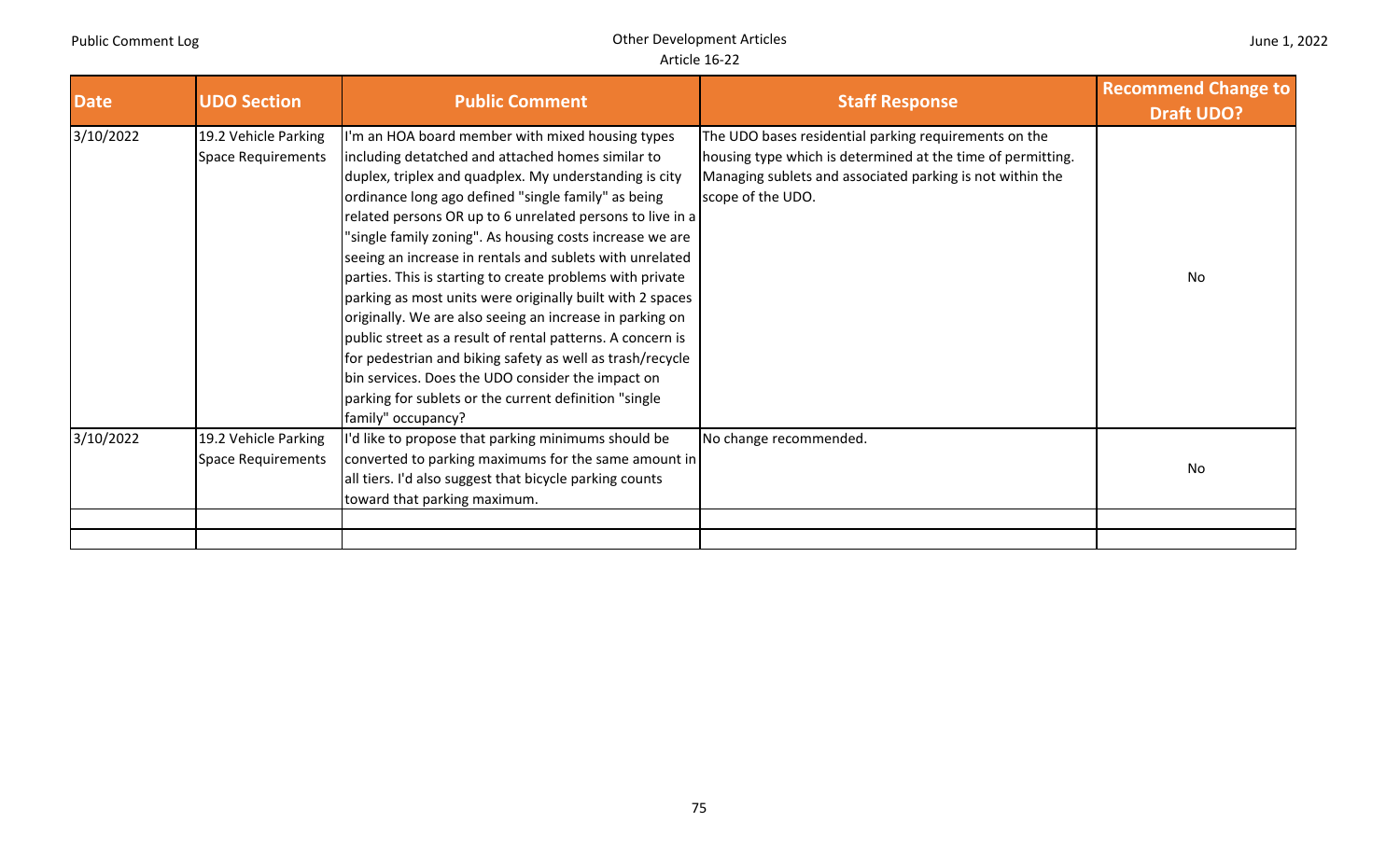| Date | UDO Section | Public Comment | Staff Response | Recommend Change to Draft UDO? |
| --- | --- | --- | --- | --- |
| 3/10/2022 | 19.2 Vehicle Parking Space Requirements | I'm an HOA board member with mixed housing types including detatched and attached homes similar to duplex, triplex and quadplex. My understanding is city ordinance long ago defined "single family" as being related persons OR up to 6 unrelated persons to live in a "single family zoning". As housing costs increase we are seeing an increase in rentals and sublets with unrelated parties. This is starting to create problems with private parking as most units were originally built with 2 spaces originally. We are also seeing an increase in parking on public street as a result of rental patterns. A concern is for pedestrian and biking safety as well as trash/recycle bin services. Does the UDO consider the impact on parking for sublets or the current definition "single family" occupancy? | The UDO bases residential parking requirements on the housing type which is determined at the time of permitting. Managing sublets and associated parking is not within the scope of the UDO. | No |
| 3/10/2022 | 19.2 Vehicle Parking Space Requirements | I'd like to propose that parking minimums should be converted to parking maximums for the same amount in all tiers. I'd also suggest that bicycle parking counts toward that parking maximum. | No change recommended. | No |
| | | | | |
| | | | | |